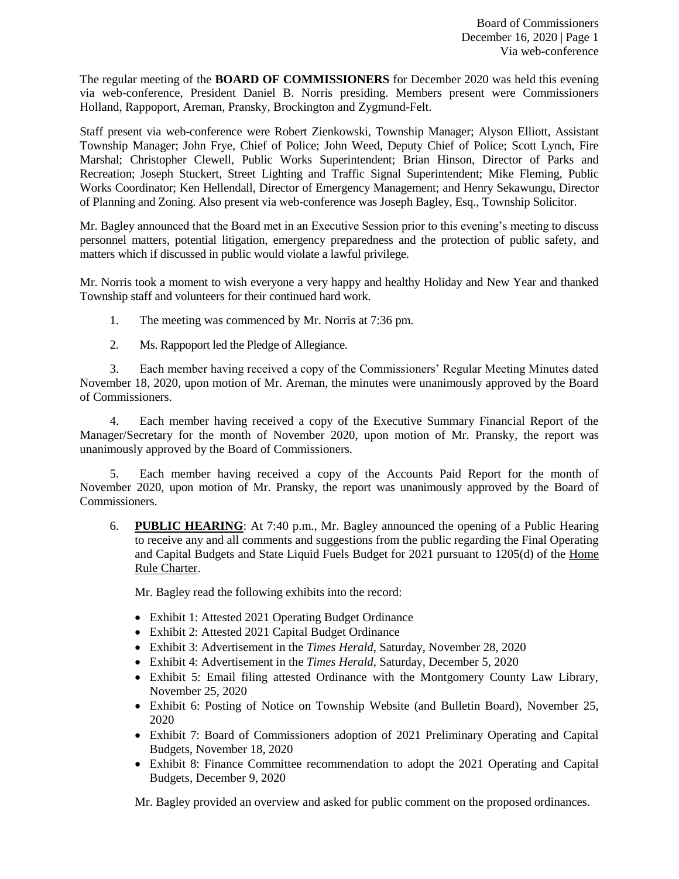The regular meeting of the **BOARD OF COMMISSIONERS** for December 2020 was held this evening via web-conference, President Daniel B. Norris presiding. Members present were Commissioners Holland, Rappoport, Areman, Pransky, Brockington and Zygmund-Felt.

Staff present via web-conference were Robert Zienkowski, Township Manager; Alyson Elliott, Assistant Township Manager; John Frye, Chief of Police; John Weed, Deputy Chief of Police; Scott Lynch, Fire Marshal; Christopher Clewell, Public Works Superintendent; Brian Hinson, Director of Parks and Recreation; Joseph Stuckert, Street Lighting and Traffic Signal Superintendent; Mike Fleming, Public Works Coordinator; Ken Hellendall, Director of Emergency Management; and Henry Sekawungu, Director of Planning and Zoning. Also present via web-conference was Joseph Bagley, Esq., Township Solicitor.

Mr. Bagley announced that the Board met in an Executive Session prior to this evening's meeting to discuss personnel matters, potential litigation, emergency preparedness and the protection of public safety, and matters which if discussed in public would violate a lawful privilege.

Mr. Norris took a moment to wish everyone a very happy and healthy Holiday and New Year and thanked Township staff and volunteers for their continued hard work.

1. The meeting was commenced by Mr. Norris at 7:36 pm.

2. Ms. Rappoport led the Pledge of Allegiance.

3. Each member having received a copy of the Commissioners' Regular Meeting Minutes dated November 18, 2020, upon motion of Mr. Areman, the minutes were unanimously approved by the Board of Commissioners.

4. Each member having received a copy of the Executive Summary Financial Report of the Manager/Secretary for the month of November 2020, upon motion of Mr. Pransky, the report was unanimously approved by the Board of Commissioners.

5. Each member having received a copy of the Accounts Paid Report for the month of November 2020, upon motion of Mr. Pransky, the report was unanimously approved by the Board of Commissioners.

6. **PUBLIC HEARING**: At 7:40 p.m., Mr. Bagley announced the opening of a Public Hearing to receive any and all comments and suggestions from the public regarding the Final Operating and Capital Budgets and State Liquid Fuels Budget for 2021 pursuant to 1205(d) of the Home Rule Charter.

   Mr. Bagley read the following exhibits into the record:

   - Exhibit 1: Attested 2021 Operating Budget Ordinance
   - Exhibit 2: Attested 2021 Capital Budget Ordinance
   - Exhibit 3: Advertisement in the *Times Herald*, Saturday, November 28, 2020
   - Exhibit 4: Advertisement in the *Times Herald*, Saturday, December 5, 2020
   - Exhibit 5: Email filing attested Ordinance with the Montgomery County Law Library, November 25, 2020
   - Exhibit 6: Posting of Notice on Township Website (and Bulletin Board), November 25, 2020
   - Exhibit 7: Board of Commissioners adoption of 2021 Preliminary Operating and Capital Budgets, November 18, 2020
   - Exhibit 8: Finance Committee recommendation to adopt the 2021 Operating and Capital Budgets, December 9, 2020

   Mr. Bagley provided an overview and asked for public comment on the proposed ordinances.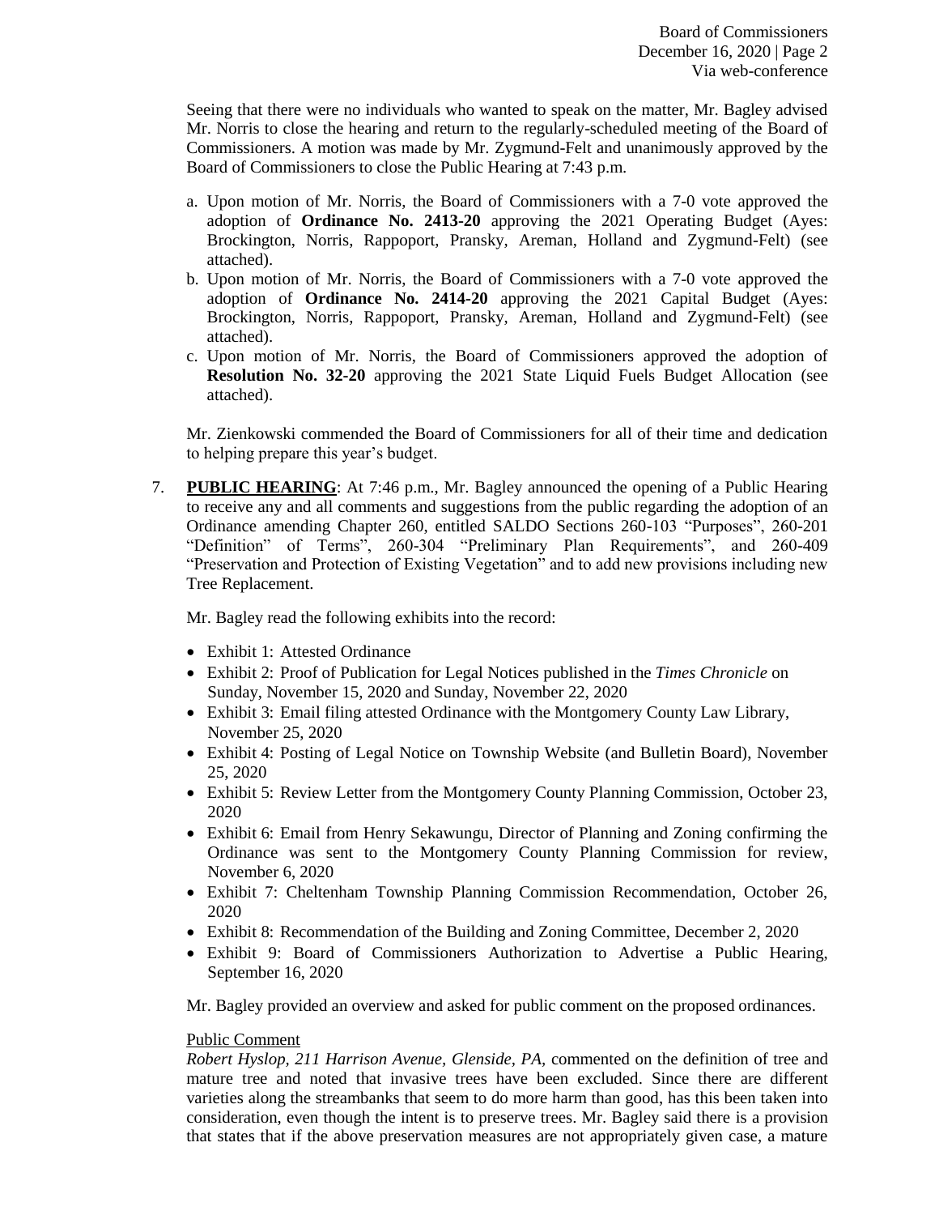Seeing that there were no individuals who wanted to speak on the matter, Mr. Bagley advised Mr. Norris to close the hearing and return to the regularly-scheduled meeting of the Board of Commissioners. A motion was made by Mr. Zygmund-Felt and unanimously approved by the Board of Commissioners to close the Public Hearing at 7:43 p.m.

a. Upon motion of Mr. Norris, the Board of Commissioners with a 7-0 vote approved the adoption of **Ordinance No. 2413-20** approving the 2021 Operating Budget (Ayes: Brockington, Norris, Rappoport, Pransky, Areman, Holland and Zygmund-Felt) (see attached).
b. Upon motion of Mr. Norris, the Board of Commissioners with a 7-0 vote approved the adoption of **Ordinance No. 2414-20** approving the 2021 Capital Budget (Ayes: Brockington, Norris, Rappoport, Pransky, Areman, Holland and Zygmund-Felt) (see attached).
c. Upon motion of Mr. Norris, the Board of Commissioners approved the adoption of **Resolution No. 32-20** approving the 2021 State Liquid Fuels Budget Allocation (see attached).

Mr. Zienkowski commended the Board of Commissioners for all of their time and dedication to helping prepare this year's budget.

7. **PUBLIC HEARING**: At 7:46 p.m., Mr. Bagley announced the opening of a Public Hearing to receive any and all comments and suggestions from the public regarding the adoption of an Ordinance amending Chapter 260, entitled SALDO Sections 260-103 "Purposes", 260-201 "Definition" of Terms", 260-304 "Preliminary Plan Requirements", and 260-409 "Preservation and Protection of Existing Vegetation" and to add new provisions including new Tree Replacement.

   Mr. Bagley read the following exhibits into the record:

   - Exhibit 1: Attested Ordinance
   - Exhibit 2: Proof of Publication for Legal Notices published in the *Times Chronicle* on Sunday, November 15, 2020 and Sunday, November 22, 2020
   - Exhibit 3: Email filing attested Ordinance with the Montgomery County Law Library, November 25, 2020
   - Exhibit 4: Posting of Legal Notice on Township Website (and Bulletin Board), November 25, 2020
   - Exhibit 5: Review Letter from the Montgomery County Planning Commission, October 23, 2020
   - Exhibit 6: Email from Henry Sekawungu, Director of Planning and Zoning confirming the Ordinance was sent to the Montgomery County Planning Commission for review, November 6, 2020
   - Exhibit 7: Cheltenham Township Planning Commission Recommendation, October 26, 2020
   - Exhibit 8: Recommendation of the Building and Zoning Committee, December 2, 2020
   - Exhibit 9: Board of Commissioners Authorization to Advertise a Public Hearing, September 16, 2020

   Mr. Bagley provided an overview and asked for public comment on the proposed ordinances.

   Public Comment

   *Robert Hyslop, 211 Harrison Avenue, Glenside, PA,* commented on the definition of tree and mature tree and noted that invasive trees have been excluded. Since there are different varieties along the streambanks that seem to do more harm than good, has this been taken into consideration, even though the intent is to preserve trees. Mr. Bagley said there is a provision that states that if the above preservation measures are not appropriately given case, a mature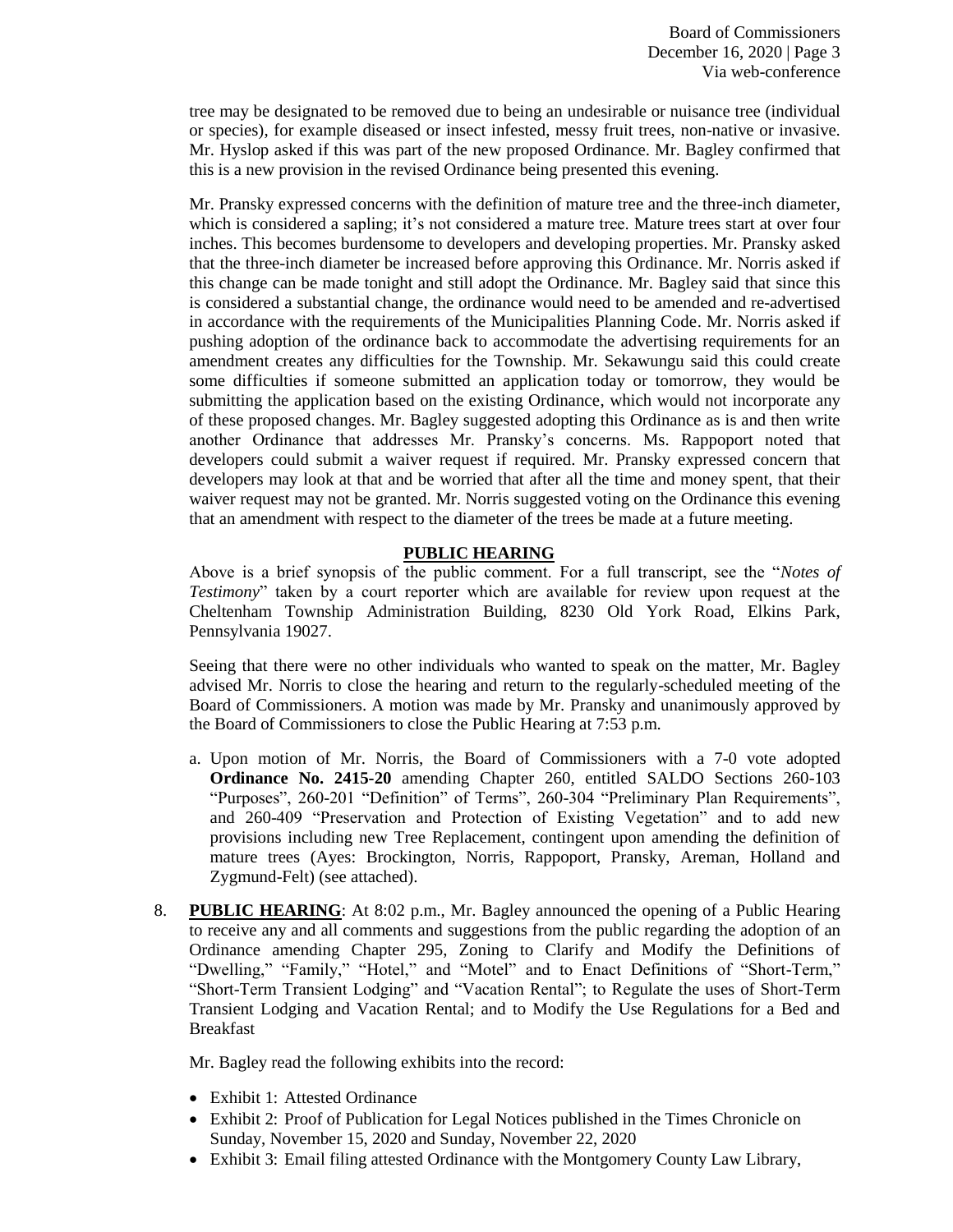tree may be designated to be removed due to being an undesirable or nuisance tree (individual or species), for example diseased or insect infested, messy fruit trees, non-native or invasive. Mr. Hyslop asked if this was part of the new proposed Ordinance. Mr. Bagley confirmed that this is a new provision in the revised Ordinance being presented this evening.

Mr. Pransky expressed concerns with the definition of mature tree and the three-inch diameter, which is considered a sapling; it's not considered a mature tree. Mature trees start at over four inches. This becomes burdensome to developers and developing properties. Mr. Pransky asked that the three-inch diameter be increased before approving this Ordinance. Mr. Norris asked if this change can be made tonight and still adopt the Ordinance. Mr. Bagley said that since this is considered a substantial change, the ordinance would need to be amended and re-advertised in accordance with the requirements of the Municipalities Planning Code. Mr. Norris asked if pushing adoption of the ordinance back to accommodate the advertising requirements for an amendment creates any difficulties for the Township. Mr. Sekawungu said this could create some difficulties if someone submitted an application today or tomorrow, they would be submitting the application based on the existing Ordinance, which would not incorporate any of these proposed changes. Mr. Bagley suggested adopting this Ordinance as is and then write another Ordinance that addresses Mr. Pransky's concerns. Ms. Rappoport noted that developers could submit a waiver request if required. Mr. Pransky expressed concern that developers may look at that and be worried that after all the time and money spent, that their waiver request may not be granted. Mr. Norris suggested voting on the Ordinance this evening that an amendment with respect to the diameter of the trees be made at a future meeting.

**PUBLIC HEARING**

Above is a brief synopsis of the public comment. For a full transcript, see the "*Notes of Testimony*" taken by a court reporter which are available for review upon request at the Cheltenham Township Administration Building, 8230 Old York Road, Elkins Park, Pennsylvania 19027.

Seeing that there were no other individuals who wanted to speak on the matter, Mr. Bagley advised Mr. Norris to close the hearing and return to the regularly-scheduled meeting of the Board of Commissioners. A motion was made by Mr. Pransky and unanimously approved by the Board of Commissioners to close the Public Hearing at 7:53 p.m.

a. Upon motion of Mr. Norris, the Board of Commissioners with a 7-0 vote adopted **Ordinance No. 2415-20** amending Chapter 260, entitled SALDO Sections 260-103 "Purposes", 260-201 "Definition" of Terms", 260-304 "Preliminary Plan Requirements", and 260-409 "Preservation and Protection of Existing Vegetation" and to add new provisions including new Tree Replacement, contingent upon amending the definition of mature trees (Ayes: Brockington, Norris, Rappoport, Pransky, Areman, Holland and Zygmund-Felt) (see attached).

8. **PUBLIC HEARING**: At 8:02 p.m., Mr. Bagley announced the opening of a Public Hearing to receive any and all comments and suggestions from the public regarding the adoption of an Ordinance amending Chapter 295, Zoning to Clarify and Modify the Definitions of "Dwelling," "Family," "Hotel," and "Motel" and to Enact Definitions of "Short-Term," "Short-Term Transient Lodging" and "Vacation Rental"; to Regulate the uses of Short-Term Transient Lodging and Vacation Rental; and to Modify the Use Regulations for a Bed and Breakfast

   Mr. Bagley read the following exhibits into the record:

   - Exhibit 1: Attested Ordinance
   - Exhibit 2: Proof of Publication for Legal Notices published in the Times Chronicle on Sunday, November 15, 2020 and Sunday, November 22, 2020
   - Exhibit 3: Email filing attested Ordinance with the Montgomery County Law Library,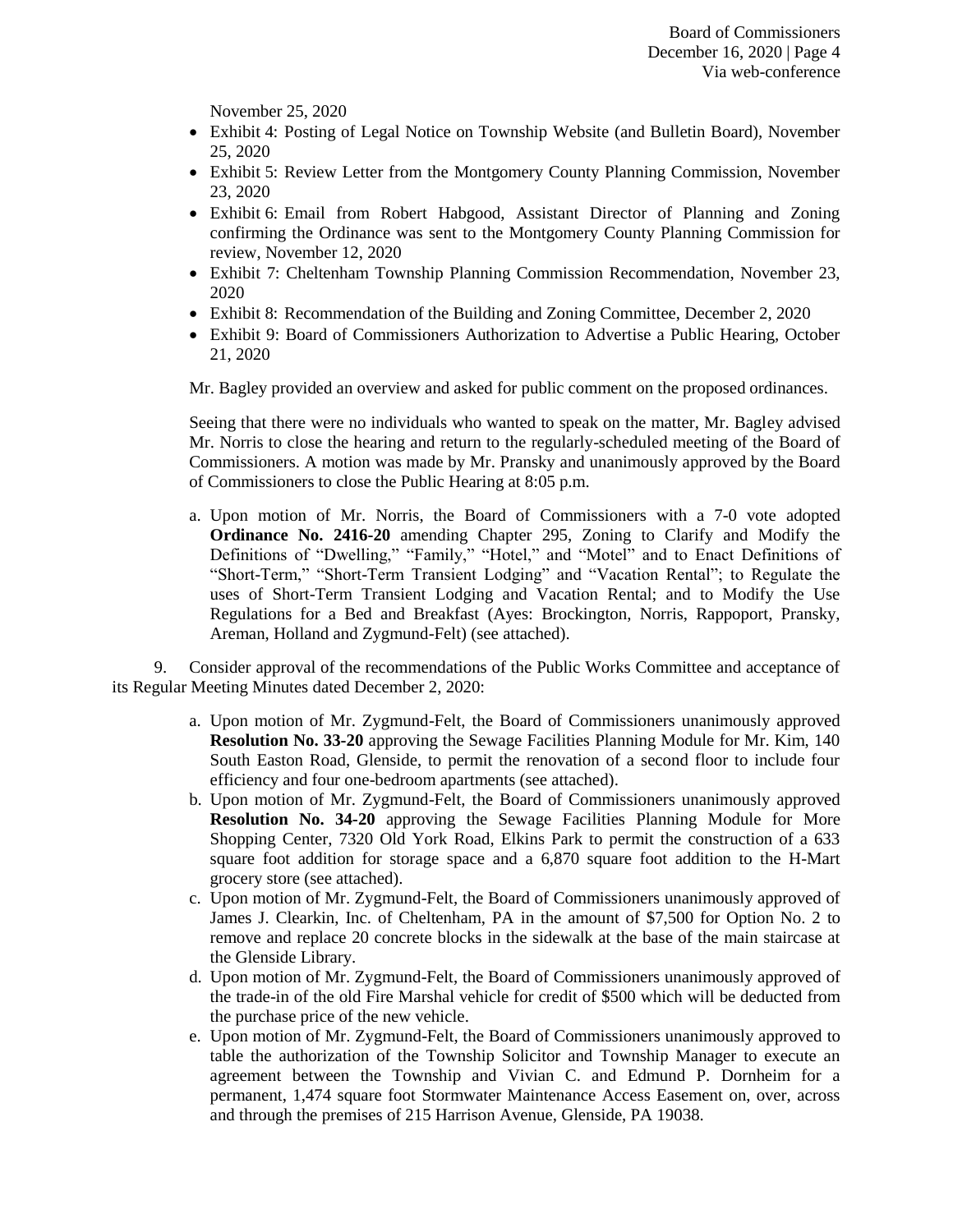November 25, 2020

- Exhibit 4: Posting of Legal Notice on Township Website (and Bulletin Board), November 25, 2020
- Exhibit 5: Review Letter from the Montgomery County Planning Commission, November 23, 2020
- Exhibit 6: Email from Robert Habgood, Assistant Director of Planning and Zoning confirming the Ordinance was sent to the Montgomery County Planning Commission for review, November 12, 2020
- Exhibit 7: Cheltenham Township Planning Commission Recommendation, November 23, 2020
- Exhibit 8: Recommendation of the Building and Zoning Committee, December 2, 2020
- Exhibit 9: Board of Commissioners Authorization to Advertise a Public Hearing, October 21, 2020

Mr. Bagley provided an overview and asked for public comment on the proposed ordinances.

Seeing that there were no individuals who wanted to speak on the matter, Mr. Bagley advised Mr. Norris to close the hearing and return to the regularly-scheduled meeting of the Board of Commissioners. A motion was made by Mr. Pransky and unanimously approved by the Board of Commissioners to close the Public Hearing at 8:05 p.m.

a. Upon motion of Mr. Norris, the Board of Commissioners with a 7-0 vote adopted **Ordinance No. 2416-20** amending Chapter 295, Zoning to Clarify and Modify the Definitions of "Dwelling," "Family," "Hotel," and "Motel" and to Enact Definitions of "Short-Term," "Short-Term Transient Lodging" and "Vacation Rental"; to Regulate the uses of Short-Term Transient Lodging and Vacation Rental; and to Modify the Use Regulations for a Bed and Breakfast (Ayes: Brockington, Norris, Rappoport, Pransky, Areman, Holland and Zygmund-Felt) (see attached).

9. Consider approval of the recommendations of the Public Works Committee and acceptance of its Regular Meeting Minutes dated December 2, 2020:

a. Upon motion of Mr. Zygmund-Felt, the Board of Commissioners unanimously approved **Resolution No. 33-20** approving the Sewage Facilities Planning Module for Mr. Kim, 140 South Easton Road, Glenside, to permit the renovation of a second floor to include four efficiency and four one-bedroom apartments (see attached).

b. Upon motion of Mr. Zygmund-Felt, the Board of Commissioners unanimously approved **Resolution No. 34-20** approving the Sewage Facilities Planning Module for More Shopping Center, 7320 Old York Road, Elkins Park to permit the construction of a 633 square foot addition for storage space and a 6,870 square foot addition to the H-Mart grocery store (see attached).

c. Upon motion of Mr. Zygmund-Felt, the Board of Commissioners unanimously approved of James J. Clearkin, Inc. of Cheltenham, PA in the amount of $7,500 for Option No. 2 to remove and replace 20 concrete blocks in the sidewalk at the base of the main staircase at the Glenside Library.

d. Upon motion of Mr. Zygmund-Felt, the Board of Commissioners unanimously approved of the trade-in of the old Fire Marshal vehicle for credit of $500 which will be deducted from the purchase price of the new vehicle.

e. Upon motion of Mr. Zygmund-Felt, the Board of Commissioners unanimously approved to table the authorization of the Township Solicitor and Township Manager to execute an agreement between the Township and Vivian C. and Edmund P. Dornheim for a permanent, 1,474 square foot Stormwater Maintenance Access Easement on, over, across and through the premises of 215 Harrison Avenue, Glenside, PA 19038.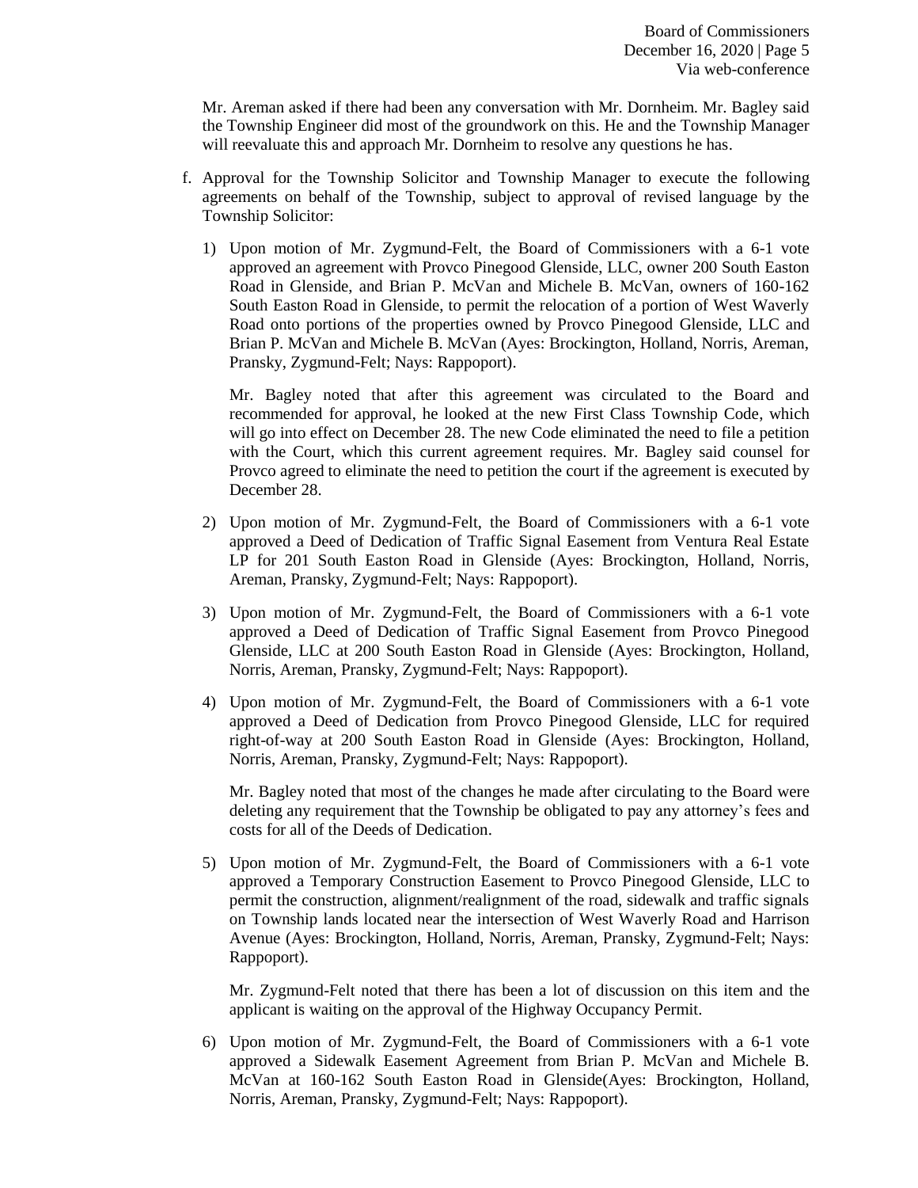Mr. Areman asked if there had been any conversation with Mr. Dornheim. Mr. Bagley said the Township Engineer did most of the groundwork on this. He and the Township Manager will reevaluate this and approach Mr. Dornheim to resolve any questions he has.

f. Approval for the Township Solicitor and Township Manager to execute the following agreements on behalf of the Township, subject to approval of revised language by the Township Solicitor:

   1) Upon motion of Mr. Zygmund-Felt, the Board of Commissioners with a 6-1 vote approved an agreement with Provco Pinegood Glenside, LLC, owner 200 South Easton Road in Glenside, and Brian P. McVan and Michele B. McVan, owners of 160-162 South Easton Road in Glenside, to permit the relocation of a portion of West Waverly Road onto portions of the properties owned by Provco Pinegood Glenside, LLC and Brian P. McVan and Michele B. McVan (Ayes: Brockington, Holland, Norris, Areman, Pransky, Zygmund-Felt; Nays: Rappoport).

      Mr. Bagley noted that after this agreement was circulated to the Board and recommended for approval, he looked at the new First Class Township Code, which will go into effect on December 28. The new Code eliminated the need to file a petition with the Court, which this current agreement requires. Mr. Bagley said counsel for Provco agreed to eliminate the need to petition the court if the agreement is executed by December 28.

   2) Upon motion of Mr. Zygmund-Felt, the Board of Commissioners with a 6-1 vote approved a Deed of Dedication of Traffic Signal Easement from Ventura Real Estate LP for 201 South Easton Road in Glenside (Ayes: Brockington, Holland, Norris, Areman, Pransky, Zygmund-Felt; Nays: Rappoport).

   3) Upon motion of Mr. Zygmund-Felt, the Board of Commissioners with a 6-1 vote approved a Deed of Dedication of Traffic Signal Easement from Provco Pinegood Glenside, LLC at 200 South Easton Road in Glenside (Ayes: Brockington, Holland, Norris, Areman, Pransky, Zygmund-Felt; Nays: Rappoport).

   4) Upon motion of Mr. Zygmund-Felt, the Board of Commissioners with a 6-1 vote approved a Deed of Dedication from Provco Pinegood Glenside, LLC for required right-of-way at 200 South Easton Road in Glenside (Ayes: Brockington, Holland, Norris, Areman, Pransky, Zygmund-Felt; Nays: Rappoport).

      Mr. Bagley noted that most of the changes he made after circulating to the Board were deleting any requirement that the Township be obligated to pay any attorney's fees and costs for all of the Deeds of Dedication.

   5) Upon motion of Mr. Zygmund-Felt, the Board of Commissioners with a 6-1 vote approved a Temporary Construction Easement to Provco Pinegood Glenside, LLC to permit the construction, alignment/realignment of the road, sidewalk and traffic signals on Township lands located near the intersection of West Waverly Road and Harrison Avenue (Ayes: Brockington, Holland, Norris, Areman, Pransky, Zygmund-Felt; Nays: Rappoport).

      Mr. Zygmund-Felt noted that there has been a lot of discussion on this item and the applicant is waiting on the approval of the Highway Occupancy Permit.

   6) Upon motion of Mr. Zygmund-Felt, the Board of Commissioners with a 6-1 vote approved a Sidewalk Easement Agreement from Brian P. McVan and Michele B. McVan at 160-162 South Easton Road in Glenside(Ayes: Brockington, Holland, Norris, Areman, Pransky, Zygmund-Felt; Nays: Rappoport).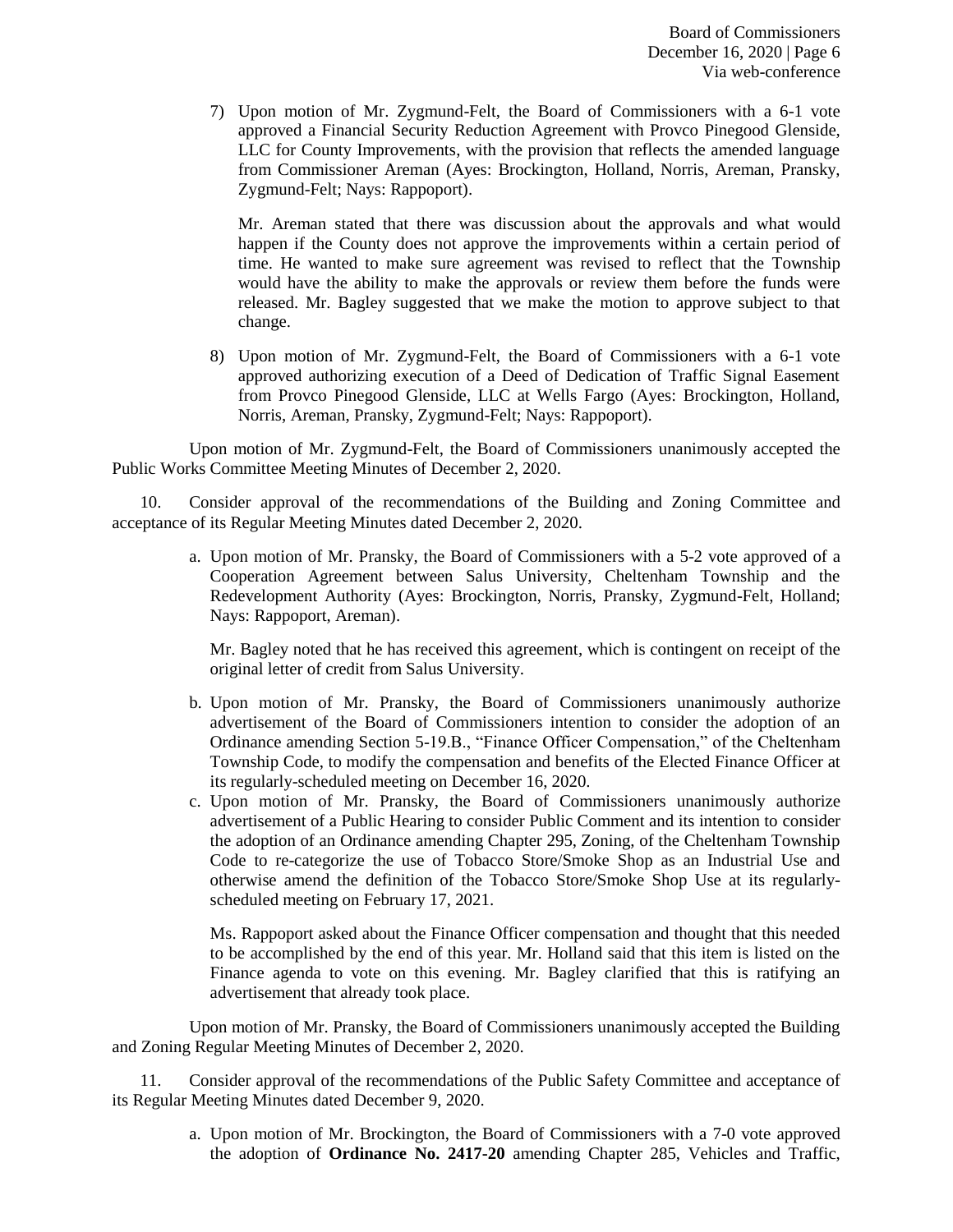7) Upon motion of Mr. Zygmund-Felt, the Board of Commissioners with a 6-1 vote approved a Financial Security Reduction Agreement with Provco Pinegood Glenside, LLC for County Improvements, with the provision that reflects the amended language from Commissioner Areman (Ayes: Brockington, Holland, Norris, Areman, Pransky, Zygmund-Felt; Nays: Rappoport).

   Mr. Areman stated that there was discussion about the approvals and what would happen if the County does not approve the improvements within a certain period of time. He wanted to make sure agreement was revised to reflect that the Township would have the ability to make the approvals or review them before the funds were released. Mr. Bagley suggested that we make the motion to approve subject to that change.

8) Upon motion of Mr. Zygmund-Felt, the Board of Commissioners with a 6-1 vote approved authorizing execution of a Deed of Dedication of Traffic Signal Easement from Provco Pinegood Glenside, LLC at Wells Fargo (Ayes: Brockington, Holland, Norris, Areman, Pransky, Zygmund-Felt; Nays: Rappoport).

Upon motion of Mr. Zygmund-Felt, the Board of Commissioners unanimously accepted the Public Works Committee Meeting Minutes of December 2, 2020.

10. Consider approval of the recommendations of the Building and Zoning Committee and acceptance of its Regular Meeting Minutes dated December 2, 2020.

a. Upon motion of Mr. Pransky, the Board of Commissioners with a 5-2 vote approved of a Cooperation Agreement between Salus University, Cheltenham Township and the Redevelopment Authority (Ayes: Brockington, Norris, Pransky, Zygmund-Felt, Holland; Nays: Rappoport, Areman).

   Mr. Bagley noted that he has received this agreement, which is contingent on receipt of the original letter of credit from Salus University.

b. Upon motion of Mr. Pransky, the Board of Commissioners unanimously authorize advertisement of the Board of Commissioners intention to consider the adoption of an Ordinance amending Section 5-19.B., "Finance Officer Compensation," of the Cheltenham Township Code, to modify the compensation and benefits of the Elected Finance Officer at its regularly-scheduled meeting on December 16, 2020.

c. Upon motion of Mr. Pransky, the Board of Commissioners unanimously authorize advertisement of a Public Hearing to consider Public Comment and its intention to consider the adoption of an Ordinance amending Chapter 295, Zoning, of the Cheltenham Township Code to re-categorize the use of Tobacco Store/Smoke Shop as an Industrial Use and otherwise amend the definition of the Tobacco Store/Smoke Shop Use at its regularly-scheduled meeting on February 17, 2021.

   Ms. Rappoport asked about the Finance Officer compensation and thought that this needed to be accomplished by the end of this year. Mr. Holland said that this item is listed on the Finance agenda to vote on this evening. Mr. Bagley clarified that this is ratifying an advertisement that already took place.

Upon motion of Mr. Pransky, the Board of Commissioners unanimously accepted the Building and Zoning Regular Meeting Minutes of December 2, 2020.

11. Consider approval of the recommendations of the Public Safety Committee and acceptance of its Regular Meeting Minutes dated December 9, 2020.

a. Upon motion of Mr. Brockington, the Board of Commissioners with a 7-0 vote approved the adoption of **Ordinance No. 2417-20** amending Chapter 285, Vehicles and Traffic,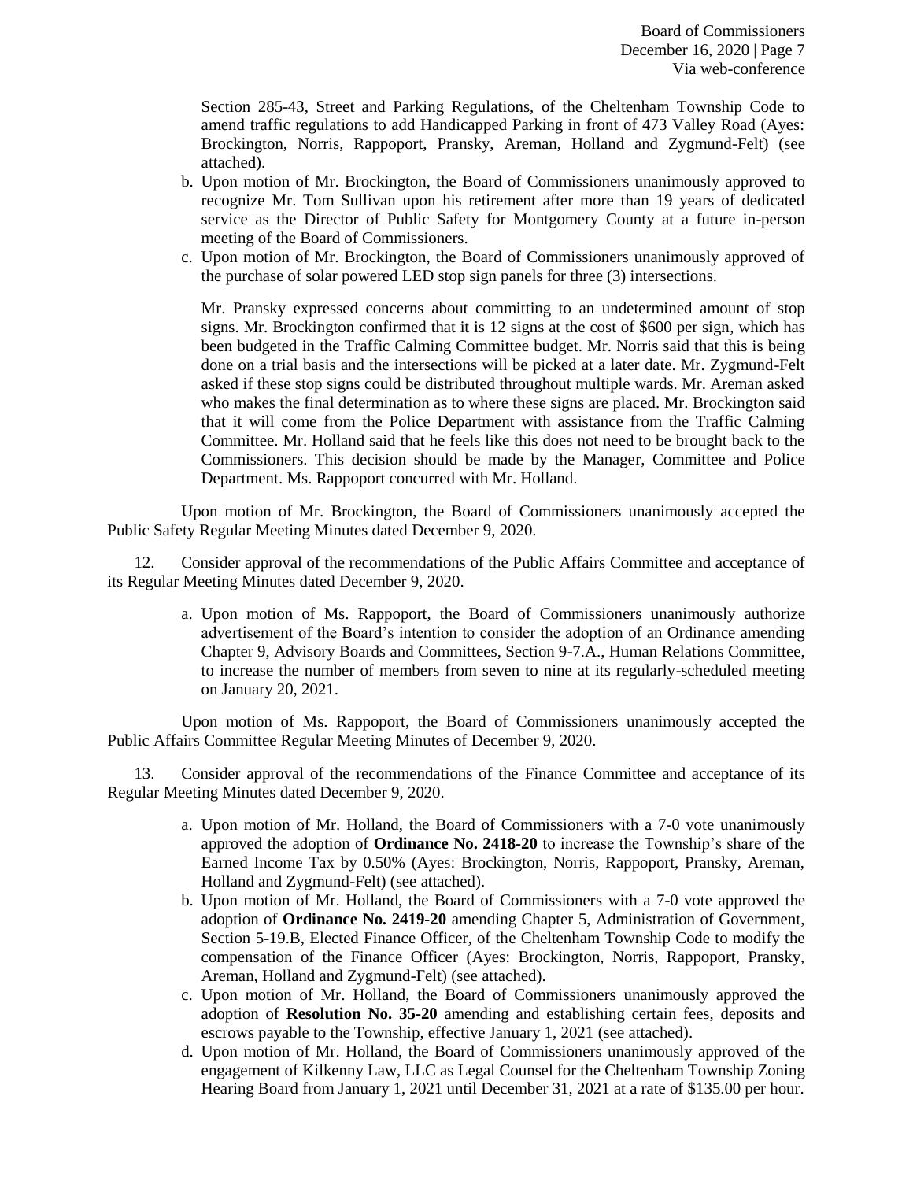Section 285-43, Street and Parking Regulations, of the Cheltenham Township Code to amend traffic regulations to add Handicapped Parking in front of 473 Valley Road (Ayes: Brockington, Norris, Rappoport, Pransky, Areman, Holland and Zygmund-Felt) (see attached).

b. Upon motion of Mr. Brockington, the Board of Commissioners unanimously approved to recognize Mr. Tom Sullivan upon his retirement after more than 19 years of dedicated service as the Director of Public Safety for Montgomery County at a future in-person meeting of the Board of Commissioners.

c. Upon motion of Mr. Brockington, the Board of Commissioners unanimously approved of the purchase of solar powered LED stop sign panels for three (3) intersections.

   Mr. Pransky expressed concerns about committing to an undetermined amount of stop signs. Mr. Brockington confirmed that it is 12 signs at the cost of $600 per sign, which has been budgeted in the Traffic Calming Committee budget. Mr. Norris said that this is being done on a trial basis and the intersections will be picked at a later date. Mr. Zygmund-Felt asked if these stop signs could be distributed throughout multiple wards. Mr. Areman asked who makes the final determination as to where these signs are placed. Mr. Brockington said that it will come from the Police Department with assistance from the Traffic Calming Committee. Mr. Holland said that he feels like this does not need to be brought back to the Commissioners. This decision should be made by the Manager, Committee and Police Department. Ms. Rappoport concurred with Mr. Holland.

Upon motion of Mr. Brockington, the Board of Commissioners unanimously accepted the Public Safety Regular Meeting Minutes dated December 9, 2020.

12. Consider approval of the recommendations of the Public Affairs Committee and acceptance of its Regular Meeting Minutes dated December 9, 2020.

a. Upon motion of Ms. Rappoport, the Board of Commissioners unanimously authorize advertisement of the Board's intention to consider the adoption of an Ordinance amending Chapter 9, Advisory Boards and Committees, Section 9-7.A., Human Relations Committee, to increase the number of members from seven to nine at its regularly-scheduled meeting on January 20, 2021.

Upon motion of Ms. Rappoport, the Board of Commissioners unanimously accepted the Public Affairs Committee Regular Meeting Minutes of December 9, 2020.

13. Consider approval of the recommendations of the Finance Committee and acceptance of its Regular Meeting Minutes dated December 9, 2020.

a. Upon motion of Mr. Holland, the Board of Commissioners with a 7-0 vote unanimously approved the adoption of **Ordinance No. 2418-20** to increase the Township's share of the Earned Income Tax by 0.50% (Ayes: Brockington, Norris, Rappoport, Pransky, Areman, Holland and Zygmund-Felt) (see attached).

b. Upon motion of Mr. Holland, the Board of Commissioners with a 7-0 vote approved the adoption of **Ordinance No. 2419-20** amending Chapter 5, Administration of Government, Section 5-19.B, Elected Finance Officer, of the Cheltenham Township Code to modify the compensation of the Finance Officer (Ayes: Brockington, Norris, Rappoport, Pransky, Areman, Holland and Zygmund-Felt) (see attached).

c. Upon motion of Mr. Holland, the Board of Commissioners unanimously approved the adoption of **Resolution No. 35-20** amending and establishing certain fees, deposits and escrows payable to the Township, effective January 1, 2021 (see attached).

d. Upon motion of Mr. Holland, the Board of Commissioners unanimously approved of the engagement of Kilkenny Law, LLC as Legal Counsel for the Cheltenham Township Zoning Hearing Board from January 1, 2021 until December 31, 2021 at a rate of $135.00 per hour.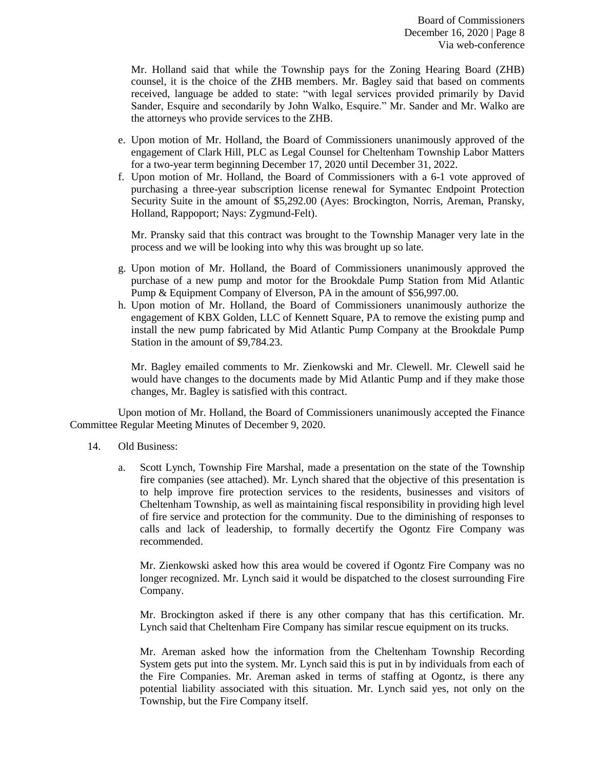Mr. Holland said that while the Township pays for the Zoning Hearing Board (ZHB) counsel, it is the choice of the ZHB members. Mr. Bagley said that based on comments received, language be added to state: "with legal services provided primarily by David Sander, Esquire and secondarily by John Walko, Esquire." Mr. Sander and Mr. Walko are the attorneys who provide services to the ZHB.

e. Upon motion of Mr. Holland, the Board of Commissioners unanimously approved of the engagement of Clark Hill, PLC as Legal Counsel for Cheltenham Township Labor Matters for a two-year term beginning December 17, 2020 until December 31, 2022.
f. Upon motion of Mr. Holland, the Board of Commissioners with a 6-1 vote approved of purchasing a three-year subscription license renewal for Symantec Endpoint Protection Security Suite in the amount of $5,292.00 (Ayes: Brockington, Norris, Areman, Pransky, Holland, Rappoport; Nays: Zygmund-Felt).

   Mr. Pransky said that this contract was brought to the Township Manager very late in the process and we will be looking into why this was brought up so late.

g. Upon motion of Mr. Holland, the Board of Commissioners unanimously approved the purchase of a new pump and motor for the Brookdale Pump Station from Mid Atlantic Pump & Equipment Company of Elverson, PA in the amount of $56,997.00.
h. Upon motion of Mr. Holland, the Board of Commissioners unanimously authorize the engagement of KBX Golden, LLC of Kennett Square, PA to remove the existing pump and install the new pump fabricated by Mid Atlantic Pump Company at the Brookdale Pump Station in the amount of $9,784.23.

   Mr. Bagley emailed comments to Mr. Zienkowski and Mr. Clewell. Mr. Clewell said he would have changes to the documents made by Mid Atlantic Pump and if they make those changes, Mr. Bagley is satisfied with this contract.

Upon motion of Mr. Holland, the Board of Commissioners unanimously accepted the Finance Committee Regular Meeting Minutes of December 9, 2020.

14. Old Business:

   a. Scott Lynch, Township Fire Marshal, made a presentation on the state of the Township fire companies (see attached). Mr. Lynch shared that the objective of this presentation is to help improve fire protection services to the residents, businesses and visitors of Cheltenham Township, as well as maintaining fiscal responsibility in providing high level of fire service and protection for the community. Due to the diminishing of responses to calls and lack of leadership, to formally decertify the Ogontz Fire Company was recommended.

      Mr. Zienkowski asked how this area would be covered if Ogontz Fire Company was no longer recognized. Mr. Lynch said it would be dispatched to the closest surrounding Fire Company.

      Mr. Brockington asked if there is any other company that has this certification. Mr. Lynch said that Cheltenham Fire Company has similar rescue equipment on its trucks.

      Mr. Areman asked how the information from the Cheltenham Township Recording System gets put into the system. Mr. Lynch said this is put in by individuals from each of the Fire Companies. Mr. Areman asked in terms of staffing at Ogontz, is there any potential liability associated with this situation. Mr. Lynch said yes, not only on the Township, but the Fire Company itself.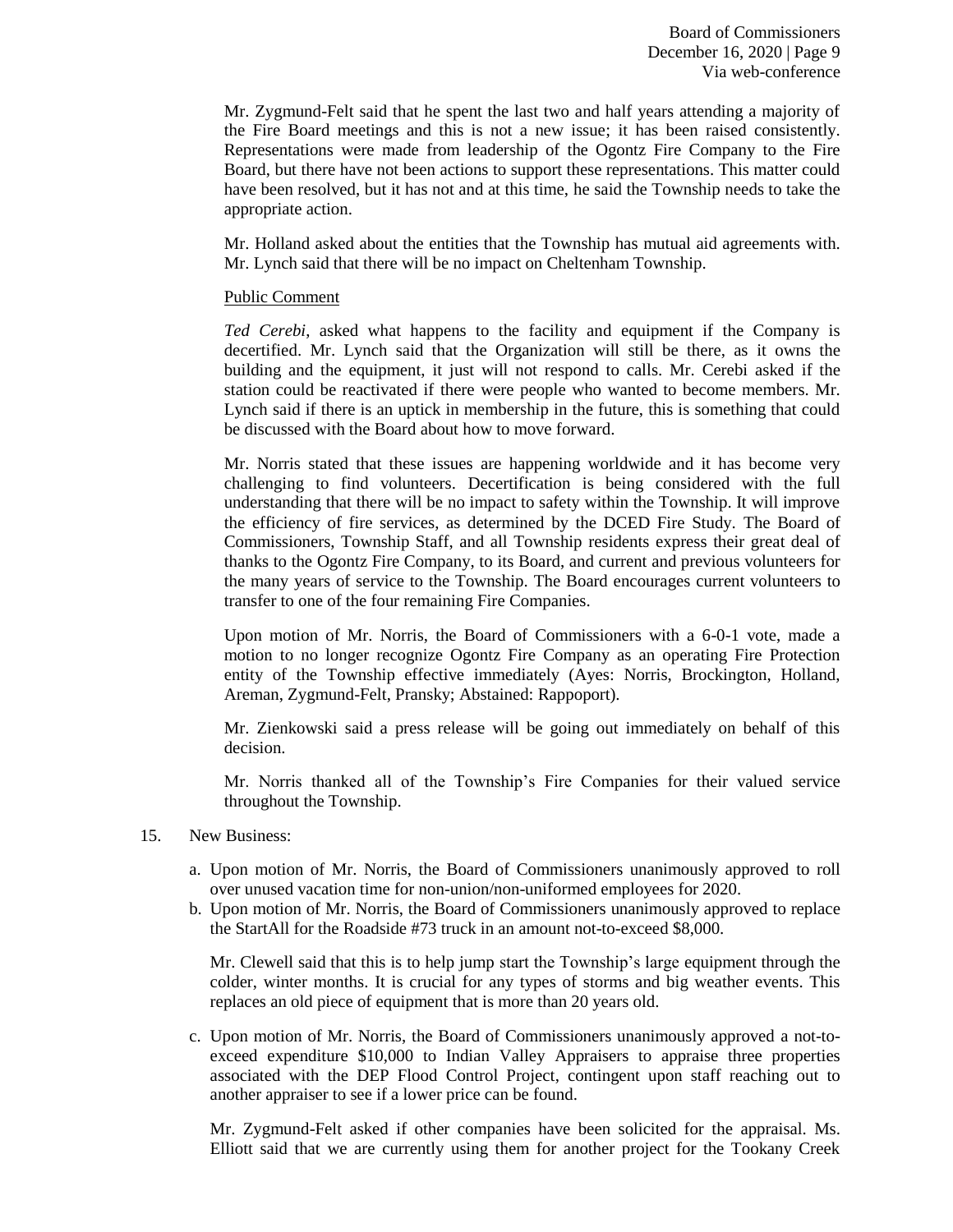Mr. Zygmund-Felt said that he spent the last two and half years attending a majority of the Fire Board meetings and this is not a new issue; it has been raised consistently. Representations were made from leadership of the Ogontz Fire Company to the Fire Board, but there have not been actions to support these representations. This matter could have been resolved, but it has not and at this time, he said the Township needs to take the appropriate action.

Mr. Holland asked about the entities that the Township has mutual aid agreements with. Mr. Lynch said that there will be no impact on Cheltenham Township.

Public Comment

*Ted Cerebi*, asked what happens to the facility and equipment if the Company is decertified. Mr. Lynch said that the Organization will still be there, as it owns the building and the equipment, it just will not respond to calls. Mr. Cerebi asked if the station could be reactivated if there were people who wanted to become members. Mr. Lynch said if there is an uptick in membership in the future, this is something that could be discussed with the Board about how to move forward.

Mr. Norris stated that these issues are happening worldwide and it has become very challenging to find volunteers. Decertification is being considered with the full understanding that there will be no impact to safety within the Township. It will improve the efficiency of fire services, as determined by the DCED Fire Study. The Board of Commissioners, Township Staff, and all Township residents express their great deal of thanks to the Ogontz Fire Company, to its Board, and current and previous volunteers for the many years of service to the Township. The Board encourages current volunteers to transfer to one of the four remaining Fire Companies.

Upon motion of Mr. Norris, the Board of Commissioners with a 6-0-1 vote, made a motion to no longer recognize Ogontz Fire Company as an operating Fire Protection entity of the Township effective immediately (Ayes: Norris, Brockington, Holland, Areman, Zygmund-Felt, Pransky; Abstained: Rappoport).

Mr. Zienkowski said a press release will be going out immediately on behalf of this decision.

Mr. Norris thanked all of the Township's Fire Companies for their valued service throughout the Township.

15. New Business:

  a. Upon motion of Mr. Norris, the Board of Commissioners unanimously approved to roll over unused vacation time for non-union/non-uniformed employees for 2020.
  b. Upon motion of Mr. Norris, the Board of Commissioners unanimously approved to replace the StartAll for the Roadside #73 truck in an amount not-to-exceed $8,000.

     Mr. Clewell said that this is to help jump start the Township's large equipment through the colder, winter months. It is crucial for any types of storms and big weather events. This replaces an old piece of equipment that is more than 20 years old.

  c. Upon motion of Mr. Norris, the Board of Commissioners unanimously approved a not-to-exceed expenditure $10,000 to Indian Valley Appraisers to appraise three properties associated with the DEP Flood Control Project, contingent upon staff reaching out to another appraiser to see if a lower price can be found.

     Mr. Zygmund-Felt asked if other companies have been solicited for the appraisal. Ms. Elliott said that we are currently using them for another project for the Tookany Creek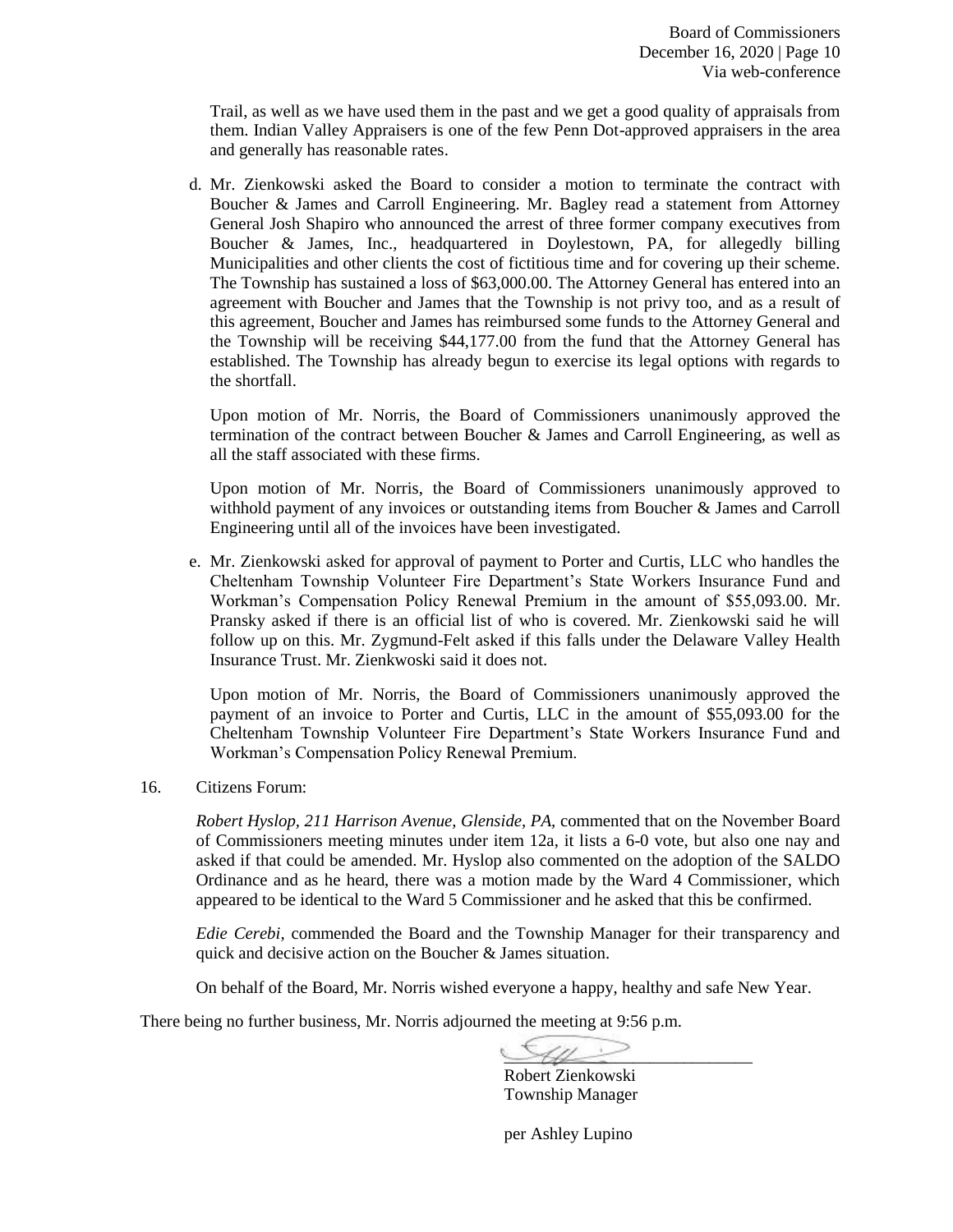Trail, as well as we have used them in the past and we get a good quality of appraisals from them. Indian Valley Appraisers is one of the few Penn Dot-approved appraisers in the area and generally has reasonable rates.

d. Mr. Zienkowski asked the Board to consider a motion to terminate the contract with Boucher & James and Carroll Engineering. Mr. Bagley read a statement from Attorney General Josh Shapiro who announced the arrest of three former company executives from Boucher & James, Inc., headquartered in Doylestown, PA, for allegedly billing Municipalities and other clients the cost of fictitious time and for covering up their scheme. The Township has sustained a loss of $63,000.00. The Attorney General has entered into an agreement with Boucher and James that the Township is not privy too, and as a result of this agreement, Boucher and James has reimbursed some funds to the Attorney General and the Township will be receiving $44,177.00 from the fund that the Attorney General has established. The Township has already begun to exercise its legal options with regards to the shortfall.

   Upon motion of Mr. Norris, the Board of Commissioners unanimously approved the termination of the contract between Boucher & James and Carroll Engineering, as well as all the staff associated with these firms.

   Upon motion of Mr. Norris, the Board of Commissioners unanimously approved to withhold payment of any invoices or outstanding items from Boucher & James and Carroll Engineering until all of the invoices have been investigated.

e. Mr. Zienkowski asked for approval of payment to Porter and Curtis, LLC who handles the Cheltenham Township Volunteer Fire Department's State Workers Insurance Fund and Workman's Compensation Policy Renewal Premium in the amount of $55,093.00. Mr. Pransky asked if there is an official list of who is covered. Mr. Zienkowski said he will follow up on this. Mr. Zygmund-Felt asked if this falls under the Delaware Valley Health Insurance Trust. Mr. Zienkwoski said it does not.

   Upon motion of Mr. Norris, the Board of Commissioners unanimously approved the payment of an invoice to Porter and Curtis, LLC in the amount of $55,093.00 for the Cheltenham Township Volunteer Fire Department's State Workers Insurance Fund and Workman's Compensation Policy Renewal Premium.

16. Citizens Forum:

   *Robert Hyslop, 211 Harrison Avenue, Glenside, PA,* commented that on the November Board of Commissioners meeting minutes under item 12a, it lists a 6-0 vote, but also one nay and asked if that could be amended. Mr. Hyslop also commented on the adoption of the SALDO Ordinance and as he heard, there was a motion made by the Ward 4 Commissioner, which appeared to be identical to the Ward 5 Commissioner and he asked that this be confirmed.

   *Edie Cerebi,* commended the Board and the Township Manager for their transparency and quick and decisive action on the Boucher & James situation.

   On behalf of the Board, Mr. Norris wished everyone a happy, healthy and safe New Year.

There being no further business, Mr. Norris adjourned the meeting at 9:56 p.m.

Robert Zienkowski
Township Manager

per Ashley Lupino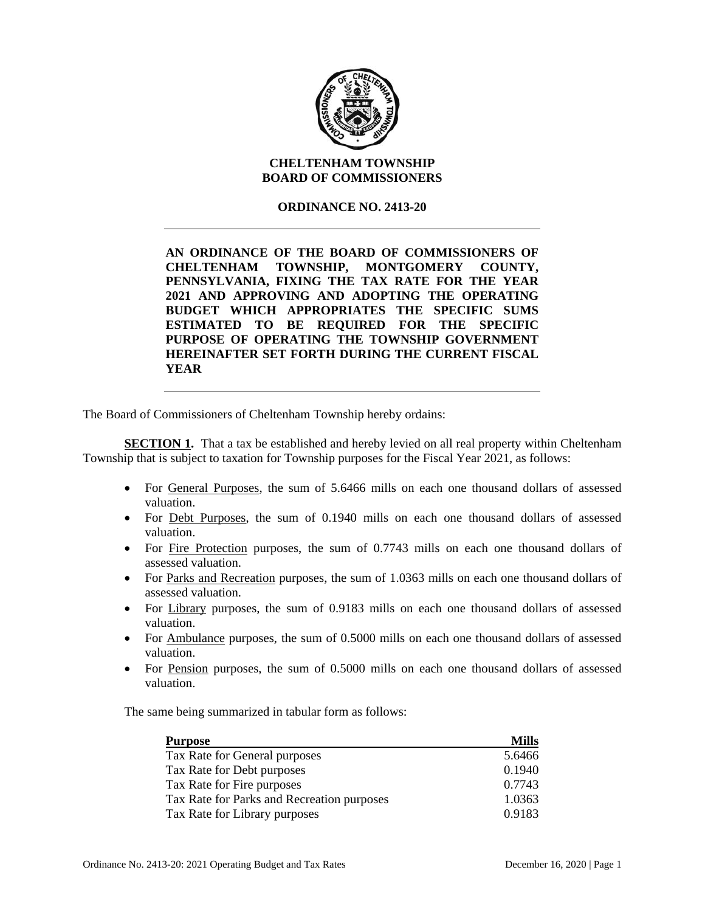**CHELTENHAM TOWNSHIP**
**BOARD OF COMMISSIONERS**

**ORDINANCE NO. 2413-20**

---

**AN ORDINANCE OF THE BOARD OF COMMISSIONERS OF CHELTENHAM TOWNSHIP, MONTGOMERY COUNTY, PENNSYLVANIA, FIXING THE TAX RATE FOR THE YEAR 2021 AND APPROVING AND ADOPTING THE OPERATING BUDGET WHICH APPROPRIATES THE SPECIFIC SUMS ESTIMATED TO BE REQUIRED FOR THE SPECIFIC PURPOSE OF OPERATING THE TOWNSHIP GOVERNMENT HEREINAFTER SET FORTH DURING THE CURRENT FISCAL YEAR**

---

The Board of Commissioners of Cheltenham Township hereby ordains:

**SECTION 1.** That a tax be established and hereby levied on all real property within Cheltenham Township that is subject to taxation for Township purposes for the Fiscal Year 2021, as follows:

- For General Purposes, the sum of 5.6466 mills on each one thousand dollars of assessed valuation.
- For Debt Purposes, the sum of 0.1940 mills on each one thousand dollars of assessed valuation.
- For Fire Protection purposes, the sum of 0.7743 mills on each one thousand dollars of assessed valuation.
- For Parks and Recreation purposes, the sum of 1.0363 mills on each one thousand dollars of assessed valuation.
- For Library purposes, the sum of 0.9183 mills on each one thousand dollars of assessed valuation.
- For Ambulance purposes, the sum of 0.5000 mills on each one thousand dollars of assessed valuation.
- For Pension purposes, the sum of 0.5000 mills on each one thousand dollars of assessed valuation.

The same being summarized in tabular form as follows:

| Purpose | Mills |
|---|---:|
| Tax Rate for General purposes | 5.6466 |
| Tax Rate for Debt purposes | 0.1940 |
| Tax Rate for Fire purposes | 0.7743 |
| Tax Rate for Parks and Recreation purposes | 1.0363 |
| Tax Rate for Library purposes | 0.9183 |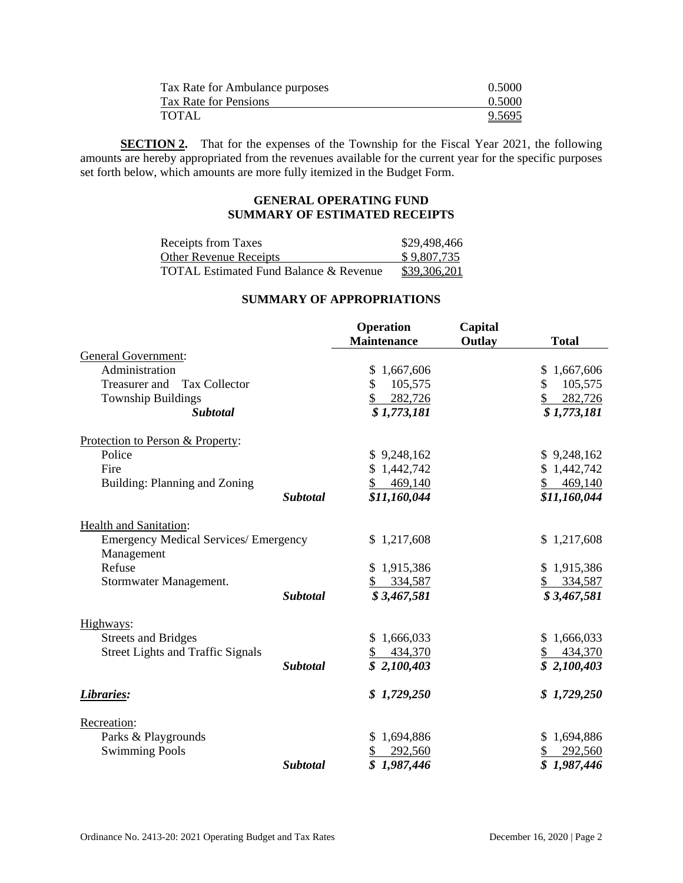| | |
|---|---|
| Tax Rate for Ambulance purposes | 0.5000 |
| Tax Rate for Pensions | 0.5000 |
| TOTAL | 9.5695 |

**SECTION 2.** That for the expenses of the Township for the Fiscal Year 2021, the following amounts are hereby appropriated from the revenues available for the current year for the specific purposes set forth below, which amounts are more fully itemized in the Budget Form.

**GENERAL OPERATING FUND**
**SUMMARY OF ESTIMATED RECEIPTS**

| | |
|---|---|
| Receipts from Taxes | $29,498,466 |
| Other Revenue Receipts | $ 9,807,735 |
| TOTAL Estimated Fund Balance & Revenue | $39,306,201 |

**SUMMARY OF APPROPRIATIONS**

| | | Operation Maintenance | Capital Outlay | Total |
|---|---|---|---|---|
| General Government: | | | | |
| Administration | | $ 1,667,606 | | $ 1,667,606 |
| Treasurer and Tax Collector | | $ 105,575 | | $ 105,575 |
| Township Buildings | | $ 282,726 | | $ 282,726 |
| ***Subtotal*** | | ***$ 1,773,181*** | | ***$ 1,773,181*** |
| Protection to Person & Property: | | | | |
| Police | | $ 9,248,162 | | $ 9,248,162 |
| Fire | | $ 1,442,742 | | $ 1,442,742 |
| Building: Planning and Zoning | | $ 469,140 | | $ 469,140 |
| | ***Subtotal*** | ***$11,160,044*** | | ***$11,160,044*** |
| Health and Sanitation: | | | | |
| Emergency Medical Services/ Emergency Management | | $ 1,217,608 | | $ 1,217,608 |
| Refuse | | $ 1,915,386 | | $ 1,915,386 |
| Stormwater Management. | | $ 334,587 | | $ 334,587 |
| | ***Subtotal*** | ***$ 3,467,581*** | | ***$ 3,467,581*** |
| Highways: | | | | |
| Streets and Bridges | | $ 1,666,033 | | $ 1,666,033 |
| Street Lights and Traffic Signals | | $ 434,370 | | $ 434,370 |
| | ***Subtotal*** | ***$ 2,100,403*** | | ***$ 2,100,403*** |
| ***Libraries:*** | | ***$ 1,729,250*** | | ***$ 1,729,250*** |
| Recreation: | | | | |
| Parks & Playgrounds | | $ 1,694,886 | | $ 1,694,886 |
| Swimming Pools | | $ 292,560 | | $ 292,560 |
| | ***Subtotal*** | ***$ 1,987,446*** | | ***$ 1,987,446*** |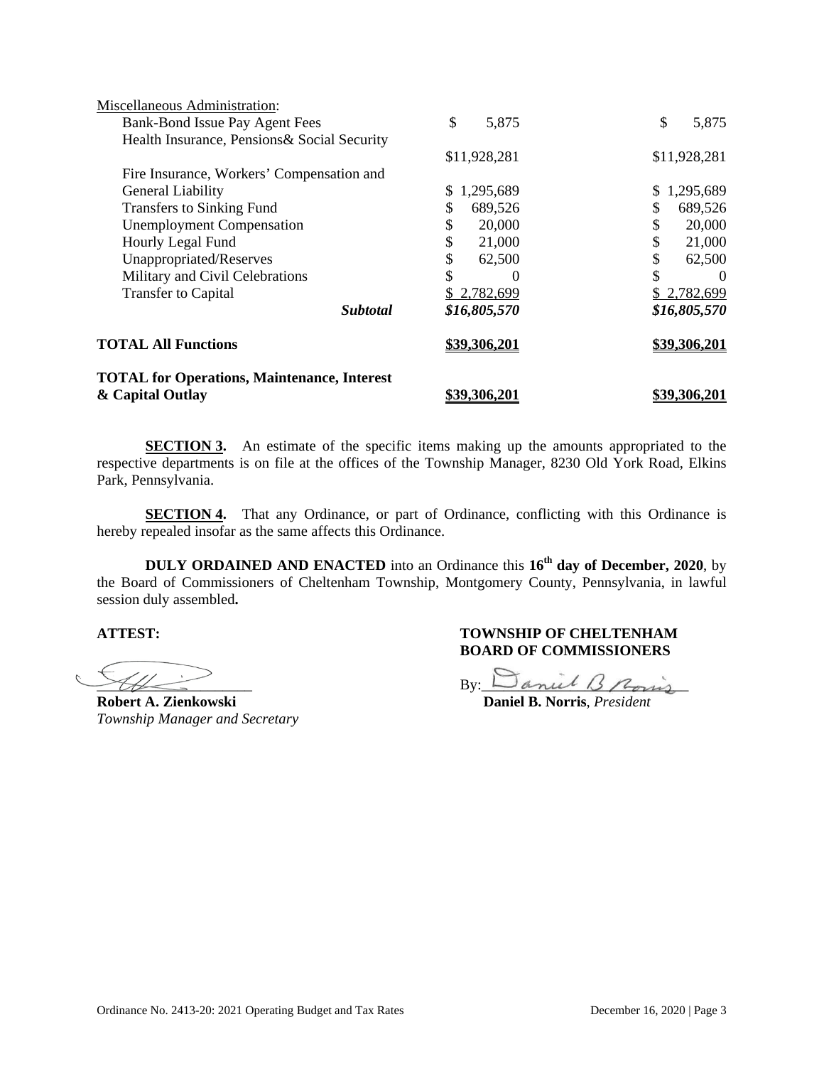| Miscellaneous Administration: | | |
|---|---|---|
| Bank-Bond Issue Pay Agent Fees | $ 5,875 | $ 5,875 |
| Health Insurance, Pensions& Social Security | $11,928,281 | $11,928,281 |
| Fire Insurance, Workers' Compensation and General Liability | $ 1,295,689 | $ 1,295,689 |
| Transfers to Sinking Fund | $ 689,526 | $ 689,526 |
| Unemployment Compensation | $ 20,000 | $ 20,000 |
| Hourly Legal Fund | $ 21,000 | $ 21,000 |
| Unappropriated/Reserves | $ 62,500 | $ 62,500 |
| Military and Civil Celebrations | $ 0 | $ 0 |
| Transfer to Capital | $ 2,782,699 | $ 2,782,699 |
| ***Subtotal*** | ***$16,805,570*** | ***$16,805,570*** |
| **TOTAL All Functions** | **$39,306,201** | **$39,306,201** |
| **TOTAL for Operations, Maintenance, Interest & Capital Outlay** | **$39,306,201** | **$39,306,201** |

**SECTION 3.** An estimate of the specific items making up the amounts appropriated to the respective departments is on file at the offices of the Township Manager, 8230 Old York Road, Elkins Park, Pennsylvania.

**SECTION 4.** That any Ordinance, or part of Ordinance, conflicting with this Ordinance is hereby repealed insofar as the same affects this Ordinance.

**DULY ORDAINED AND ENACTED** into an Ordinance this **16th day of December, 2020**, by the Board of Commissioners of Cheltenham Township, Montgomery County, Pennsylvania, in lawful session duly assembled**.**

**ATTEST:**

**Robert A. Zienkowski**
*Township Manager and Secretary*

**TOWNSHIP OF CHELTENHAM**
**BOARD OF COMMISSIONERS**

By: Daniel B Norris

**Daniel B. Norris**, *President*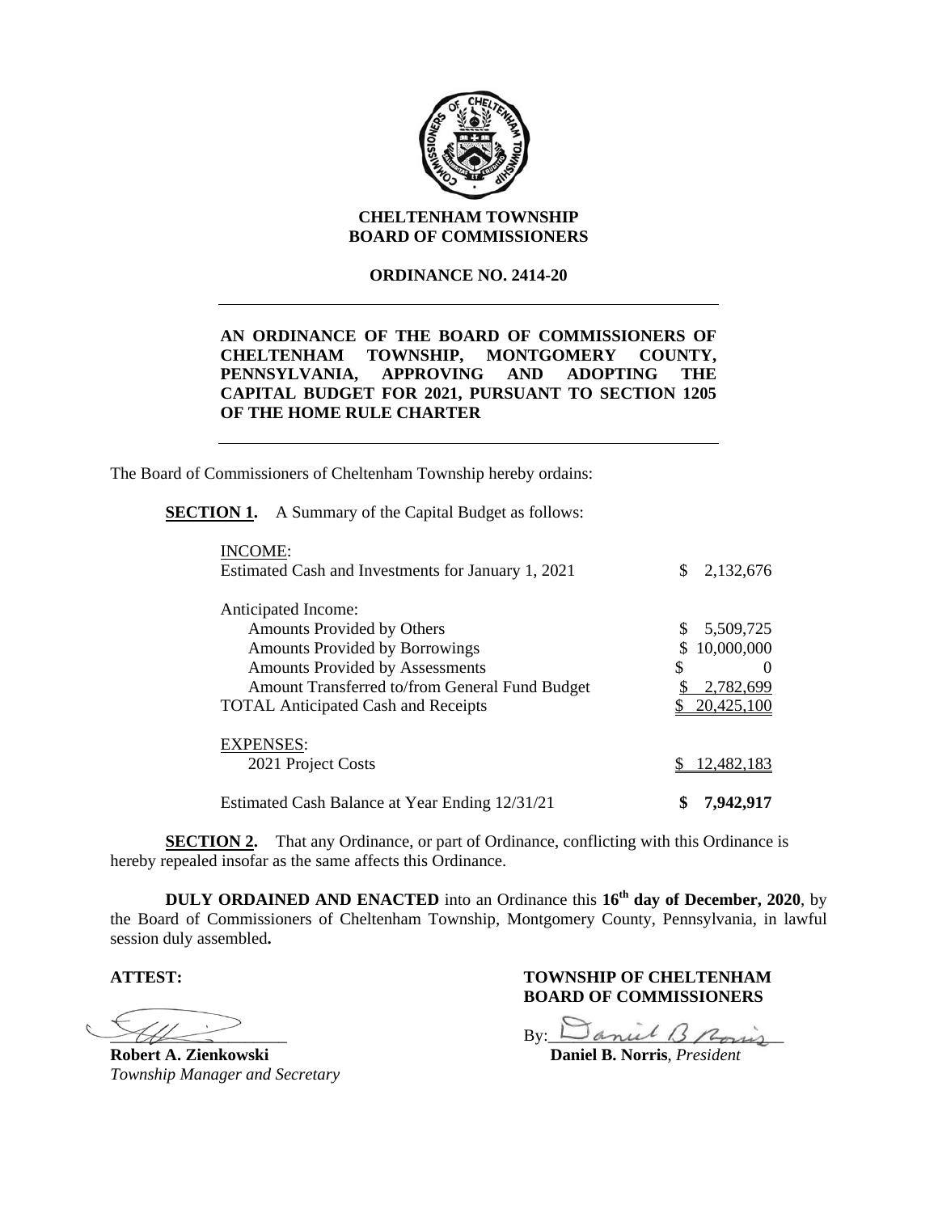**CHELTENHAM TOWNSHIP**
**BOARD OF COMMISSIONERS**

**ORDINANCE NO. 2414-20**

---

**AN ORDINANCE OF THE BOARD OF COMMISSIONERS OF CHELTENHAM TOWNSHIP, MONTGOMERY COUNTY, PENNSYLVANIA, APPROVING AND ADOPTING THE CAPITAL BUDGET FOR 2021, PURSUANT TO SECTION 1205 OF THE HOME RULE CHARTER**

---

The Board of Commissioners of Cheltenham Township hereby ordains:

**SECTION 1.** A Summary of the Capital Budget as follows:

| | |
|---|---|
| INCOME: | |
| Estimated Cash and Investments for January 1, 2021 | $ 2,132,676 |
| | |
| Anticipated Income: | |
| Amounts Provided by Others | $ 5,509,725 |
| Amounts Provided by Borrowings | $ 10,000,000 |
| Amounts Provided by Assessments | $ 0 |
| Amount Transferred to/from General Fund Budget | $ 2,782,699 |
| TOTAL Anticipated Cash and Receipts | $ 20,425,100 |
| | |
| EXPENSES: | |
| 2021 Project Costs | $ 12,482,183 |
| | |
| Estimated Cash Balance at Year Ending 12/31/21 | **$ 7,942,917** |

**SECTION 2.** That any Ordinance, or part of Ordinance, conflicting with this Ordinance is hereby repealed insofar as the same affects this Ordinance.

**DULY ORDAINED AND ENACTED** into an Ordinance this **16th day of December, 2020**, by the Board of Commissioners of Cheltenham Township, Montgomery County, Pennsylvania, in lawful session duly assembled**.**

**ATTEST:**

**Robert A. Zienkowski**
*Township Manager and Secretary*

**TOWNSHIP OF CHELTENHAM**
**BOARD OF COMMISSIONERS**

By:

**Daniel B. Norris**, *President*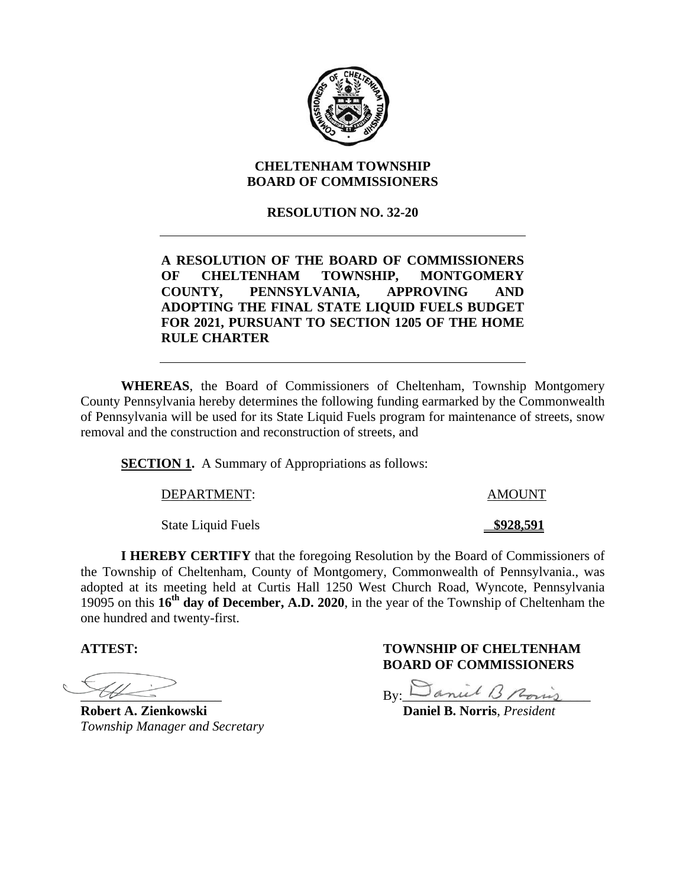**CHELTENHAM TOWNSHIP**
**BOARD OF COMMISSIONERS**

**RESOLUTION NO. 32-20**

---

**A RESOLUTION OF THE BOARD OF COMMISSIONERS OF CHELTENHAM TOWNSHIP, MONTGOMERY COUNTY, PENNSYLVANIA, APPROVING AND ADOPTING THE FINAL STATE LIQUID FUELS BUDGET FOR 2021, PURSUANT TO SECTION 1205 OF THE HOME RULE CHARTER**

---

**WHEREAS**, the Board of Commissioners of Cheltenham, Township Montgomery County Pennsylvania hereby determines the following funding earmarked by the Commonwealth of Pennsylvania will be used for its State Liquid Fuels program for maintenance of streets, snow removal and the construction and reconstruction of streets, and

**SECTION 1.** A Summary of Appropriations as follows:

| DEPARTMENT: | AMOUNT |
| --- | --- |
| State Liquid Fuels | **$928,591** |

**I HEREBY CERTIFY** that the foregoing Resolution by the Board of Commissioners of the Township of Cheltenham, County of Montgomery, Commonwealth of Pennsylvania., was adopted at its meeting held at Curtis Hall 1250 West Church Road, Wyncote, Pennsylvania 19095 on this **16th day of December, A.D. 2020**, in the year of the Township of Cheltenham the one hundred and twenty-first.

**ATTEST:**

**Robert A. Zienkowski**
*Township Manager and Secretary*

**TOWNSHIP OF CHELTENHAM**
**BOARD OF COMMISSIONERS**

By: ______________________

**Daniel B. Norris**, *President*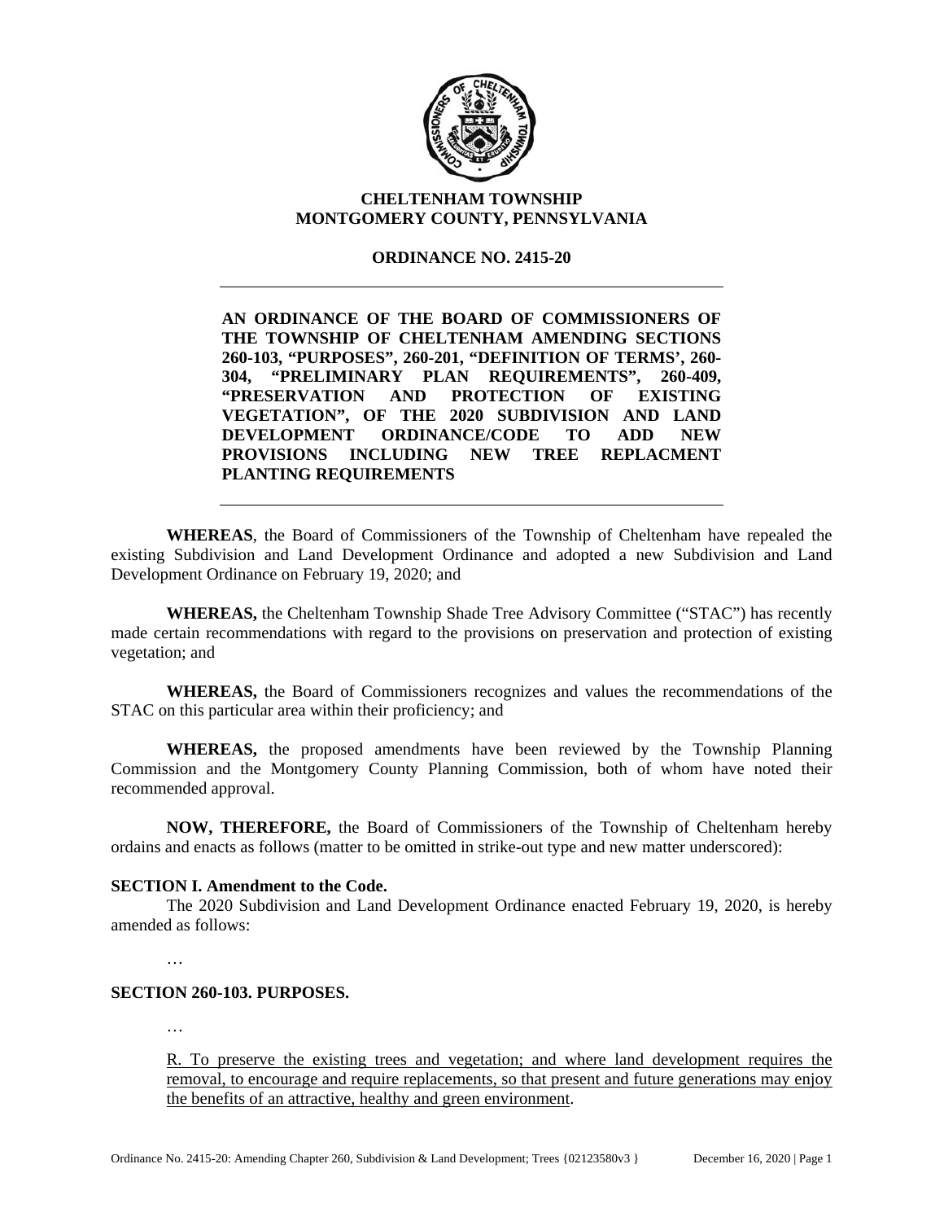**CHELTENHAM TOWNSHIP**
**MONTGOMERY COUNTY, PENNSYLVANIA**

**ORDINANCE NO. 2415-20**

---

**AN ORDINANCE OF THE BOARD OF COMMISSIONERS OF THE TOWNSHIP OF CHELTENHAM AMENDING SECTIONS 260-103, "PURPOSES", 260-201, "DEFINITION OF TERMS', 260-304, "PRELIMINARY PLAN REQUIREMENTS", 260-409, "PRESERVATION AND PROTECTION OF EXISTING VEGETATION", OF THE 2020 SUBDIVISION AND LAND DEVELOPMENT ORDINANCE/CODE TO ADD NEW PROVISIONS INCLUDING NEW TREE REPLACMENT PLANTING REQUIREMENTS**

---

**WHEREAS**, the Board of Commissioners of the Township of Cheltenham have repealed the existing Subdivision and Land Development Ordinance and adopted a new Subdivision and Land Development Ordinance on February 19, 2020; and

**WHEREAS,** the Cheltenham Township Shade Tree Advisory Committee ("STAC") has recently made certain recommendations with regard to the provisions on preservation and protection of existing vegetation; and

**WHEREAS,** the Board of Commissioners recognizes and values the recommendations of the STAC on this particular area within their proficiency; and

**WHEREAS,** the proposed amendments have been reviewed by the Township Planning Commission and the Montgomery County Planning Commission, both of whom have noted their recommended approval.

**NOW, THEREFORE,** the Board of Commissioners of the Township of Cheltenham hereby ordains and enacts as follows (matter to be omitted in strike-out type and new matter underscored):

**SECTION I. Amendment to the Code.**

The 2020 Subdivision and Land Development Ordinance enacted February 19, 2020, is hereby amended as follows:

…

**SECTION 260-103. PURPOSES.**

…

<u>R. To preserve the existing trees and vegetation; and where land development requires the removal, to encourage and require replacements, so that present and future generations may enjoy the benefits of an attractive, healthy and green environment</u>.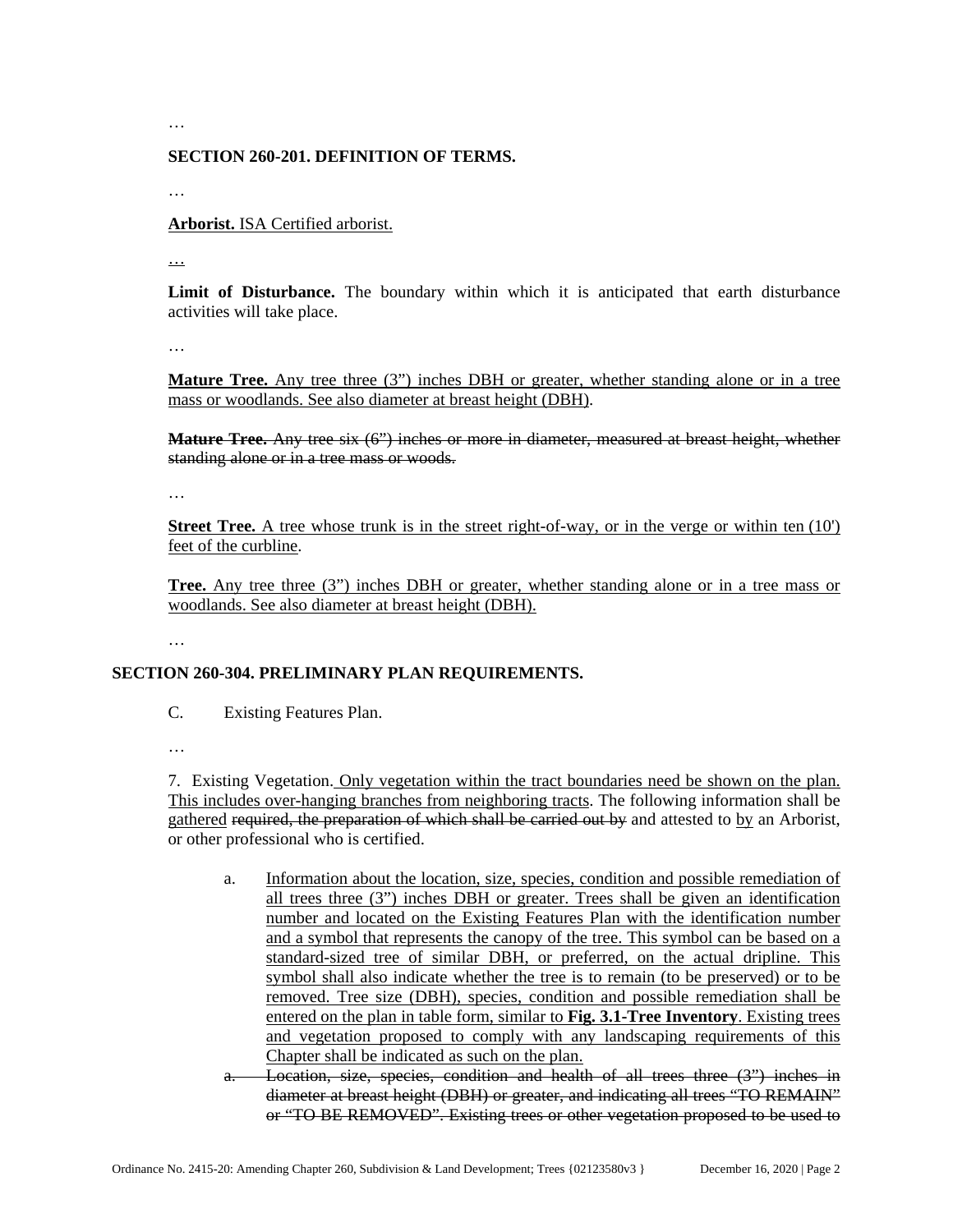…

**SECTION 260-201. DEFINITION OF TERMS.**

…

<u>**Arborist.** ISA Certified arborist.</u>

<u>…</u>

**Limit of Disturbance.** The boundary within which it is anticipated that earth disturbance activities will take place.

…

<u>**Mature Tree.** Any tree three (3”) inches DBH or greater, whether standing alone or in a tree mass or woodlands. See also diameter at breast height (DBH)</u>.

~~**Mature Tree.** Any tree six (6”) inches or more in diameter, measured at breast height, whether standing alone or in a tree mass or woods.~~

…

<u>**Street Tree.** A tree whose trunk is in the street right-of-way, or in the verge or within ten (10') feet of the curbline</u>.

<u>**Tree.** Any tree three (3”) inches DBH or greater, whether standing alone or in a tree mass or woodlands. See also diameter at breast height (DBH).</u>

…

**SECTION 260-304. PRELIMINARY PLAN REQUIREMENTS.**

C. Existing Features Plan.

…

7. Existing Vegetation.<u> Only vegetation within the tract boundaries need be shown on the plan. This includes over-hanging branches from neighboring tracts</u>. The following information shall be <u>gathered</u> ~~required, the preparation of which shall be carried out by~~ and attested to <u>by</u> an Arborist, or other professional who is certified.

a. <u>Information about the location, size, species, condition and possible remediation of all trees three (3”) inches DBH or greater. Trees shall be given an identification number and located on the Existing Features Plan with the identification number and a symbol that represents the canopy of the tree. This symbol can be based on a standard-sized tree of similar DBH, or preferred, on the actual dripline. This symbol shall also indicate whether the tree is to remain (to be preserved) or to be removed. Tree size (DBH), species, condition and possible remediation shall be entered on the plan in table form, similar to **Fig. 3.1-Tree Inventory**. Existing trees and vegetation proposed to comply with any landscaping requirements of this Chapter shall be indicated as such on the plan.</u>

~~a. Location, size, species, condition and health of all trees three (3”) inches in diameter at breast height (DBH) or greater, and indicating all trees “TO REMAIN” or “TO BE REMOVED”. Existing trees or other vegetation proposed to be used to~~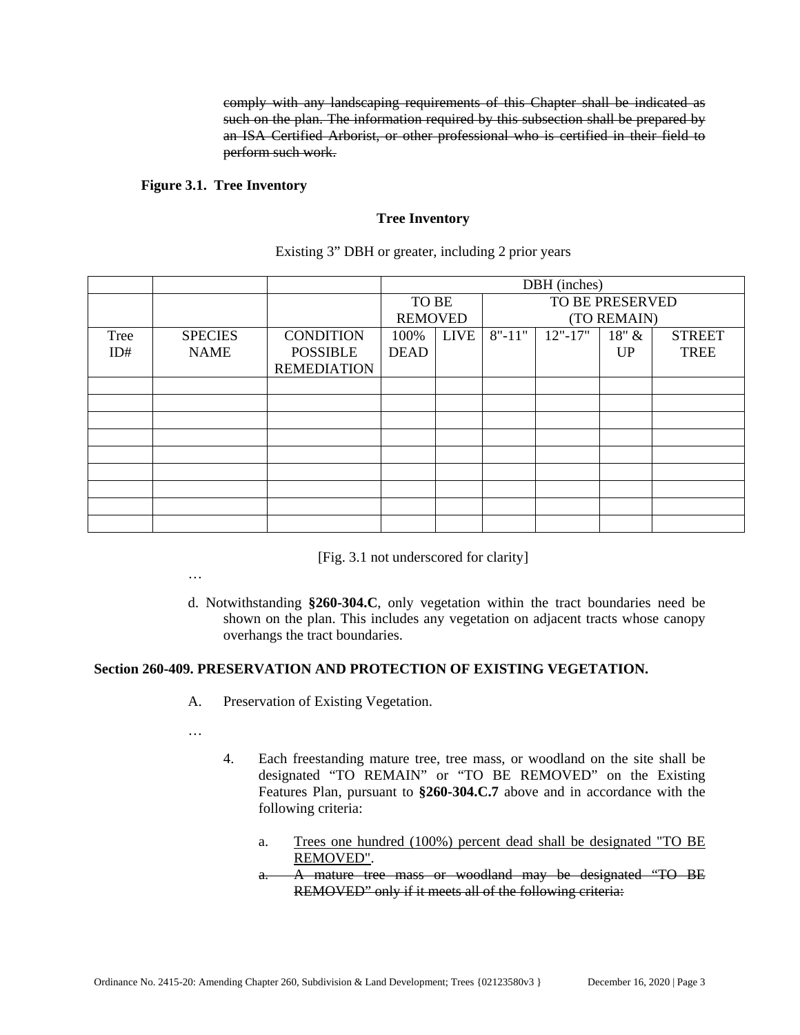~~comply with any landscaping requirements of this Chapter shall be indicated as such on the plan. The information required by this subsection shall be prepared by an ISA Certified Arborist, or other professional who is certified in their field to perform such work.~~

**Figure 3.1. Tree Inventory**

**Tree Inventory**

Existing 3" DBH or greater, including 2 prior years

| | | | DBH (inches) | | | | | |
|---|---|---|---|---|---|---|---|---|
| | | | TO BE REMOVED | | TO BE PRESERVED (TO REMAIN) | | | |
| Tree ID# | SPECIES NAME | CONDITION POSSIBLE REMEDIATION | 100% DEAD | LIVE | 8"-11" | 12"-17" | 18" & UP | STREET TREE |
| | | | | | | | | |
| | | | | | | | | |
| | | | | | | | | |
| | | | | | | | | |
| | | | | | | | | |
| | | | | | | | | |
| | | | | | | | | |
| | | | | | | | | |
| | | | | | | | | |

[Fig. 3.1 not underscored for clarity]

…

d. Notwithstanding **§260-304.C**, only vegetation within the tract boundaries need be shown on the plan. This includes any vegetation on adjacent tracts whose canopy overhangs the tract boundaries.

**Section 260-409. PRESERVATION AND PROTECTION OF EXISTING VEGETATION.**

A. Preservation of Existing Vegetation.

…

4. Each freestanding mature tree, tree mass, or woodland on the site shall be designated "TO REMAIN" or "TO BE REMOVED" on the Existing Features Plan, pursuant to **§260-304.C.7** above and in accordance with the following criteria:

   a. <u>Trees one hundred (100%) percent dead shall be designated "TO BE REMOVED".</u>

   ~~a. A mature tree mass or woodland may be designated "TO BE REMOVED" only if it meets all of the following criteria:~~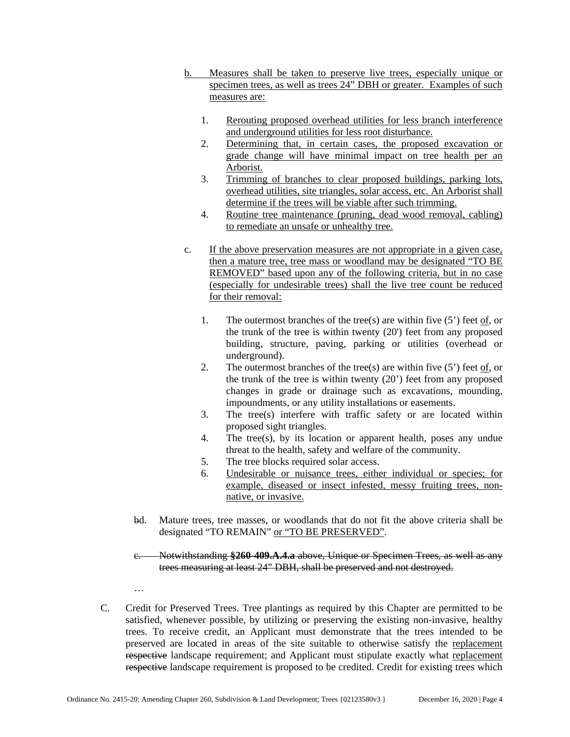b. Measures shall be taken to preserve live trees, especially unique or specimen trees, as well as trees 24" DBH or greater. Examples of such measures are:

1. Rerouting proposed overhead utilities for less branch interference and underground utilities for less root disturbance.
2. Determining that, in certain cases, the proposed excavation or grade change will have minimal impact on tree health per an Arborist.
3. Trimming of branches to clear proposed buildings, parking lots, overhead utilities, site triangles, solar access, etc. An Arborist shall determine if the trees will be viable after such trimming.
4. Routine tree maintenance (pruning, dead wood removal, cabling) to remediate an unsafe or unhealthy tree.

c. If the above preservation measures are not appropriate in a given case, then a mature tree, tree mass or woodland may be designated "TO BE REMOVED" based upon any of the following criteria, but in no case (especially for undesirable trees) shall the live tree count be reduced for their removal:

1. The outermost branches of the tree(s) are within five (5') feet of, or the trunk of the tree is within twenty (20') feet from any proposed building, structure, paving, parking or utilities (overhead or underground).
2. The outermost branches of the tree(s) are within five (5') feet of, or the trunk of the tree is within twenty (20') feet from any proposed changes in grade or drainage such as excavations, mounding, impoundments, or any utility installations or easements.
3. The tree(s) interfere with traffic safety or are located within proposed sight triangles.
4. The tree(s), by its location or apparent health, poses any undue threat to the health, safety and welfare of the community.
5. The tree blocks required solar access.
6. Undesirable or nuisance trees, either individual or species; for example, diseased or insect infested, messy fruiting trees, non-native, or invasive.

~~b~~d. Mature trees, tree masses, or woodlands that do not fit the above criteria shall be designated "TO REMAIN" or "TO BE PRESERVED".

~~c. Notwithstanding **§260-409.A.4.a** above, Unique or Specimen Trees, as well as any trees measuring at least 24" DBH, shall be preserved and not destroyed.~~

…

C. Credit for Preserved Trees. Tree plantings as required by this Chapter are permitted to be satisfied, whenever possible, by utilizing or preserving the existing non-invasive, healthy trees. To receive credit, an Applicant must demonstrate that the trees intended to be preserved are located in areas of the site suitable to otherwise satisfy the replacement ~~respective~~ landscape requirement; and Applicant must stipulate exactly what replacement ~~respective~~ landscape requirement is proposed to be credited. Credit for existing trees which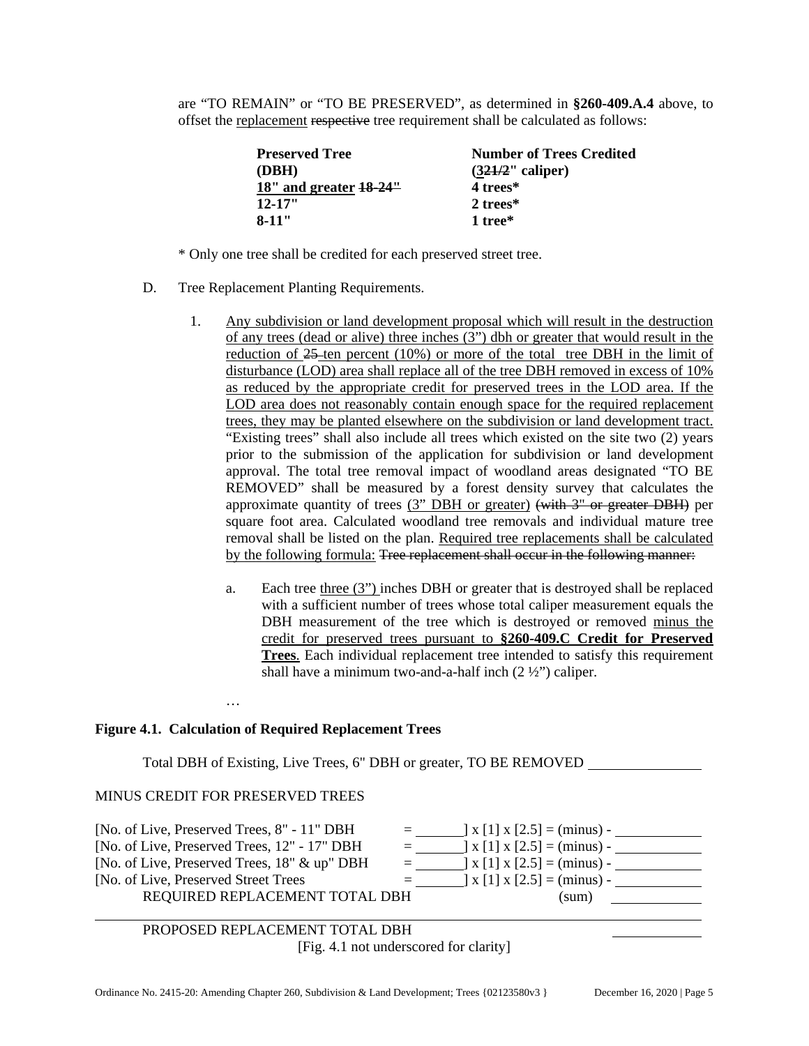are “TO REMAIN” or “TO BE PRESERVED”, as determined in **§260-409.A.4** above, to offset the <u>replacement</u> ~~respective~~ tree requirement shall be calculated as follows:

| Preserved Tree (DBH) | Number of Trees Credited (3<u>2</u>~~1/2~~" caliper) |
|---|---|
| **<u>18" and greater</u> ~~18-24"~~** | **4 trees*** |
| **12-17"** | **2 trees*** |
| **8-11"** | **1 tree*** |

* Only one tree shall be credited for each preserved street tree.

D. Tree Replacement Planting Requirements.

1. <u>Any subdivision or land development proposal which will result in the destruction of any trees (dead or alive) three inches (3”) dbh or greater that would result in the reduction of</u> ~~25~~ <u>ten percent (10%) or more of the total tree DBH in the limit of disturbance (LOD) area shall replace all of the tree DBH removed in excess of 10% as reduced by the appropriate credit for preserved trees in the LOD area. If the LOD area does not reasonably contain enough space for the required replacement trees, they may be planted elsewhere on the subdivision or land development tract.</u> “Existing trees” shall also include all trees which existed on the site two (2) years prior to the submission of the application for subdivision or land development approval. The total tree removal impact of woodland areas designated “TO BE REMOVED” shall be measured by a forest density survey that calculates the approximate quantity of trees <u>(3” DBH or greater)</u> ~~(with 3" or greater DBH)~~ per square foot area. Calculated woodland tree removals and individual mature tree removal shall be listed on the plan. <u>Required tree replacements shall be calculated by the following formula:</u> ~~Tree replacement shall occur in the following manner:~~

   a. Each tree <u>three (3”)</u> inches DBH or greater that is destroyed shall be replaced with a sufficient number of trees whose total caliper measurement equals the DBH measurement of the tree which is destroyed or removed <u>minus the credit for preserved trees pursuant to **§260-409.C Credit for Preserved Trees**</u>. Each individual replacement tree intended to satisfy this requirement shall have a minimum two-and-a-half inch (2 ½”) caliper.

…

**Figure 4.1. Calculation of Required Replacement Trees**

Total DBH of Existing, Live Trees, 6" DBH or greater, TO BE REMOVED ________

MINUS CREDIT FOR PRESERVED TREES

| | | |
|---|---|---|
| [No. of Live, Preserved Trees, 8" - 11" DBH | = ______] x [1] x [2.5] = (minus) - | ________ |
| [No. of Live, Preserved Trees, 12" - 17" DBH | = ______] x [1] x [2.5] = (minus) - | ________ |
| [No. of Live, Preserved Trees, 18" & up" DBH | = ______] x [1] x [2.5] = (minus) - | ________ |
| [No. of Live, Preserved Street Trees | = ______] x [1] x [2.5] = (minus) - | ________ |
| REQUIRED REPLACEMENT TOTAL DBH | (sum) | ________ |
| PROPOSED REPLACEMENT TOTAL DBH | | ________ |

[Fig. 4.1 not underscored for clarity]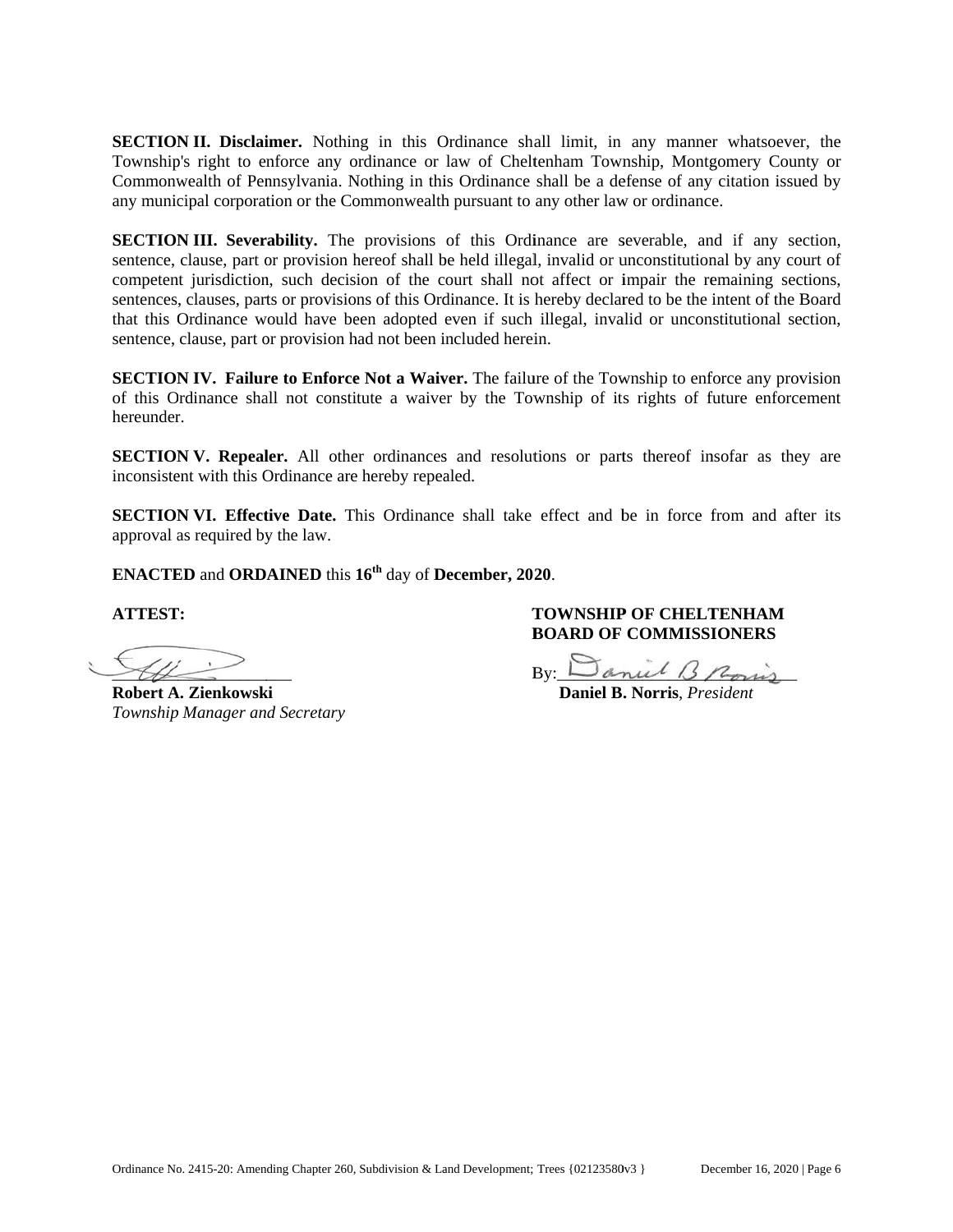**SECTION II. Disclaimer.** Nothing in this Ordinance shall limit, in any manner whatsoever, the Township's right to enforce any ordinance or law of Cheltenham Township, Montgomery County or Commonwealth of Pennsylvania. Nothing in this Ordinance shall be a defense of any citation issued by any municipal corporation or the Commonwealth pursuant to any other law or ordinance.

**SECTION III. Severability.** The provisions of this Ordinance are severable, and if any section, sentence, clause, part or provision hereof shall be held illegal, invalid or unconstitutional by any court of competent jurisdiction, such decision of the court shall not affect or impair the remaining sections, sentences, clauses, parts or provisions of this Ordinance. It is hereby declared to be the intent of the Board that this Ordinance would have been adopted even if such illegal, invalid or unconstitutional section, sentence, clause, part or provision had not been included herein.

**SECTION IV. Failure to Enforce Not a Waiver.** The failure of the Township to enforce any provision of this Ordinance shall not constitute a waiver by the Township of its rights of future enforcement hereunder.

**SECTION V. Repealer.** All other ordinances and resolutions or parts thereof insofar as they are inconsistent with this Ordinance are hereby repealed.

**SECTION VI. Effective Date.** This Ordinance shall take effect and be in force from and after its approval as required by the law.

**ENACTED** and **ORDAINED** this **16th** day of **December, 2020**.

**ATTEST:**

______________________
**Robert A. Zienkowski**
*Township Manager and Secretary*

**TOWNSHIP OF CHELTENHAM BOARD OF COMMISSIONERS**

By:______________________
**Daniel B. Norris**, *President*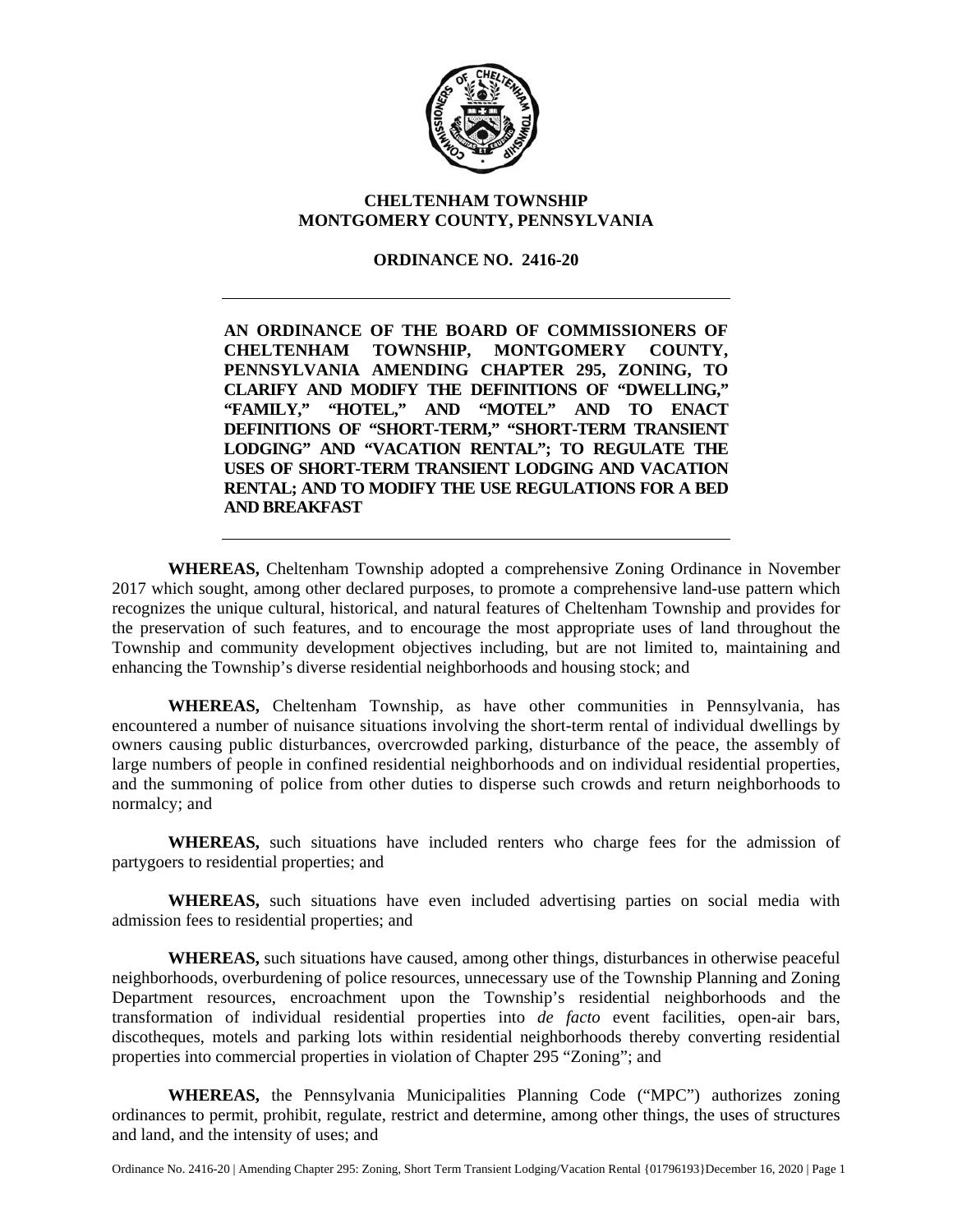**CHELTENHAM TOWNSHIP**
**MONTGOMERY COUNTY, PENNSYLVANIA**

**ORDINANCE NO. 2416-20**

---

**AN ORDINANCE OF THE BOARD OF COMMISSIONERS OF CHELTENHAM TOWNSHIP, MONTGOMERY COUNTY, PENNSYLVANIA AMENDING CHAPTER 295, ZONING, TO CLARIFY AND MODIFY THE DEFINITIONS OF "DWELLING," "FAMILY," "HOTEL," AND "MOTEL" AND TO ENACT DEFINITIONS OF "SHORT-TERM," "SHORT-TERM TRANSIENT LODGING" AND "VACATION RENTAL"; TO REGULATE THE USES OF SHORT-TERM TRANSIENT LODGING AND VACATION RENTAL; AND TO MODIFY THE USE REGULATIONS FOR A BED AND BREAKFAST**

---

**WHEREAS,** Cheltenham Township adopted a comprehensive Zoning Ordinance in November 2017 which sought, among other declared purposes, to promote a comprehensive land-use pattern which recognizes the unique cultural, historical, and natural features of Cheltenham Township and provides for the preservation of such features, and to encourage the most appropriate uses of land throughout the Township and community development objectives including, but are not limited to, maintaining and enhancing the Township's diverse residential neighborhoods and housing stock; and

**WHEREAS,** Cheltenham Township, as have other communities in Pennsylvania, has encountered a number of nuisance situations involving the short-term rental of individual dwellings by owners causing public disturbances, overcrowded parking, disturbance of the peace, the assembly of large numbers of people in confined residential neighborhoods and on individual residential properties, and the summoning of police from other duties to disperse such crowds and return neighborhoods to normalcy; and

**WHEREAS,** such situations have included renters who charge fees for the admission of partygoers to residential properties; and

**WHEREAS,** such situations have even included advertising parties on social media with admission fees to residential properties; and

**WHEREAS,** such situations have caused, among other things, disturbances in otherwise peaceful neighborhoods, overburdening of police resources, unnecessary use of the Township Planning and Zoning Department resources, encroachment upon the Township's residential neighborhoods and the transformation of individual residential properties into *de facto* event facilities, open-air bars, discotheques, motels and parking lots within residential neighborhoods thereby converting residential properties into commercial properties in violation of Chapter 295 "Zoning"; and

**WHEREAS,** the Pennsylvania Municipalities Planning Code ("MPC") authorizes zoning ordinances to permit, prohibit, regulate, restrict and determine, among other things, the uses of structures and land, and the intensity of uses; and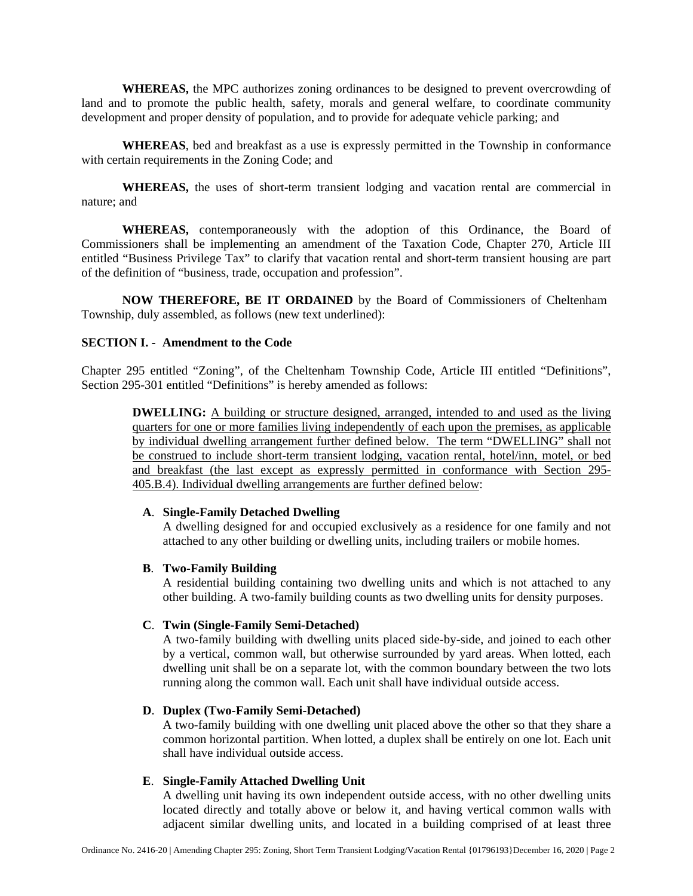**WHEREAS,** the MPC authorizes zoning ordinances to be designed to prevent overcrowding of land and to promote the public health, safety, morals and general welfare, to coordinate community development and proper density of population, and to provide for adequate vehicle parking; and

**WHEREAS**, bed and breakfast as a use is expressly permitted in the Township in conformance with certain requirements in the Zoning Code; and

**WHEREAS,** the uses of short-term transient lodging and vacation rental are commercial in nature; and

**WHEREAS,** contemporaneously with the adoption of this Ordinance, the Board of Commissioners shall be implementing an amendment of the Taxation Code, Chapter 270, Article III entitled "Business Privilege Tax" to clarify that vacation rental and short-term transient housing are part of the definition of "business, trade, occupation and profession".

**NOW THEREFORE, BE IT ORDAINED** by the Board of Commissioners of Cheltenham Township, duly assembled, as follows (new text underlined):

**SECTION I. - Amendment to the Code**

Chapter 295 entitled "Zoning", of the Cheltenham Township Code, Article III entitled "Definitions", Section 295-301 entitled "Definitions" is hereby amended as follows:

> **DWELLING:** <u>A building or structure designed, arranged, intended to and used as the living quarters for one or more families living independently of each upon the premises, as applicable by individual dwelling arrangement further defined below. The term "DWELLING" shall not be construed to include short-term transient lodging, vacation rental, hotel/inn, motel, or bed and breakfast (the last except as expressly permitted in conformance with Section 295-405.B.4). Individual dwelling arrangements are further defined below</u>:
>
> **A**. **Single-Family Detached Dwelling**
> A dwelling designed for and occupied exclusively as a residence for one family and not attached to any other building or dwelling units, including trailers or mobile homes.
>
> **B**. **Two-Family Building**
> A residential building containing two dwelling units and which is not attached to any other building. A two-family building counts as two dwelling units for density purposes.
>
> **C**. **Twin (Single-Family Semi-Detached)**
> A two-family building with dwelling units placed side-by-side, and joined to each other by a vertical, common wall, but otherwise surrounded by yard areas. When lotted, each dwelling unit shall be on a separate lot, with the common boundary between the two lots running along the common wall. Each unit shall have individual outside access.
>
> **D**. **Duplex (Two-Family Semi-Detached)**
> A two-family building with one dwelling unit placed above the other so that they share a common horizontal partition. When lotted, a duplex shall be entirely on one lot. Each unit shall have individual outside access.
>
> **E**. **Single-Family Attached Dwelling Unit**
> A dwelling unit having its own independent outside access, with no other dwelling units located directly and totally above or below it, and having vertical common walls with adjacent similar dwelling units, and located in a building comprised of at least three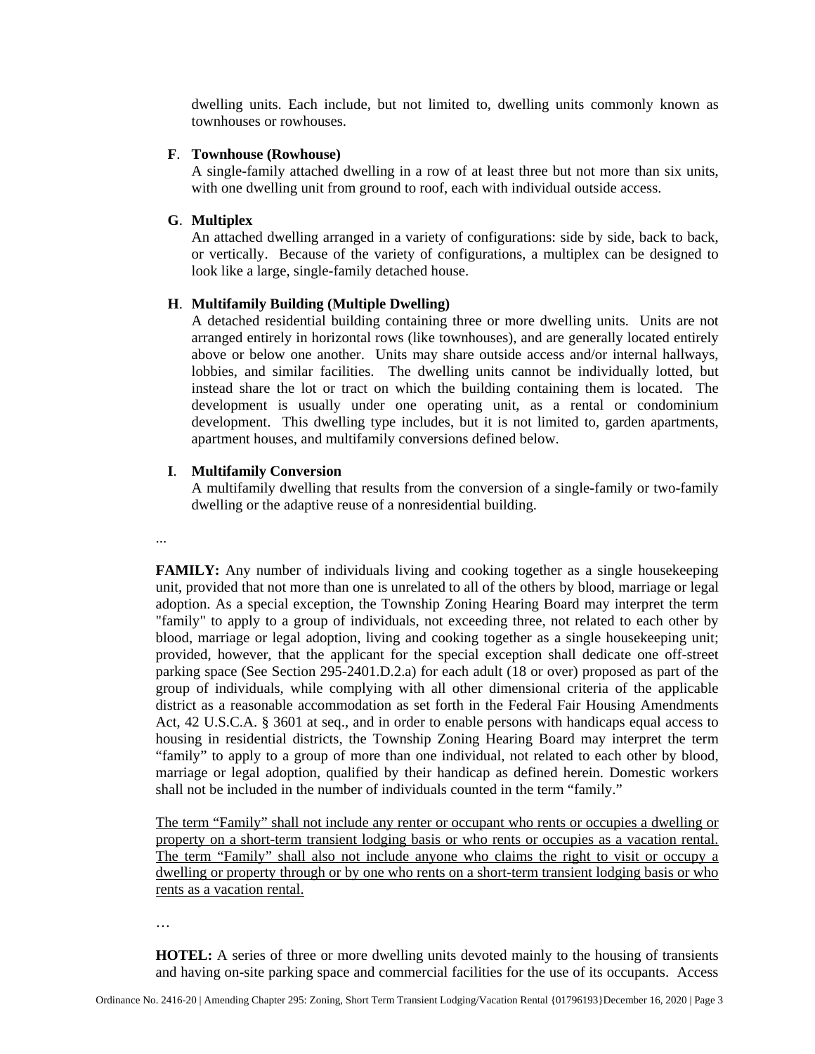dwelling units. Each include, but not limited to, dwelling units commonly known as townhouses or rowhouses.

**F**. **Townhouse (Rowhouse)**
A single-family attached dwelling in a row of at least three but not more than six units, with one dwelling unit from ground to roof, each with individual outside access.

**G**. **Multiplex**
An attached dwelling arranged in a variety of configurations: side by side, back to back, or vertically. Because of the variety of configurations, a multiplex can be designed to look like a large, single-family detached house.

**H**. **Multifamily Building (Multiple Dwelling)**
A detached residential building containing three or more dwelling units. Units are not arranged entirely in horizontal rows (like townhouses), and are generally located entirely above or below one another. Units may share outside access and/or internal hallways, lobbies, and similar facilities. The dwelling units cannot be individually lotted, but instead share the lot or tract on which the building containing them is located. The development is usually under one operating unit, as a rental or condominium development. This dwelling type includes, but it is not limited to, garden apartments, apartment houses, and multifamily conversions defined below.

**I**. **Multifamily Conversion**
A multifamily dwelling that results from the conversion of a single-family or two-family dwelling or the adaptive reuse of a nonresidential building.

...

**FAMILY:** Any number of individuals living and cooking together as a single housekeeping unit, provided that not more than one is unrelated to all of the others by blood, marriage or legal adoption. As a special exception, the Township Zoning Hearing Board may interpret the term "family" to apply to a group of individuals, not exceeding three, not related to each other by blood, marriage or legal adoption, living and cooking together as a single housekeeping unit; provided, however, that the applicant for the special exception shall dedicate one off-street parking space (See Section 295-2401.D.2.a) for each adult (18 or over) proposed as part of the group of individuals, while complying with all other dimensional criteria of the applicable district as a reasonable accommodation as set forth in the Federal Fair Housing Amendments Act, 42 U.S.C.A. § 3601 at seq., and in order to enable persons with handicaps equal access to housing in residential districts, the Township Zoning Hearing Board may interpret the term "family" to apply to a group of more than one individual, not related to each other by blood, marriage or legal adoption, qualified by their handicap as defined herein. Domestic workers shall not be included in the number of individuals counted in the term "family."

<u>The term "Family" shall not include any renter or occupant who rents or occupies a dwelling or property on a short-term transient lodging basis or who rents or occupies as a vacation rental. The term "Family" shall also not include anyone who claims the right to visit or occupy a dwelling or property through or by one who rents on a short-term transient lodging basis or who rents as a vacation rental.</u>

…

**HOTEL:** A series of three or more dwelling units devoted mainly to the housing of transients and having on-site parking space and commercial facilities for the use of its occupants. Access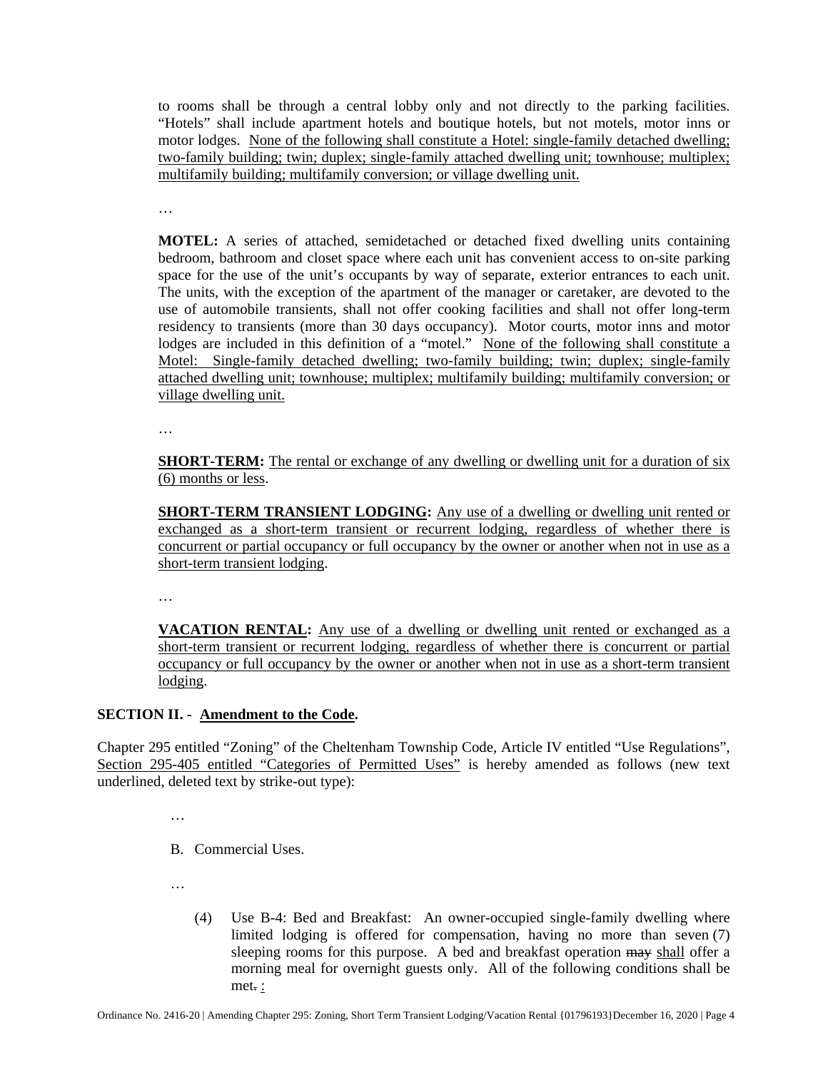to rooms shall be through a central lobby only and not directly to the parking facilities. "Hotels" shall include apartment hotels and boutique hotels, but not motels, motor inns or motor lodges. <u>None of the following shall constitute a Hotel: single-family detached dwelling; two-family building; twin; duplex; single-family attached dwelling unit; townhouse; multiplex; multifamily building; multifamily conversion; or village dwelling unit.</u>

…

**MOTEL:** A series of attached, semidetached or detached fixed dwelling units containing bedroom, bathroom and closet space where each unit has convenient access to on-site parking space for the use of the unit's occupants by way of separate, exterior entrances to each unit. The units, with the exception of the apartment of the manager or caretaker, are devoted to the use of automobile transients, shall not offer cooking facilities and shall not offer long-term residency to transients (more than 30 days occupancy). Motor courts, motor inns and motor lodges are included in this definition of a "motel." <u>None of the following shall constitute a Motel: Single-family detached dwelling; two-family building; twin; duplex; single-family attached dwelling unit; townhouse; multiplex; multifamily building; multifamily conversion; or village dwelling unit.</u>

…

<u>**SHORT-TERM:**</u> <u>The rental or exchange of any dwelling or dwelling unit for a duration of six (6) months or less</u>.

<u>**SHORT-TERM TRANSIENT LODGING:**</u> <u>Any use of a dwelling or dwelling unit rented or exchanged as a short-term transient or recurrent lodging, regardless of whether there is concurrent or partial occupancy or full occupancy by the owner or another when not in use as a short-term transient lodging</u>.

…

<u>**VACATION RENTAL:**</u> <u>Any use of a dwelling or dwelling unit rented or exchanged as a short-term transient or recurrent lodging, regardless of whether there is concurrent or partial occupancy or full occupancy by the owner or another when not in use as a short-term transient lodging</u>.

**SECTION II. - <u>Amendment to the Code</u>.**

Chapter 295 entitled "Zoning" of the Cheltenham Township Code, Article IV entitled "Use Regulations", <u>Section 295-405 entitled "Categories of Permitted Uses"</u> is hereby amended as follows (new text underlined, deleted text by strike-out type):

…

B. Commercial Uses.

…

(4) Use B-4: Bed and Breakfast: An owner-occupied single-family dwelling where limited lodging is offered for compensation, having no more than seven (7) sleeping rooms for this purpose. A bed and breakfast operation ~~may~~ <u>shall</u> offer a morning meal for overnight guests only. All of the following conditions shall be met~~.~~ <u>:</u>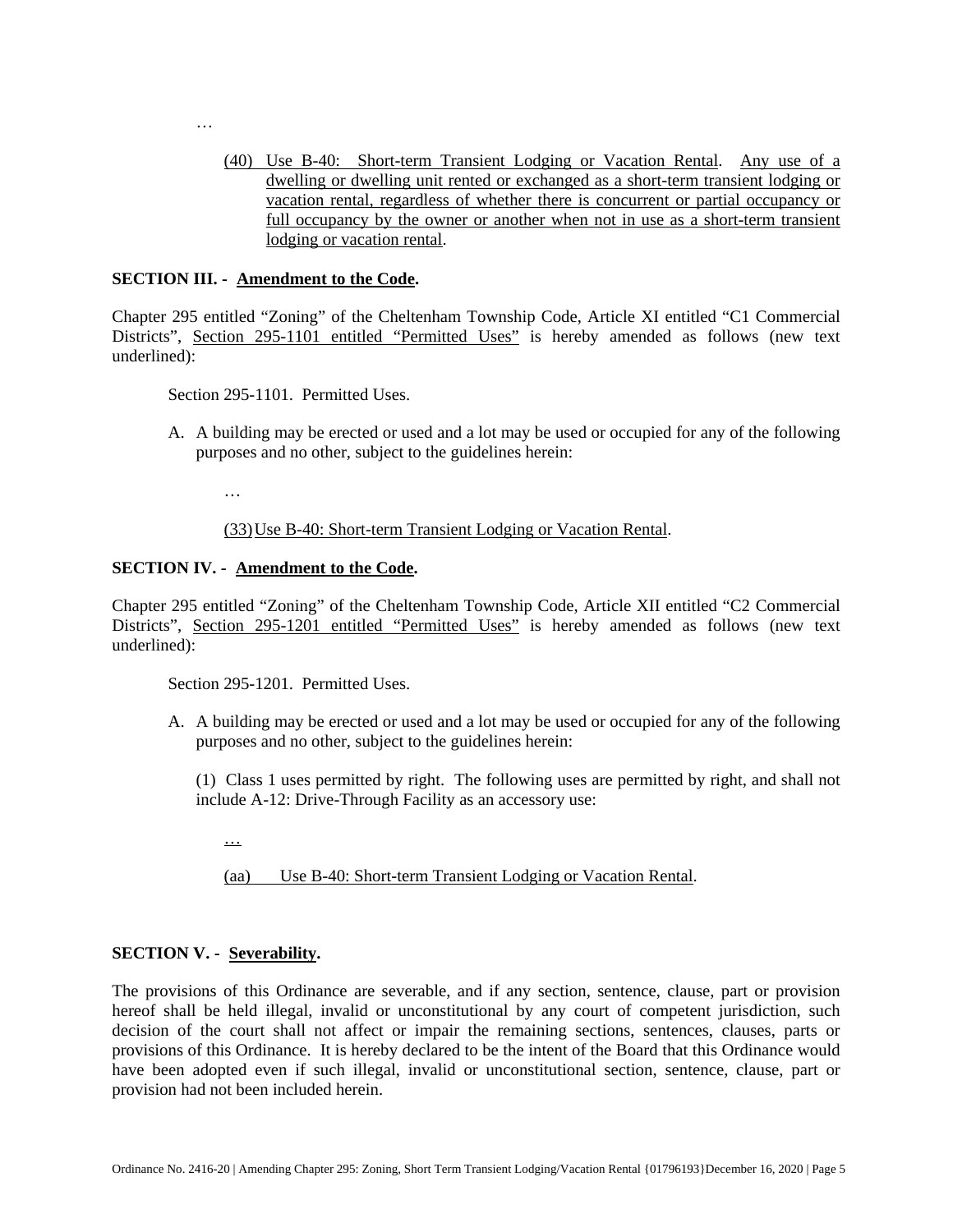…

(40) Use B-40: Short-term Transient Lodging or Vacation Rental. Any use of a dwelling or dwelling unit rented or exchanged as a short-term transient lodging or vacation rental, regardless of whether there is concurrent or partial occupancy or full occupancy by the owner or another when not in use as a short-term transient lodging or vacation rental.

**SECTION III. - Amendment to the Code.**

Chapter 295 entitled "Zoning" of the Cheltenham Township Code, Article XI entitled "C1 Commercial Districts", Section 295-1101 entitled "Permitted Uses" is hereby amended as follows (new text underlined):

Section 295-1101. Permitted Uses.

A. A building may be erected or used and a lot may be used or occupied for any of the following purposes and no other, subject to the guidelines herein:

…

(33) Use B-40: Short-term Transient Lodging or Vacation Rental.

**SECTION IV. - Amendment to the Code.**

Chapter 295 entitled "Zoning" of the Cheltenham Township Code, Article XII entitled "C2 Commercial Districts", Section 295-1201 entitled "Permitted Uses" is hereby amended as follows (new text underlined):

Section 295-1201. Permitted Uses.

A. A building may be erected or used and a lot may be used or occupied for any of the following purposes and no other, subject to the guidelines herein:

(1) Class 1 uses permitted by right. The following uses are permitted by right, and shall not include A-12: Drive-Through Facility as an accessory use:

…

(aa) Use B-40: Short-term Transient Lodging or Vacation Rental.

**SECTION V. - Severability.**

The provisions of this Ordinance are severable, and if any section, sentence, clause, part or provision hereof shall be held illegal, invalid or unconstitutional by any court of competent jurisdiction, such decision of the court shall not affect or impair the remaining sections, sentences, clauses, parts or provisions of this Ordinance. It is hereby declared to be the intent of the Board that this Ordinance would have been adopted even if such illegal, invalid or unconstitutional section, sentence, clause, part or provision had not been included herein.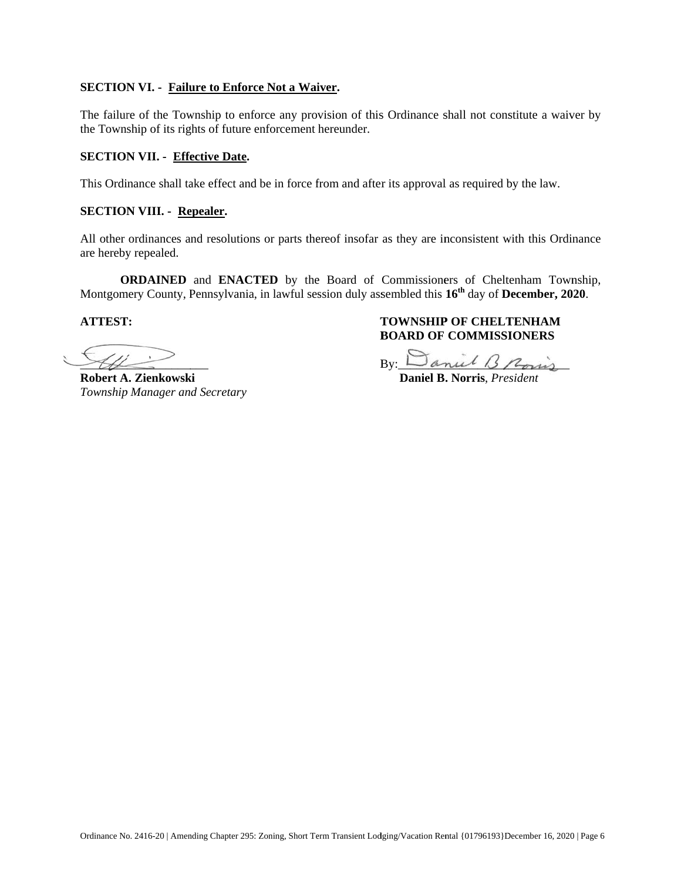**SECTION VI. - Failure to Enforce Not a Waiver.**

The failure of the Township to enforce any provision of this Ordinance shall not constitute a waiver by the Township of its rights of future enforcement hereunder.

**SECTION VII. - Effective Date.**

This Ordinance shall take effect and be in force from and after its approval as required by the law.

**SECTION VIII. - Repealer.**

All other ordinances and resolutions or parts thereof insofar as they are inconsistent with this Ordinance are hereby repealed.

**ORDAINED** and **ENACTED** by the Board of Commissioners of Cheltenham Township, Montgomery County, Pennsylvania, in lawful session duly assembled this **16th** day of **December, 2020**.

**ATTEST:**

\_\_\_\_\_\_\_\_\_\_\_\_\_\_\_\_\_\_\_\_
**Robert A. Zienkowski**
*Township Manager and Secretary*

**TOWNSHIP OF CHELTENHAM BOARD OF COMMISSIONERS**

By:\_\_\_\_\_\_\_\_\_\_\_\_\_\_\_\_\_\_\_\_
**Daniel B. Norris**, *President*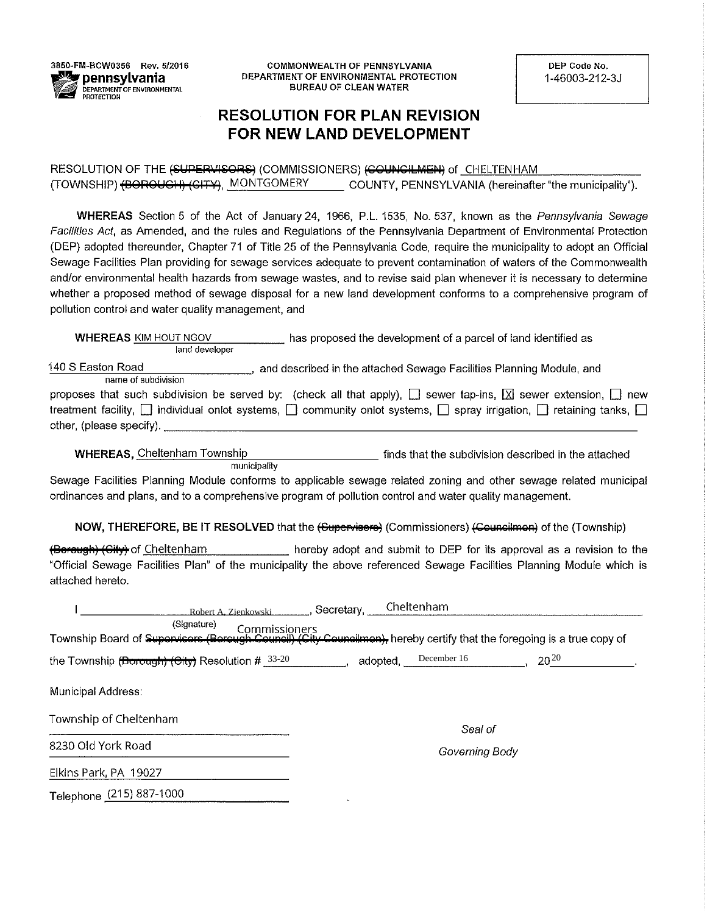3850-FM-BCW0356 Rev. 5/2016

**pennsylvania** DEPARTMENT OF ENVIRONMENTAL PROTECTION

COMMONWEALTH OF PENNSYLVANIA
DEPARTMENT OF ENVIRONMENTAL PROTECTION
BUREAU OF CLEAN WATER

DEP Code No.
1-46003-212-3J

# RESOLUTION FOR PLAN REVISION FOR NEW LAND DEVELOPMENT

RESOLUTION OF THE ~~(SUPERVISORS)~~ (COMMISSIONERS) ~~(COUNCILMEN)~~ of CHELTENHAM (TOWNSHIP) ~~(BOROUGH) (CITY)~~, MONTGOMERY COUNTY, PENNSYLVANIA (hereinafter "the municipality").

**WHEREAS** Section 5 of the Act of January 24, 1966, P.L. 1535, No. 537, known as the *Pennsylvania Sewage Facilities Act*, as Amended, and the rules and Regulations of the Pennsylvania Department of Environmental Protection (DEP) adopted thereunder, Chapter 71 of Title 25 of the Pennsylvania Code, require the municipality to adopt an Official Sewage Facilities Plan providing for sewage services adequate to prevent contamination of waters of the Commonwealth and/or environmental health hazards from sewage wastes, and to revise said plan whenever it is necessary to determine whether a proposed method of sewage disposal for a new land development conforms to a comprehensive program of pollution control and water quality management, and

**WHEREAS** KIM HOUT NGOV (land developer) has proposed the development of a parcel of land identified as 140 S Easton Road (name of subdivision), and described in the attached Sewage Facilities Planning Module, and proposes that such subdivision be served by: (check all that apply), ☐ sewer tap-ins, ☒ sewer extension, ☐ new treatment facility, ☐ individual onlot systems, ☐ community onlot systems, ☐ spray irrigation, ☐ retaining tanks, ☐ other, (please specify). ______

**WHEREAS,** Cheltenham Township (municipality) finds that the subdivision described in the attached Sewage Facilities Planning Module conforms to applicable sewage related zoning and other sewage related municipal ordinances and plans, and to a comprehensive program of pollution control and water quality management.

**NOW, THEREFORE, BE IT RESOLVED** that the ~~(Supervisors)~~ (Commissioners) ~~(Councilmen)~~ of the (Township) ~~(Borough) (City)~~ of Cheltenham hereby adopt and submit to DEP for its approval as a revision to the "Official Sewage Facilities Plan" of the municipality the above referenced Sewage Facilities Planning Module which is attached hereto.

I Robert A. Zienkowski (Signature), Secretary, Cheltenham Township Board of Commissioners ~~Supervisors (Borough Council) (City Councilmen)~~, hereby certify that the foregoing is a true copy of the Township ~~(Borough) (City)~~ Resolution # 33-20, adopted, December 16, 20 20.

Municipal Address:

Township of Cheltenham
8230 Old York Road
Elkins Park, PA 19027
Telephone (215) 887-1000

*Seal of Governing Body*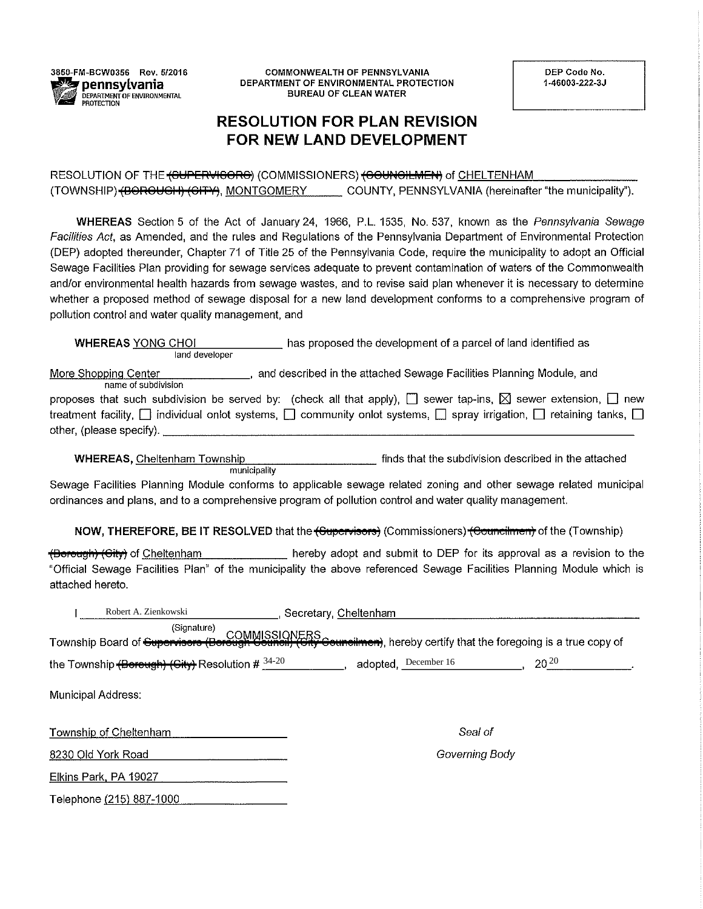3850-FM-BCW0356 Rev. 5/2016

**pennsylvania**
DEPARTMENT OF ENVIRONMENTAL PROTECTION

COMMONWEALTH OF PENNSYLVANIA
DEPARTMENT OF ENVIRONMENTAL PROTECTION
BUREAU OF CLEAN WATER

| DEP Code No. 1-46003-222-3J |
|---|

# RESOLUTION FOR PLAN REVISION FOR NEW LAND DEVELOPMENT

RESOLUTION OF THE ~~(SUPERVISORS)~~ (COMMISSIONERS) ~~(COUNCILMEN)~~ of CHELTENHAM (TOWNSHIP) ~~(BOROUGH) (CITY)~~, MONTGOMERY COUNTY, PENNSYLVANIA (hereinafter "the municipality").

**WHEREAS** Section 5 of the Act of January 24, 1966, P.L. 1535, No. 537, known as the *Pennsylvania Sewage Facilities Act*, as Amended, and the rules and Regulations of the Pennsylvania Department of Environmental Protection (DEP) adopted thereunder, Chapter 71 of Title 25 of the Pennsylvania Code, require the municipality to adopt an Official Sewage Facilities Plan providing for sewage services adequate to prevent contamination of waters of the Commonwealth and/or environmental health hazards from sewage wastes, and to revise said plan whenever it is necessary to determine whether a proposed method of sewage disposal for a new land development conforms to a comprehensive program of pollution control and water quality management, and

**WHEREAS** YONG CHOI (land developer) has proposed the development of a parcel of land identified as More Shopping Center (name of subdivision), and described in the attached Sewage Facilities Planning Module, and proposes that such subdivision be served by: (check all that apply), ☐ sewer tap-ins, ☒ sewer extension, ☐ new treatment facility, ☐ individual onlot systems, ☐ community onlot systems, ☐ spray irrigation, ☐ retaining tanks, ☐ other, (please specify). \_\_\_\_\_\_\_\_\_\_

**WHEREAS,** Cheltenham Township (municipality) finds that the subdivision described in the attached Sewage Facilities Planning Module conforms to applicable sewage related zoning and other sewage related municipal ordinances and plans, and to a comprehensive program of pollution control and water quality management.

**NOW, THEREFORE, BE IT RESOLVED** that the ~~(Supervisors)~~ (Commissioners) ~~(Councilmen)~~ of the (Township) ~~(Borough) (City)~~ of Cheltenham hereby adopt and submit to DEP for its approval as a revision to the "Official Sewage Facilities Plan" of the municipality the above referenced Sewage Facilities Planning Module which is attached hereto.

I Robert A. Zienkowski (Signature), Secretary, Cheltenham Township Board of ~~Supervisors (Borough Council) (City Councilmen)~~ COMMISSIONERS, hereby certify that the foregoing is a true copy of the Township ~~(Borough) (City)~~ Resolution # 34-20, adopted, December 16, 20 20.

Municipal Address:

Township of Cheltenham
8230 Old York Road
Elkins Park, PA 19027
Telephone (215) 887-1000

*Seal of Governing Body*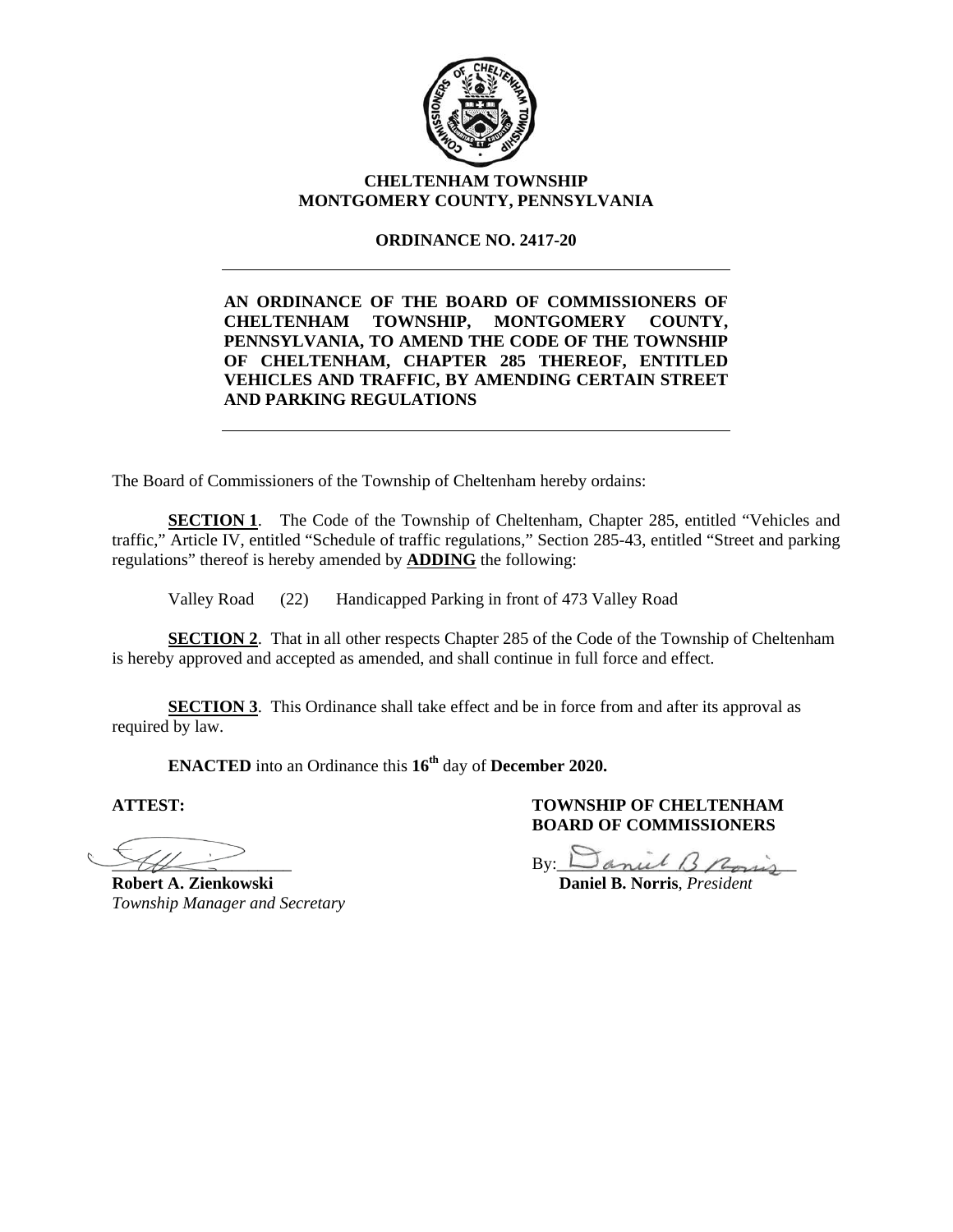**CHELTENHAM TOWNSHIP**
**MONTGOMERY COUNTY, PENNSYLVANIA**

**ORDINANCE NO. 2417-20**

---

**AN ORDINANCE OF THE BOARD OF COMMISSIONERS OF CHELTENHAM TOWNSHIP, MONTGOMERY COUNTY, PENNSYLVANIA, TO AMEND THE CODE OF THE TOWNSHIP OF CHELTENHAM, CHAPTER 285 THEREOF, ENTITLED VEHICLES AND TRAFFIC, BY AMENDING CERTAIN STREET AND PARKING REGULATIONS**

---

The Board of Commissioners of the Township of Cheltenham hereby ordains:

**SECTION 1**. The Code of the Township of Cheltenham, Chapter 285, entitled "Vehicles and traffic," Article IV, entitled "Schedule of traffic regulations," Section 285-43, entitled "Street and parking regulations" thereof is hereby amended by **ADDING** the following:

Valley Road (22) Handicapped Parking in front of 473 Valley Road

**SECTION 2**. That in all other respects Chapter 285 of the Code of the Township of Cheltenham is hereby approved and accepted as amended, and shall continue in full force and effect.

**SECTION 3**. This Ordinance shall take effect and be in force from and after its approval as required by law.

**ENACTED** into an Ordinance this **16th** day of **December 2020.**

**ATTEST:**

**Robert A. Zienkowski**
*Township Manager and Secretary*

**TOWNSHIP OF CHELTENHAM**
**BOARD OF COMMISSIONERS**

By: ____________________
**Daniel B. Norris**, *President*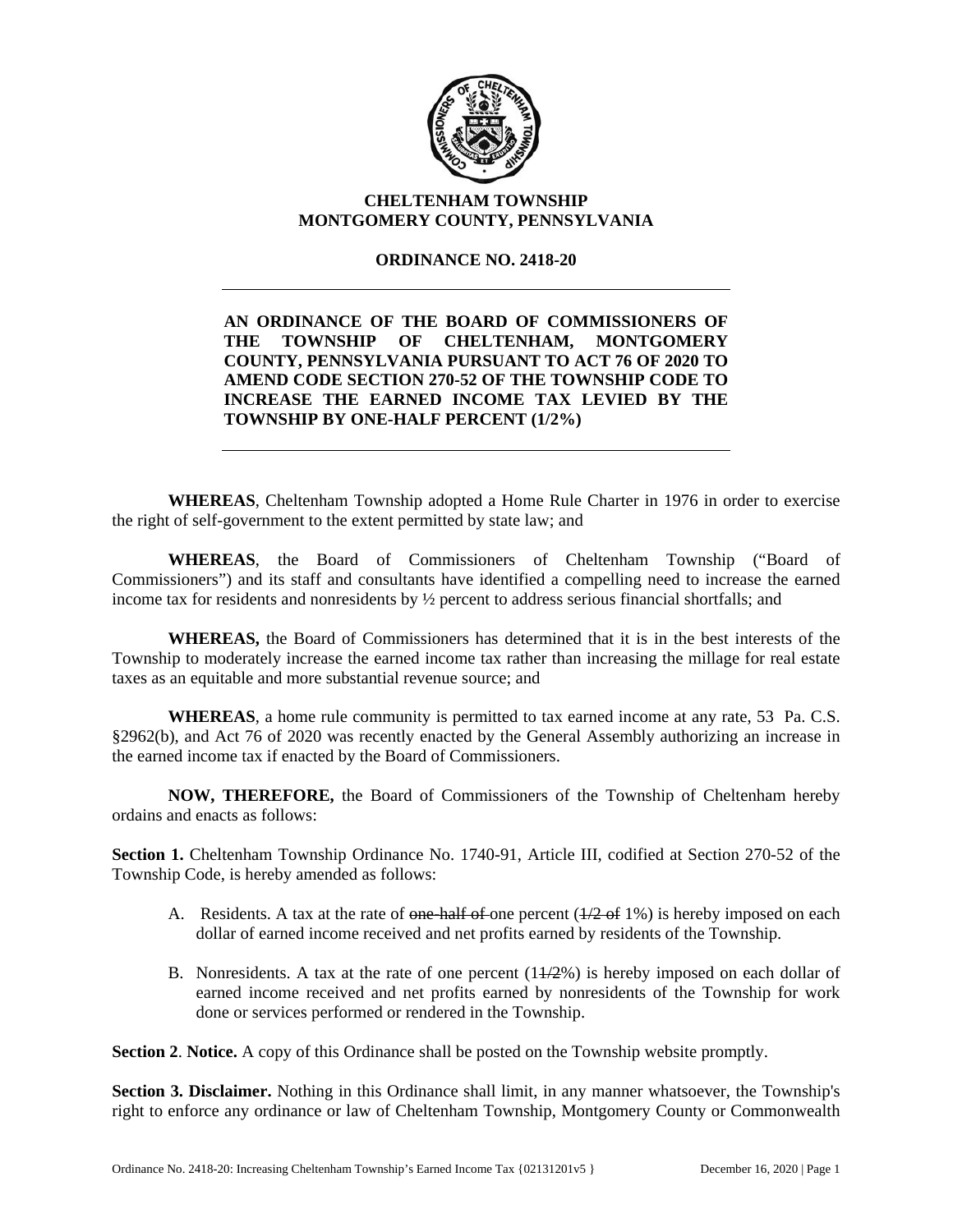**CHELTENHAM TOWNSHIP**
**MONTGOMERY COUNTY, PENNSYLVANIA**

**ORDINANCE NO. 2418-20**

---

**AN ORDINANCE OF THE BOARD OF COMMISSIONERS OF THE TOWNSHIP OF CHELTENHAM, MONTGOMERY COUNTY, PENNSYLVANIA PURSUANT TO ACT 76 OF 2020 TO AMEND CODE SECTION 270-52 OF THE TOWNSHIP CODE TO INCREASE THE EARNED INCOME TAX LEVIED BY THE TOWNSHIP BY ONE-HALF PERCENT (1/2%)**

---

**WHEREAS**, Cheltenham Township adopted a Home Rule Charter in 1976 in order to exercise the right of self-government to the extent permitted by state law; and

**WHEREAS**, the Board of Commissioners of Cheltenham Township ("Board of Commissioners") and its staff and consultants have identified a compelling need to increase the earned income tax for residents and nonresidents by ½ percent to address serious financial shortfalls; and

**WHEREAS,** the Board of Commissioners has determined that it is in the best interests of the Township to moderately increase the earned income tax rather than increasing the millage for real estate taxes as an equitable and more substantial revenue source; and

**WHEREAS**, a home rule community is permitted to tax earned income at any rate, 53 Pa. C.S. §2962(b), and Act 76 of 2020 was recently enacted by the General Assembly authorizing an increase in the earned income tax if enacted by the Board of Commissioners.

**NOW, THEREFORE,** the Board of Commissioners of the Township of Cheltenham hereby ordains and enacts as follows:

**Section 1.** Cheltenham Township Ordinance No. 1740-91, Article III, codified at Section 270-52 of the Township Code, is hereby amended as follows:

A. Residents. A tax at the rate of ~~one-half of~~ one percent (~~1/2 of~~ 1%) is hereby imposed on each dollar of earned income received and net profits earned by residents of the Township.

B. Nonresidents. A tax at the rate of one percent (1~~1/2~~%) is hereby imposed on each dollar of earned income received and net profits earned by nonresidents of the Township for work done or services performed or rendered in the Township.

**Section 2**. **Notice.** A copy of this Ordinance shall be posted on the Township website promptly.

**Section 3. Disclaimer.** Nothing in this Ordinance shall limit, in any manner whatsoever, the Township's right to enforce any ordinance or law of Cheltenham Township, Montgomery County or Commonwealth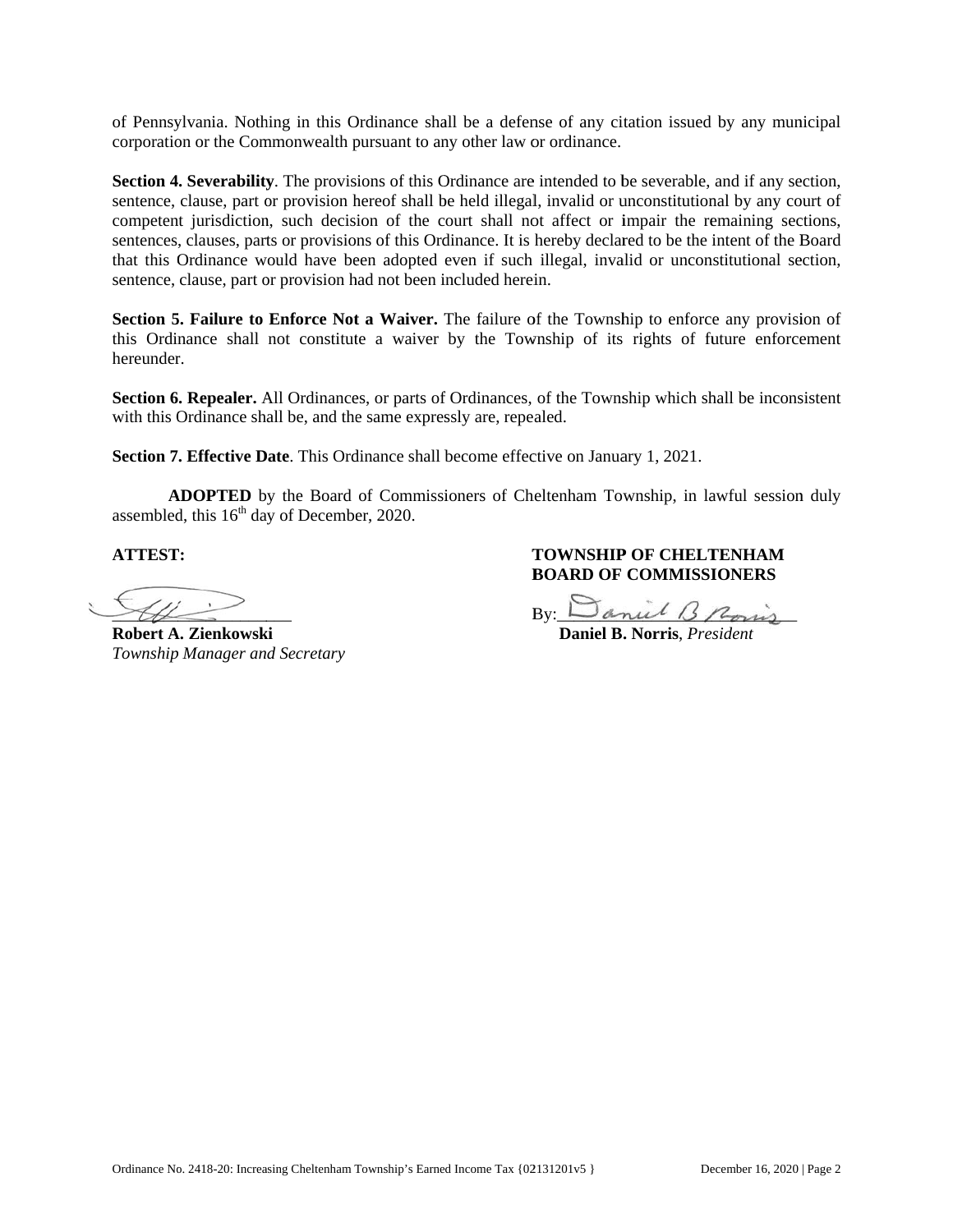of Pennsylvania. Nothing in this Ordinance shall be a defense of any citation issued by any municipal corporation or the Commonwealth pursuant to any other law or ordinance.

**Section 4. Severability**. The provisions of this Ordinance are intended to be severable, and if any section, sentence, clause, part or provision hereof shall be held illegal, invalid or unconstitutional by any court of competent jurisdiction, such decision of the court shall not affect or impair the remaining sections, sentences, clauses, parts or provisions of this Ordinance. It is hereby declared to be the intent of the Board that this Ordinance would have been adopted even if such illegal, invalid or unconstitutional section, sentence, clause, part or provision had not been included herein.

**Section 5. Failure to Enforce Not a Waiver.** The failure of the Township to enforce any provision of this Ordinance shall not constitute a waiver by the Township of its rights of future enforcement hereunder.

**Section 6. Repealer.** All Ordinances, or parts of Ordinances, of the Township which shall be inconsistent with this Ordinance shall be, and the same expressly are, repealed.

**Section 7. Effective Date**. This Ordinance shall become effective on January 1, 2021.

**ADOPTED** by the Board of Commissioners of Cheltenham Township, in lawful session duly assembled, this 16th day of December, 2020.

**ATTEST:**

\_\_\_\_\_\_\_\_\_\_\_\_\_\_\_\_\_\_\_\_
**Robert A. Zienkowski**
*Township Manager and Secretary*

**TOWNSHIP OF CHELTENHAM**
**BOARD OF COMMISSIONERS**

By:\_\_\_\_\_\_\_\_\_\_\_\_\_\_\_\_\_\_\_\_
**Daniel B. Norris**, *President*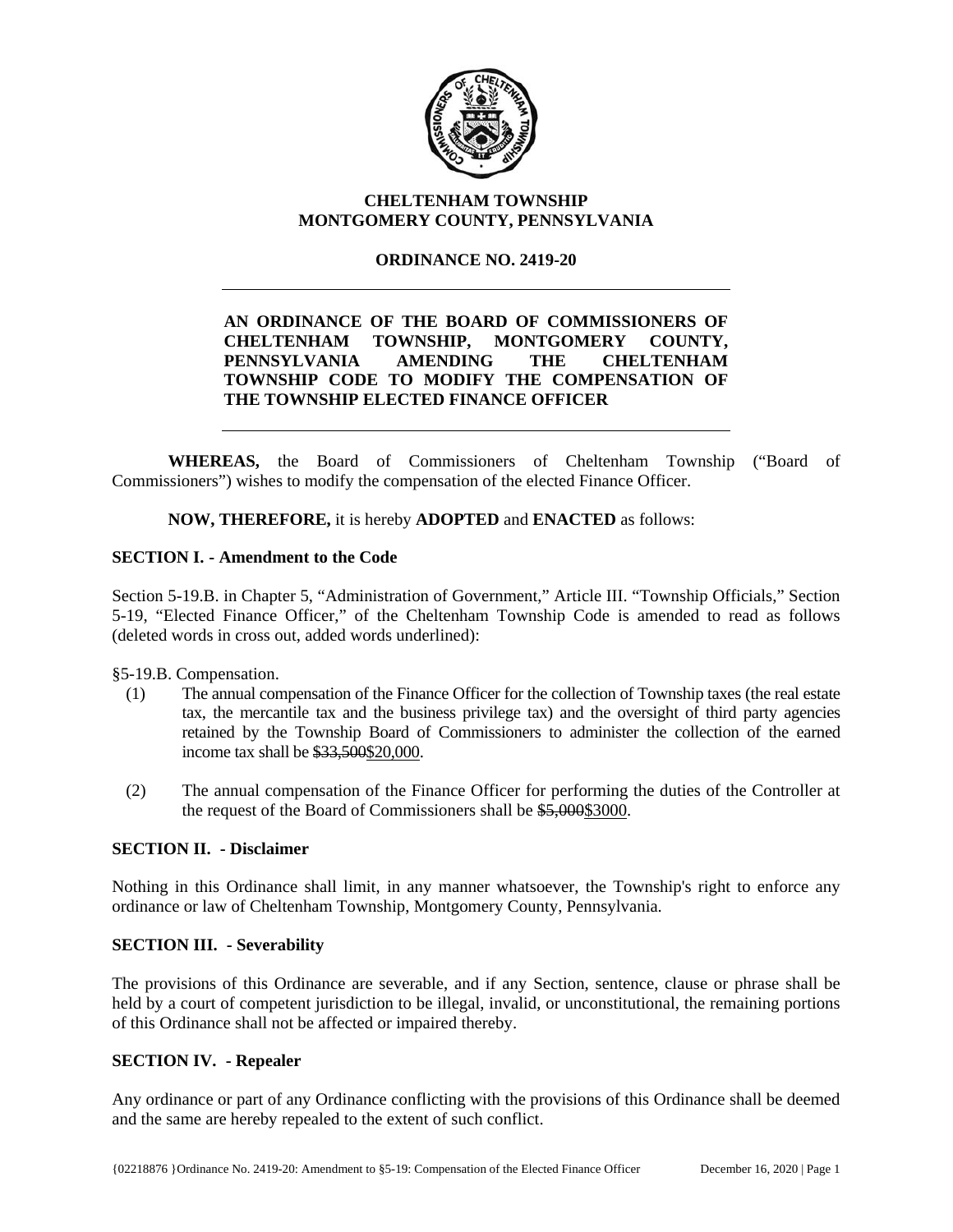**CHELTENHAM TOWNSHIP**
**MONTGOMERY COUNTY, PENNSYLVANIA**

**ORDINANCE NO. 2419-20**

---

**AN ORDINANCE OF THE BOARD OF COMMISSIONERS OF CHELTENHAM TOWNSHIP, MONTGOMERY COUNTY, PENNSYLVANIA AMENDING THE CHELTENHAM TOWNSHIP CODE TO MODIFY THE COMPENSATION OF THE TOWNSHIP ELECTED FINANCE OFFICER**

---

**WHEREAS,** the Board of Commissioners of Cheltenham Township ("Board of Commissioners") wishes to modify the compensation of the elected Finance Officer.

**NOW, THEREFORE,** it is hereby **ADOPTED** and **ENACTED** as follows:

**SECTION I. - Amendment to the Code**

Section 5-19.B. in Chapter 5, "Administration of Government," Article III. "Township Officials," Section 5-19, "Elected Finance Officer," of the Cheltenham Township Code is amended to read as follows (deleted words in cross out, added words underlined):

§5-19.B. Compensation.

(1) The annual compensation of the Finance Officer for the collection of Township taxes (the real estate tax, the mercantile tax and the business privilege tax) and the oversight of third party agencies retained by the Township Board of Commissioners to administer the collection of the earned income tax shall be ~~$33,500~~<u>$20,000</u>.

(2) The annual compensation of the Finance Officer for performing the duties of the Controller at the request of the Board of Commissioners shall be ~~$5,000~~<u>$3000</u>.

**SECTION II. - Disclaimer**

Nothing in this Ordinance shall limit, in any manner whatsoever, the Township's right to enforce any ordinance or law of Cheltenham Township, Montgomery County, Pennsylvania.

**SECTION III. - Severability**

The provisions of this Ordinance are severable, and if any Section, sentence, clause or phrase shall be held by a court of competent jurisdiction to be illegal, invalid, or unconstitutional, the remaining portions of this Ordinance shall not be affected or impaired thereby.

**SECTION IV. - Repealer**

Any ordinance or part of any Ordinance conflicting with the provisions of this Ordinance shall be deemed and the same are hereby repealed to the extent of such conflict.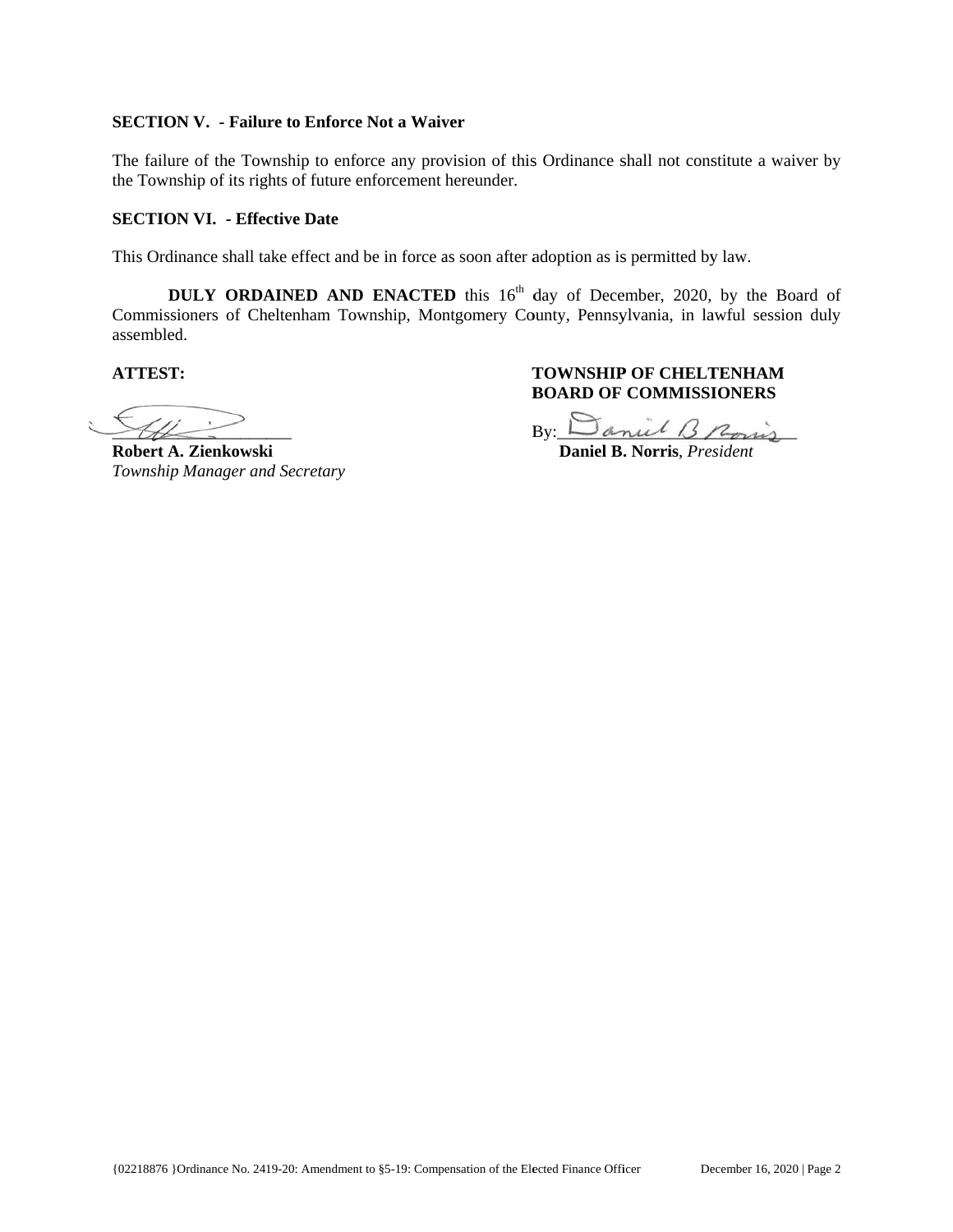**SECTION V. - Failure to Enforce Not a Waiver**

The failure of the Township to enforce any provision of this Ordinance shall not constitute a waiver by the Township of its rights of future enforcement hereunder.

**SECTION VI. - Effective Date**

This Ordinance shall take effect and be in force as soon after adoption as is permitted by law.

**DULY ORDAINED AND ENACTED** this 16th day of December, 2020, by the Board of Commissioners of Cheltenham Township, Montgomery County, Pennsylvania, in lawful session duly assembled.

**ATTEST:**

\_\_\_\_\_\_\_\_\_\_\_\_\_\_\_\_\_\_\_\_\_\_\_\_
**Robert A. Zienkowski**
*Township Manager and Secretary*

**TOWNSHIP OF CHELTENHAM BOARD OF COMMISSIONERS**

By:\_\_\_\_\_\_\_\_\_\_\_\_\_\_\_\_\_\_\_\_\_\_\_\_
**Daniel B. Norris**, *President*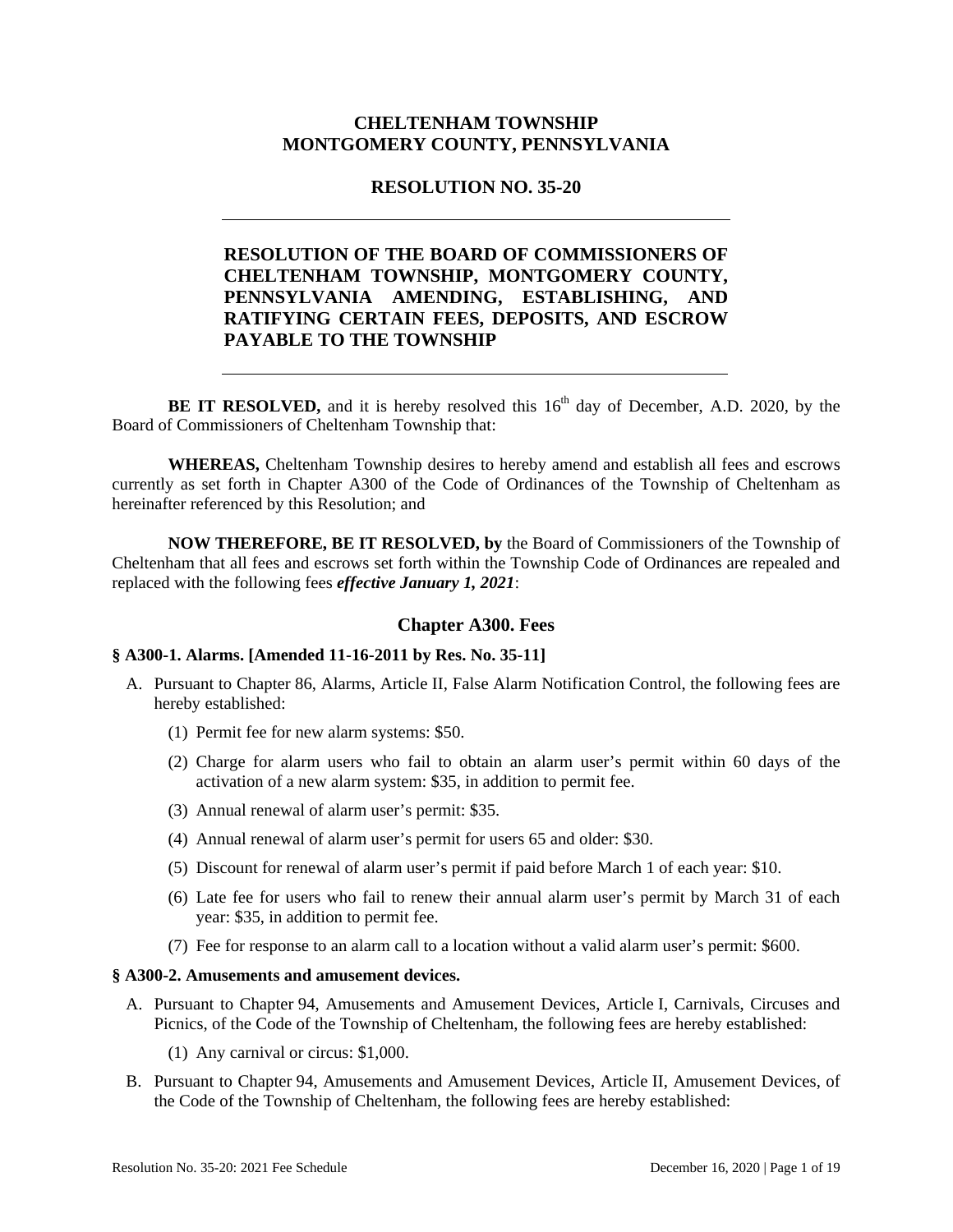**CHELTENHAM TOWNSHIP**
**MONTGOMERY COUNTY, PENNSYLVANIA**

**RESOLUTION NO. 35-20**

---

**RESOLUTION OF THE BOARD OF COMMISSIONERS OF CHELTENHAM TOWNSHIP, MONTGOMERY COUNTY, PENNSYLVANIA AMENDING, ESTABLISHING, AND RATIFYING CERTAIN FEES, DEPOSITS, AND ESCROW PAYABLE TO THE TOWNSHIP**

---

**BE IT RESOLVED,** and it is hereby resolved this 16th day of December, A.D. 2020, by the Board of Commissioners of Cheltenham Township that:

**WHEREAS,** Cheltenham Township desires to hereby amend and establish all fees and escrows currently as set forth in Chapter A300 of the Code of Ordinances of the Township of Cheltenham as hereinafter referenced by this Resolution; and

**NOW THEREFORE, BE IT RESOLVED, by** the Board of Commissioners of the Township of Cheltenham that all fees and escrows set forth within the Township Code of Ordinances are repealed and replaced with the following fees ***effective January 1, 2021***:

## Chapter A300. Fees

### § A300-1. Alarms. [Amended 11-16-2011 by Res. No. 35-11]

A. Pursuant to Chapter 86, Alarms, Article II, False Alarm Notification Control, the following fees are hereby established:

   (1) Permit fee for new alarm systems: $50.

   (2) Charge for alarm users who fail to obtain an alarm user's permit within 60 days of the activation of a new alarm system: $35, in addition to permit fee.

   (3) Annual renewal of alarm user's permit: $35.

   (4) Annual renewal of alarm user's permit for users 65 and older: $30.

   (5) Discount for renewal of alarm user's permit if paid before March 1 of each year: $10.

   (6) Late fee for users who fail to renew their annual alarm user's permit by March 31 of each year: $35, in addition to permit fee.

   (7) Fee for response to an alarm call to a location without a valid alarm user's permit: $600.

### § A300-2. Amusements and amusement devices.

A. Pursuant to Chapter 94, Amusements and Amusement Devices, Article I, Carnivals, Circuses and Picnics, of the Code of the Township of Cheltenham, the following fees are hereby established:

   (1) Any carnival or circus: $1,000.

B. Pursuant to Chapter 94, Amusements and Amusement Devices, Article II, Amusement Devices, of the Code of the Township of Cheltenham, the following fees are hereby established: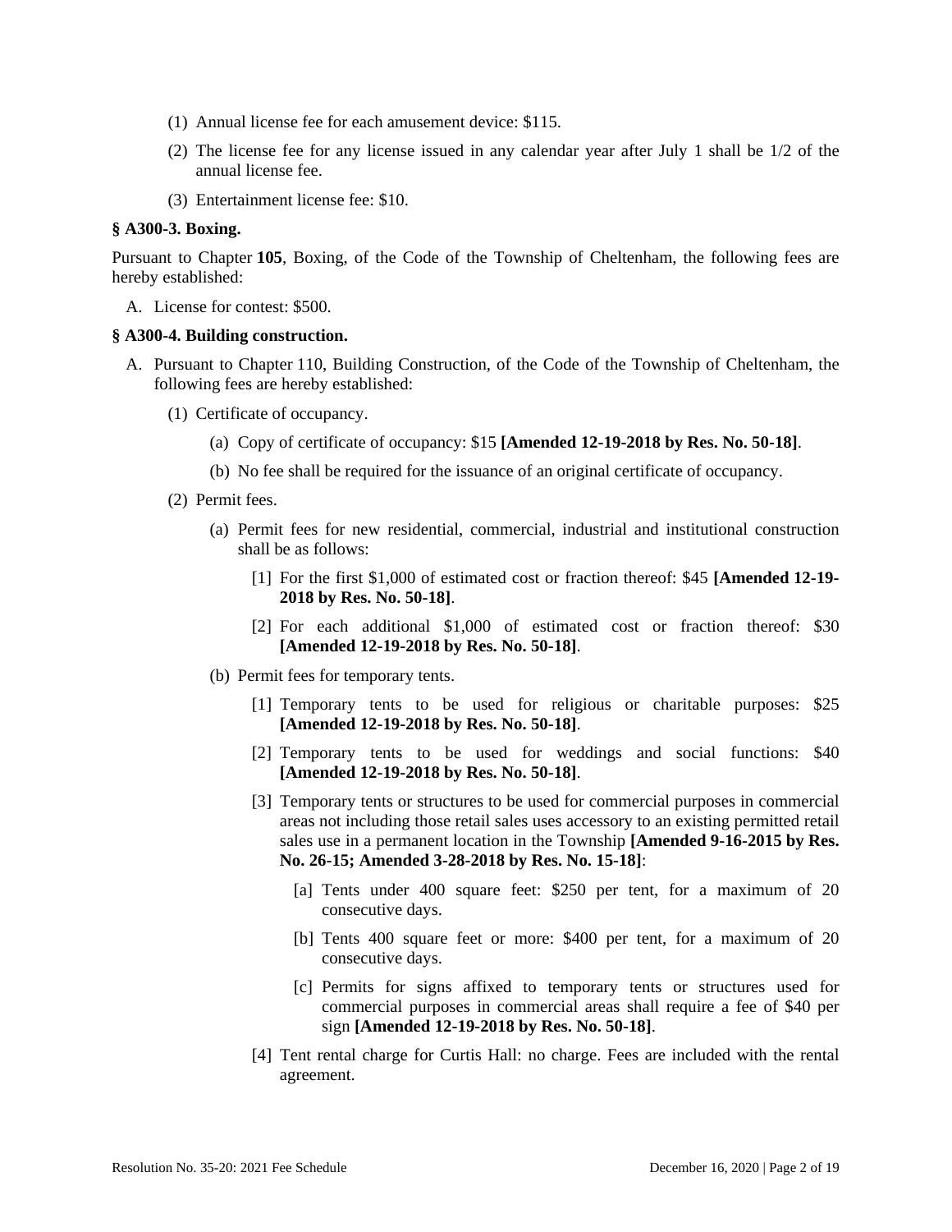(1) Annual license fee for each amusement device: $115.

(2) The license fee for any license issued in any calendar year after July 1 shall be 1/2 of the annual license fee.

(3) Entertainment license fee: $10.

**§ A300-3. Boxing.**

Pursuant to Chapter **105**, Boxing, of the Code of the Township of Cheltenham, the following fees are hereby established:

A. License for contest: $500.

**§ A300-4. Building construction.**

A. Pursuant to Chapter 110, Building Construction, of the Code of the Township of Cheltenham, the following fees are hereby established:

  (1) Certificate of occupancy.

    (a) Copy of certificate of occupancy: $15 **[Amended 12-19-2018 by Res. No. 50-18]**.

    (b) No fee shall be required for the issuance of an original certificate of occupancy.

  (2) Permit fees.

    (a) Permit fees for new residential, commercial, industrial and institutional construction shall be as follows:

      [1] For the first $1,000 of estimated cost or fraction thereof: $45 **[Amended 12-19-2018 by Res. No. 50-18]**.

      [2] For each additional $1,000 of estimated cost or fraction thereof: $30 **[Amended 12-19-2018 by Res. No. 50-18]**.

    (b) Permit fees for temporary tents.

      [1] Temporary tents to be used for religious or charitable purposes: $25 **[Amended 12-19-2018 by Res. No. 50-18]**.

      [2] Temporary tents to be used for weddings and social functions: $40 **[Amended 12-19-2018 by Res. No. 50-18]**.

      [3] Temporary tents or structures to be used for commercial purposes in commercial areas not including those retail sales uses accessory to an existing permitted retail sales use in a permanent location in the Township **[Amended 9-16-2015 by Res. No. 26-15; Amended 3-28-2018 by Res. No. 15-18]**:

        [a] Tents under 400 square feet: $250 per tent, for a maximum of 20 consecutive days.

        [b] Tents 400 square feet or more: $400 per tent, for a maximum of 20 consecutive days.

        [c] Permits for signs affixed to temporary tents or structures used for commercial purposes in commercial areas shall require a fee of $40 per sign **[Amended 12-19-2018 by Res. No. 50-18]**.

      [4] Tent rental charge for Curtis Hall: no charge. Fees are included with the rental agreement.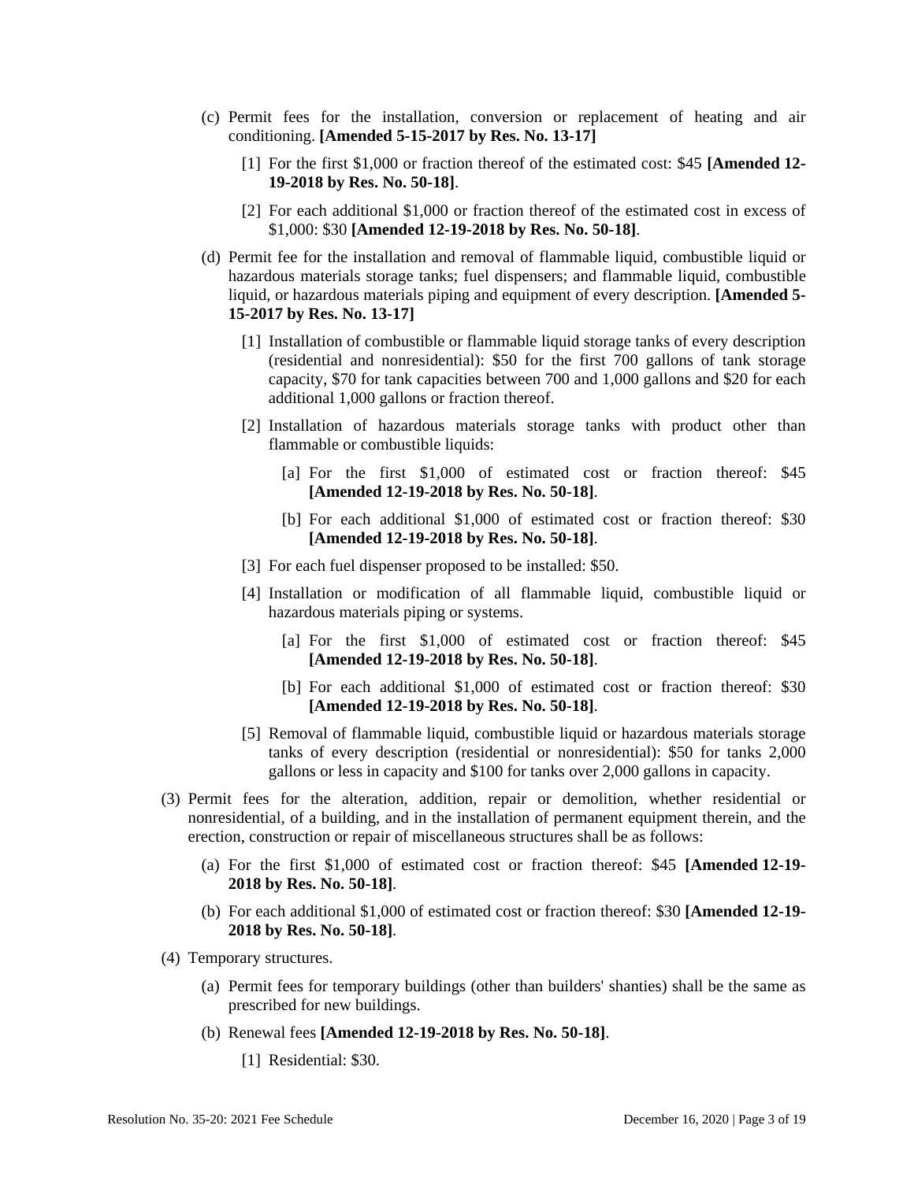(c) Permit fees for the installation, conversion or replacement of heating and air conditioning. **[Amended 5-15-2017 by Res. No. 13-17]**

   [1] For the first $1,000 or fraction thereof of the estimated cost: $45 **[Amended 12-19-2018 by Res. No. 50-18]**.

   [2] For each additional $1,000 or fraction thereof of the estimated cost in excess of $1,000: $30 **[Amended 12-19-2018 by Res. No. 50-18]**.

(d) Permit fee for the installation and removal of flammable liquid, combustible liquid or hazardous materials storage tanks; fuel dispensers; and flammable liquid, combustible liquid, or hazardous materials piping and equipment of every description. **[Amended 5-15-2017 by Res. No. 13-17]**

   [1] Installation of combustible or flammable liquid storage tanks of every description (residential and nonresidential): $50 for the first 700 gallons of tank storage capacity, $70 for tank capacities between 700 and 1,000 gallons and $20 for each additional 1,000 gallons or fraction thereof.

   [2] Installation of hazardous materials storage tanks with product other than flammable or combustible liquids:

      [a] For the first $1,000 of estimated cost or fraction thereof: $45 **[Amended 12-19-2018 by Res. No. 50-18]**.

      [b] For each additional $1,000 of estimated cost or fraction thereof: $30 **[Amended 12-19-2018 by Res. No. 50-18]**.

   [3] For each fuel dispenser proposed to be installed: $50.

   [4] Installation or modification of all flammable liquid, combustible liquid or hazardous materials piping or systems.

      [a] For the first $1,000 of estimated cost or fraction thereof: $45 **[Amended 12-19-2018 by Res. No. 50-18]**.

      [b] For each additional $1,000 of estimated cost or fraction thereof: $30 **[Amended 12-19-2018 by Res. No. 50-18]**.

   [5] Removal of flammable liquid, combustible liquid or hazardous materials storage tanks of every description (residential or nonresidential): $50 for tanks 2,000 gallons or less in capacity and $100 for tanks over 2,000 gallons in capacity.

(3) Permit fees for the alteration, addition, repair or demolition, whether residential or nonresidential, of a building, and in the installation of permanent equipment therein, and the erection, construction or repair of miscellaneous structures shall be as follows:

   (a) For the first $1,000 of estimated cost or fraction thereof: $45 **[Amended 12-19-2018 by Res. No. 50-18]**.

   (b) For each additional $1,000 of estimated cost or fraction thereof: $30 **[Amended 12-19-2018 by Res. No. 50-18]**.

(4) Temporary structures.

   (a) Permit fees for temporary buildings (other than builders' shanties) shall be the same as prescribed for new buildings.

   (b) Renewal fees **[Amended 12-19-2018 by Res. No. 50-18]**.

      [1] Residential: $30.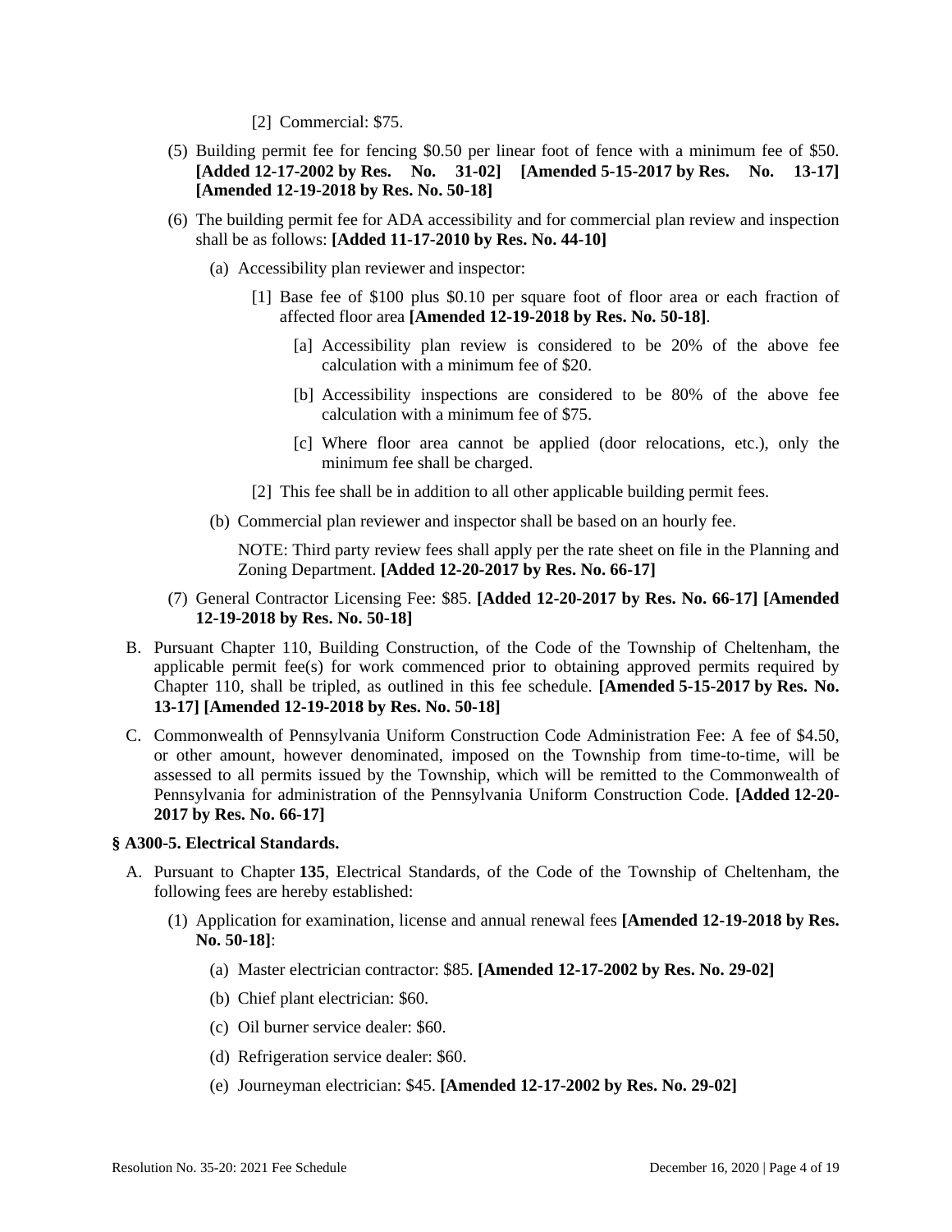[2] Commercial: $75.

(5) Building permit fee for fencing $0.50 per linear foot of fence with a minimum fee of $50. **[Added 12-17-2002 by Res. No. 31-02] [Amended 5-15-2017 by Res. No. 13-17] [Amended 12-19-2018 by Res. No. 50-18]**

(6) The building permit fee for ADA accessibility and for commercial plan review and inspection shall be as follows: **[Added 11-17-2010 by Res. No. 44-10]**

(a) Accessibility plan reviewer and inspector:

[1] Base fee of $100 plus $0.10 per square foot of floor area or each fraction of affected floor area **[Amended 12-19-2018 by Res. No. 50-18]**.

[a] Accessibility plan review is considered to be 20% of the above fee calculation with a minimum fee of $20.

[b] Accessibility inspections are considered to be 80% of the above fee calculation with a minimum fee of $75.

[c] Where floor area cannot be applied (door relocations, etc.), only the minimum fee shall be charged.

[2] This fee shall be in addition to all other applicable building permit fees.

(b) Commercial plan reviewer and inspector shall be based on an hourly fee.

NOTE: Third party review fees shall apply per the rate sheet on file in the Planning and Zoning Department. **[Added 12-20-2017 by Res. No. 66-17]**

(7) General Contractor Licensing Fee: $85. **[Added 12-20-2017 by Res. No. 66-17] [Amended 12-19-2018 by Res. No. 50-18]**

B. Pursuant Chapter 110, Building Construction, of the Code of the Township of Cheltenham, the applicable permit fee(s) for work commenced prior to obtaining approved permits required by Chapter 110, shall be tripled, as outlined in this fee schedule. **[Amended 5-15-2017 by Res. No. 13-17] [Amended 12-19-2018 by Res. No. 50-18]**

C. Commonwealth of Pennsylvania Uniform Construction Code Administration Fee: A fee of $4.50, or other amount, however denominated, imposed on the Township from time-to-time, will be assessed to all permits issued by the Township, which will be remitted to the Commonwealth of Pennsylvania for administration of the Pennsylvania Uniform Construction Code. **[Added 12-20-2017 by Res. No. 66-17]**

**§ A300-5. Electrical Standards.**

A. Pursuant to Chapter **135**, Electrical Standards, of the Code of the Township of Cheltenham, the following fees are hereby established:

(1) Application for examination, license and annual renewal fees **[Amended 12-19-2018 by Res. No. 50-18]**:

(a) Master electrician contractor: $85. **[Amended 12-17-2002 by Res. No. 29-02]**

(b) Chief plant electrician: $60.

(c) Oil burner service dealer: $60.

(d) Refrigeration service dealer: $60.

(e) Journeyman electrician: $45. **[Amended 12-17-2002 by Res. No. 29-02]**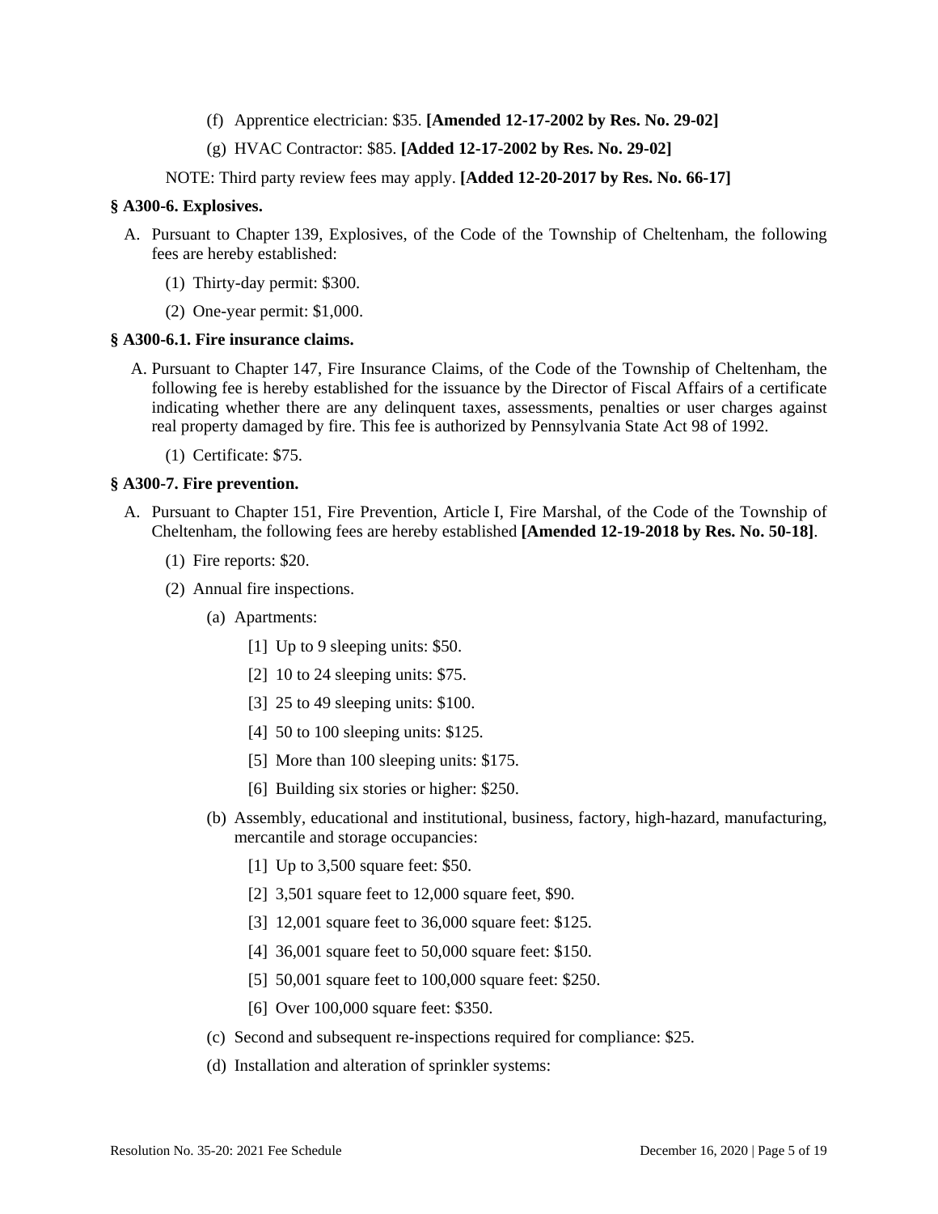(f) Apprentice electrician: $35. **[Amended 12-17-2002 by Res. No. 29-02]**

(g) HVAC Contractor: $85. **[Added 12-17-2002 by Res. No. 29-02]**

NOTE: Third party review fees may apply. **[Added 12-20-2017 by Res. No. 66-17]**

### § A300-6. Explosives.

A. Pursuant to Chapter 139, Explosives, of the Code of the Township of Cheltenham, the following fees are hereby established:

(1) Thirty-day permit: $300.

(2) One-year permit: $1,000.

### § A300-6.1. Fire insurance claims.

A. Pursuant to Chapter 147, Fire Insurance Claims, of the Code of the Township of Cheltenham, the following fee is hereby established for the issuance by the Director of Fiscal Affairs of a certificate indicating whether there are any delinquent taxes, assessments, penalties or user charges against real property damaged by fire. This fee is authorized by Pennsylvania State Act 98 of 1992.

(1) Certificate: $75.

### § A300-7. Fire prevention.

A. Pursuant to Chapter 151, Fire Prevention, Article I, Fire Marshal, of the Code of the Township of Cheltenham, the following fees are hereby established **[Amended 12-19-2018 by Res. No. 50-18]**.

(1) Fire reports: $20.

(2) Annual fire inspections.

(a) Apartments:

[1] Up to 9 sleeping units: $50.

[2] 10 to 24 sleeping units: $75.

[3] 25 to 49 sleeping units: $100.

[4] 50 to 100 sleeping units: $125.

[5] More than 100 sleeping units: $175.

[6] Building six stories or higher: $250.

(b) Assembly, educational and institutional, business, factory, high-hazard, manufacturing, mercantile and storage occupancies:

[1] Up to 3,500 square feet: $50.

[2] 3,501 square feet to 12,000 square feet, $90.

[3] 12,001 square feet to 36,000 square feet: $125.

[4] 36,001 square feet to 50,000 square feet: $150.

[5] 50,001 square feet to 100,000 square feet: $250.

[6] Over 100,000 square feet: $350.

(c) Second and subsequent re-inspections required for compliance: $25.

(d) Installation and alteration of sprinkler systems: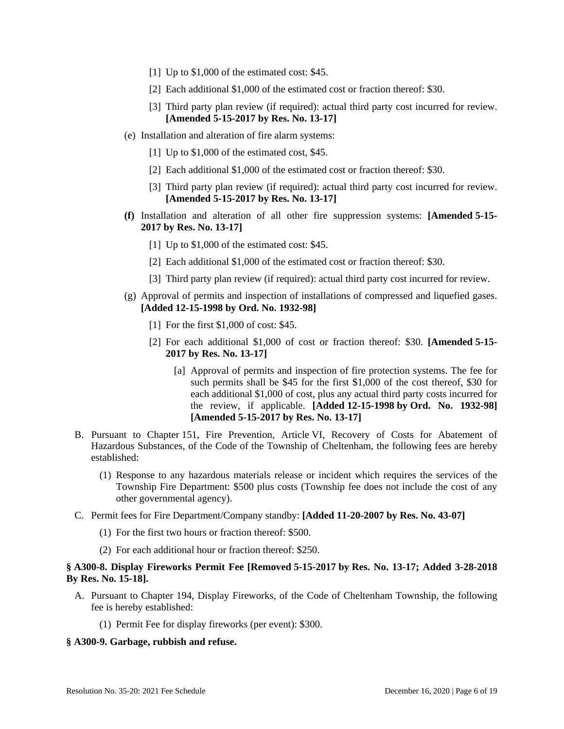- [1] Up to $1,000 of the estimated cost: $45.
- [2] Each additional $1,000 of the estimated cost or fraction thereof: $30.
- [3] Third party plan review (if required): actual third party cost incurred for review. **[Amended 5-15-2017 by Res. No. 13-17]**

(e) Installation and alteration of fire alarm systems:

- [1] Up to $1,000 of the estimated cost, $45.
- [2] Each additional $1,000 of the estimated cost or fraction thereof: $30.
- [3] Third party plan review (if required): actual third party cost incurred for review. **[Amended 5-15-2017 by Res. No. 13-17]**

**(f)** Installation and alteration of all other fire suppression systems: **[Amended 5-15-2017 by Res. No. 13-17]**

- [1] Up to $1,000 of the estimated cost: $45.
- [2] Each additional $1,000 of the estimated cost or fraction thereof: $30.
- [3] Third party plan review (if required): actual third party cost incurred for review.

(g) Approval of permits and inspection of installations of compressed and liquefied gases. **[Added 12-15-1998 by Ord. No. 1932-98]**

- [1] For the first $1,000 of cost: $45.
- [2] For each additional $1,000 of cost or fraction thereof: $30. **[Amended 5-15-2017 by Res. No. 13-17]**
  - [a] Approval of permits and inspection of fire protection systems. The fee for such permits shall be $45 for the first $1,000 of the cost thereof, $30 for each additional $1,000 of cost, plus any actual third party costs incurred for the review, if applicable. **[Added 12-15-1998 by Ord. No. 1932-98] [Amended 5-15-2017 by Res. No. 13-17]**

B. Pursuant to Chapter 151, Fire Prevention, Article VI, Recovery of Costs for Abatement of Hazardous Substances, of the Code of the Township of Cheltenham, the following fees are hereby established:

(1) Response to any hazardous materials release or incident which requires the services of the Township Fire Department: $500 plus costs (Township fee does not include the cost of any other governmental agency).

C. Permit fees for Fire Department/Company standby: **[Added 11-20-2007 by Res. No. 43-07]**

(1) For the first two hours or fraction thereof: $500.

(2) For each additional hour or fraction thereof: $250.

**§ A300-8. Display Fireworks Permit Fee [Removed 5-15-2017 by Res. No. 13-17; Added 3-28-2018 By Res. No. 15-18].**

A. Pursuant to Chapter 194, Display Fireworks, of the Code of Cheltenham Township, the following fee is hereby established:

(1) Permit Fee for display fireworks (per event): $300.

**§ A300-9. Garbage, rubbish and refuse.**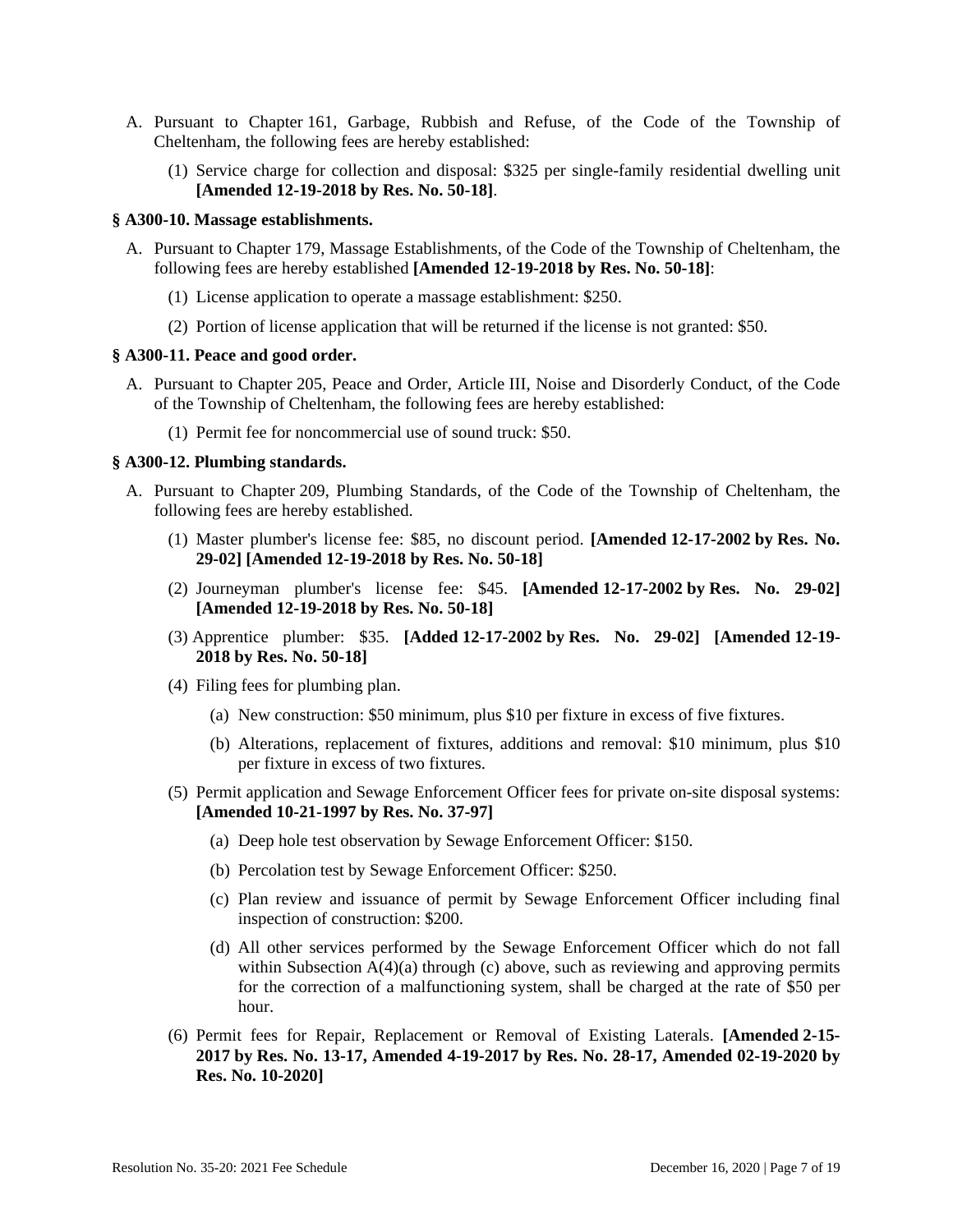A. Pursuant to Chapter 161, Garbage, Rubbish and Refuse, of the Code of the Township of Cheltenham, the following fees are hereby established:

   (1) Service charge for collection and disposal: $325 per single-family residential dwelling unit **[Amended 12-19-2018 by Res. No. 50-18]**.

### § A300-10. Massage establishments.

A. Pursuant to Chapter 179, Massage Establishments, of the Code of the Township of Cheltenham, the following fees are hereby established **[Amended 12-19-2018 by Res. No. 50-18]**:

   (1) License application to operate a massage establishment: $250.

   (2) Portion of license application that will be returned if the license is not granted: $50.

### § A300-11. Peace and good order.

A. Pursuant to Chapter 205, Peace and Order, Article III, Noise and Disorderly Conduct, of the Code of the Township of Cheltenham, the following fees are hereby established:

   (1) Permit fee for noncommercial use of sound truck: $50.

### § A300-12. Plumbing standards.

A. Pursuant to Chapter 209, Plumbing Standards, of the Code of the Township of Cheltenham, the following fees are hereby established.

   (1) Master plumber's license fee: $85, no discount period. **[Amended 12-17-2002 by Res. No. 29-02] [Amended 12-19-2018 by Res. No. 50-18]**

   (2) Journeyman plumber's license fee: $45. **[Amended 12-17-2002 by Res. No. 29-02] [Amended 12-19-2018 by Res. No. 50-18]**

   (3) Apprentice plumber: $35. **[Added 12-17-2002 by Res. No. 29-02] [Amended 12-19-2018 by Res. No. 50-18]**

   (4) Filing fees for plumbing plan.

      (a) New construction: $50 minimum, plus $10 per fixture in excess of five fixtures.

      (b) Alterations, replacement of fixtures, additions and removal: $10 minimum, plus $10 per fixture in excess of two fixtures.

   (5) Permit application and Sewage Enforcement Officer fees for private on-site disposal systems: **[Amended 10-21-1997 by Res. No. 37-97]**

      (a) Deep hole test observation by Sewage Enforcement Officer: $150.

      (b) Percolation test by Sewage Enforcement Officer: $250.

      (c) Plan review and issuance of permit by Sewage Enforcement Officer including final inspection of construction: $200.

      (d) All other services performed by the Sewage Enforcement Officer which do not fall within Subsection A(4)(a) through (c) above, such as reviewing and approving permits for the correction of a malfunctioning system, shall be charged at the rate of $50 per hour.

   (6) Permit fees for Repair, Replacement or Removal of Existing Laterals. **[Amended 2-15-2017 by Res. No. 13-17, Amended 4-19-2017 by Res. No. 28-17, Amended 02-19-2020 by Res. No. 10-2020]**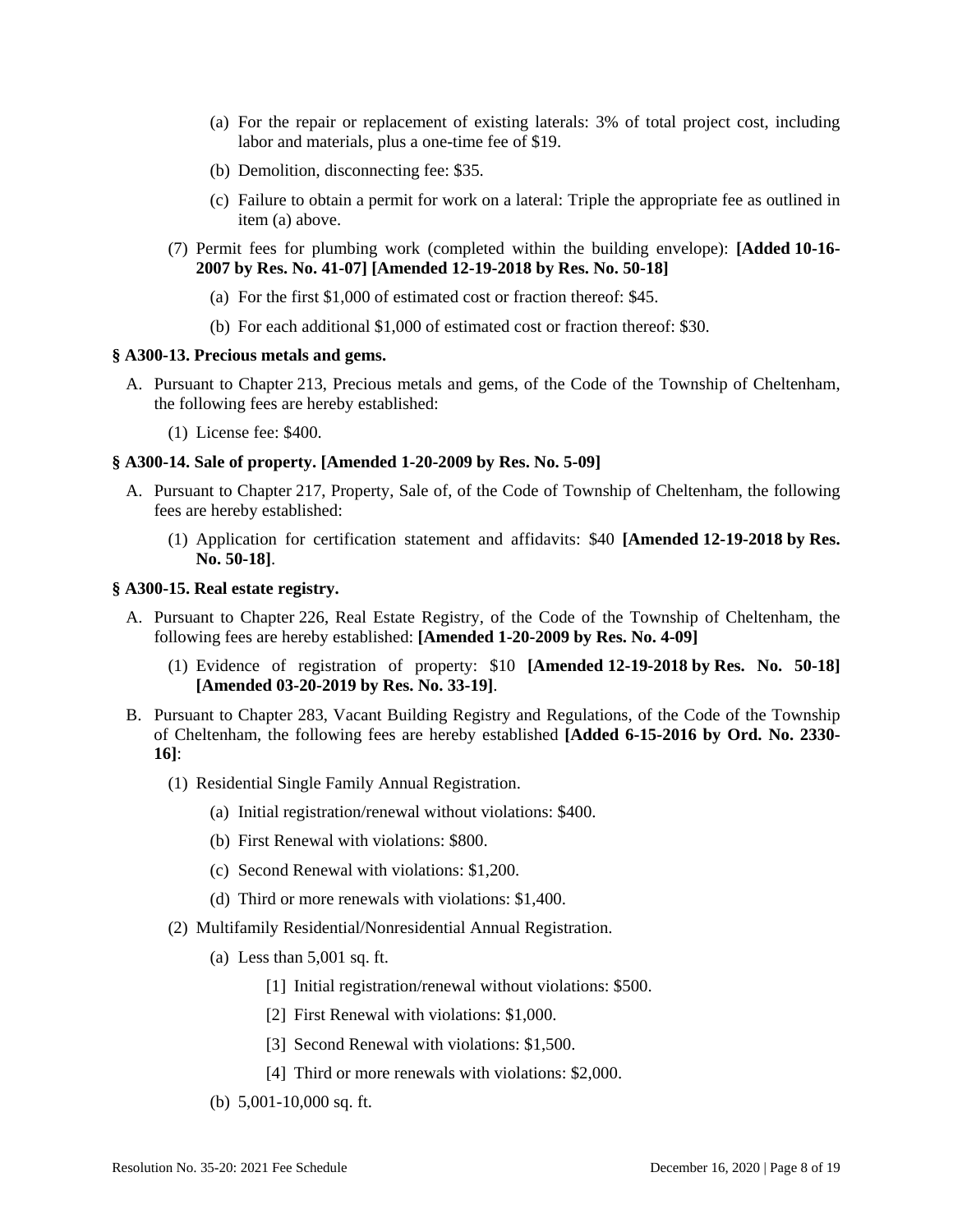(a) For the repair or replacement of existing laterals: 3% of total project cost, including labor and materials, plus a one-time fee of $19.

(b) Demolition, disconnecting fee: $35.

(c) Failure to obtain a permit for work on a lateral: Triple the appropriate fee as outlined in item (a) above.

(7) Permit fees for plumbing work (completed within the building envelope): **[Added 10-16-2007 by Res. No. 41-07] [Amended 12-19-2018 by Res. No. 50-18]**

(a) For the first $1,000 of estimated cost or fraction thereof: $45.

(b) For each additional $1,000 of estimated cost or fraction thereof: $30.

**§ A300-13. Precious metals and gems.**

A. Pursuant to Chapter 213, Precious metals and gems, of the Code of the Township of Cheltenham, the following fees are hereby established:

(1) License fee: $400.

**§ A300-14. Sale of property. [Amended 1-20-2009 by Res. No. 5-09]**

A. Pursuant to Chapter 217, Property, Sale of, of the Code of Township of Cheltenham, the following fees are hereby established:

(1) Application for certification statement and affidavits: $40 **[Amended 12-19-2018 by Res. No. 50-18]**.

**§ A300-15. Real estate registry.**

A. Pursuant to Chapter 226, Real Estate Registry, of the Code of the Township of Cheltenham, the following fees are hereby established: **[Amended 1-20-2009 by Res. No. 4-09]**

(1) Evidence of registration of property: $10 **[Amended 12-19-2018 by Res. No. 50-18] [Amended 03-20-2019 by Res. No. 33-19]**.

B. Pursuant to Chapter 283, Vacant Building Registry and Regulations, of the Code of the Township of Cheltenham, the following fees are hereby established **[Added 6-15-2016 by Ord. No. 2330-16]**:

(1) Residential Single Family Annual Registration.

(a) Initial registration/renewal without violations: $400.

(b) First Renewal with violations: $800.

(c) Second Renewal with violations: $1,200.

(d) Third or more renewals with violations: $1,400.

(2) Multifamily Residential/Nonresidential Annual Registration.

(a) Less than 5,001 sq. ft.

[1] Initial registration/renewal without violations: $500.

[2] First Renewal with violations: $1,000.

[3] Second Renewal with violations: $1,500.

[4] Third or more renewals with violations: $2,000.

(b) 5,001-10,000 sq. ft.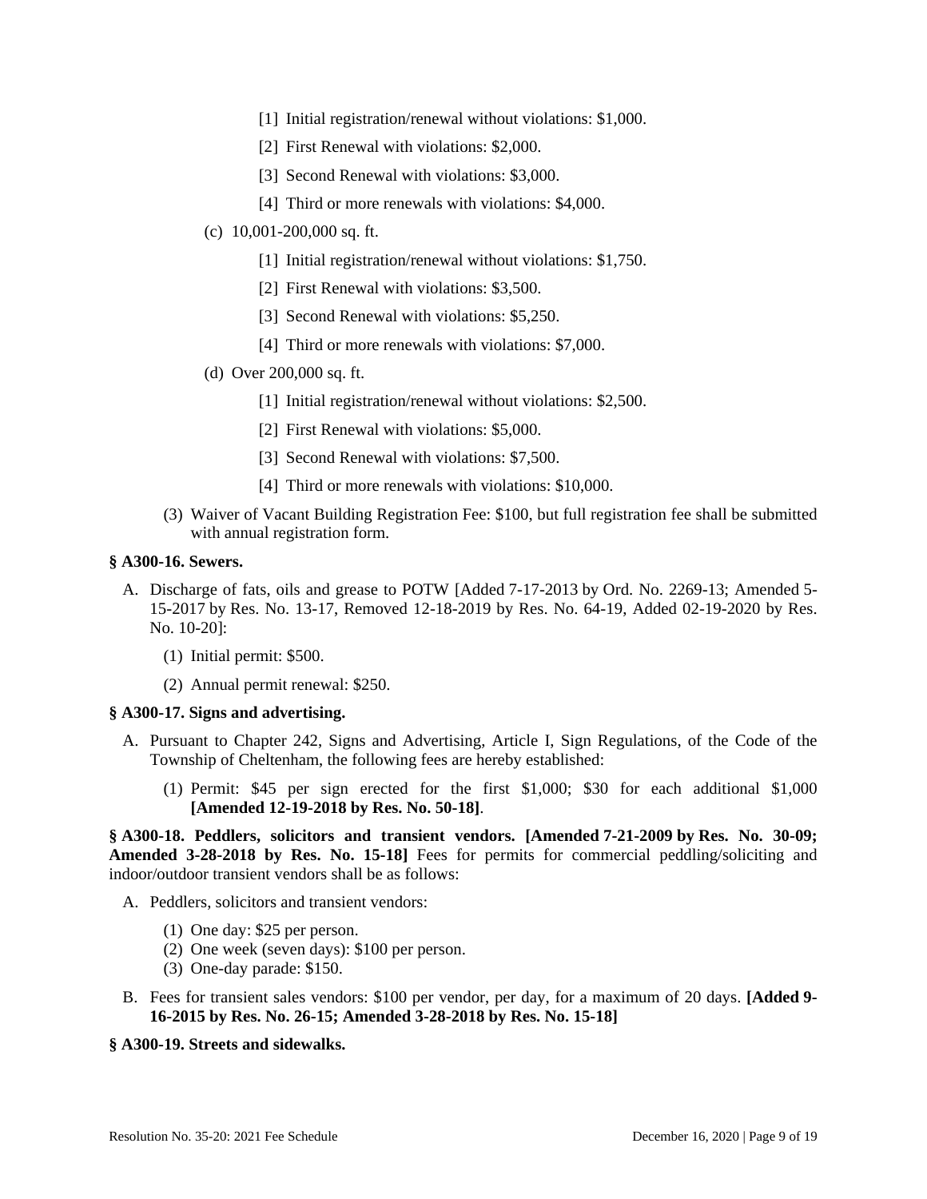[1] Initial registration/renewal without violations: $1,000.

[2] First Renewal with violations: $2,000.

[3] Second Renewal with violations: $3,000.

[4] Third or more renewals with violations: $4,000.

(c) 10,001-200,000 sq. ft.

[1] Initial registration/renewal without violations: $1,750.

[2] First Renewal with violations: $3,500.

[3] Second Renewal with violations: $5,250.

[4] Third or more renewals with violations: $7,000.

(d) Over 200,000 sq. ft.

[1] Initial registration/renewal without violations: $2,500.

[2] First Renewal with violations: $5,000.

[3] Second Renewal with violations: $7,500.

[4] Third or more renewals with violations: $10,000.

(3) Waiver of Vacant Building Registration Fee: $100, but full registration fee shall be submitted with annual registration form.

**§ A300-16. Sewers.**

A. Discharge of fats, oils and grease to POTW [Added 7-17-2013 by Ord. No. 2269-13; Amended 5-15-2017 by Res. No. 13-17, Removed 12-18-2019 by Res. No. 64-19, Added 02-19-2020 by Res. No. 10-20]:

(1) Initial permit: $500.

(2) Annual permit renewal: $250.

**§ A300-17. Signs and advertising.**

A. Pursuant to Chapter 242, Signs and Advertising, Article I, Sign Regulations, of the Code of the Township of Cheltenham, the following fees are hereby established:

(1) Permit: $45 per sign erected for the first $1,000; $30 for each additional $1,000 **[Amended 12-19-2018 by Res. No. 50-18]**.

**§ A300-18. Peddlers, solicitors and transient vendors. [Amended 7-21-2009 by Res. No. 30-09; Amended 3-28-2018 by Res. No. 15-18]** Fees for permits for commercial peddling/soliciting and indoor/outdoor transient vendors shall be as follows:

A. Peddlers, solicitors and transient vendors:

(1) One day: $25 per person.
(2) One week (seven days): $100 per person.
(3) One-day parade: $150.

B. Fees for transient sales vendors: $100 per vendor, per day, for a maximum of 20 days. **[Added 9-16-2015 by Res. No. 26-15; Amended 3-28-2018 by Res. No. 15-18]**

**§ A300-19. Streets and sidewalks.**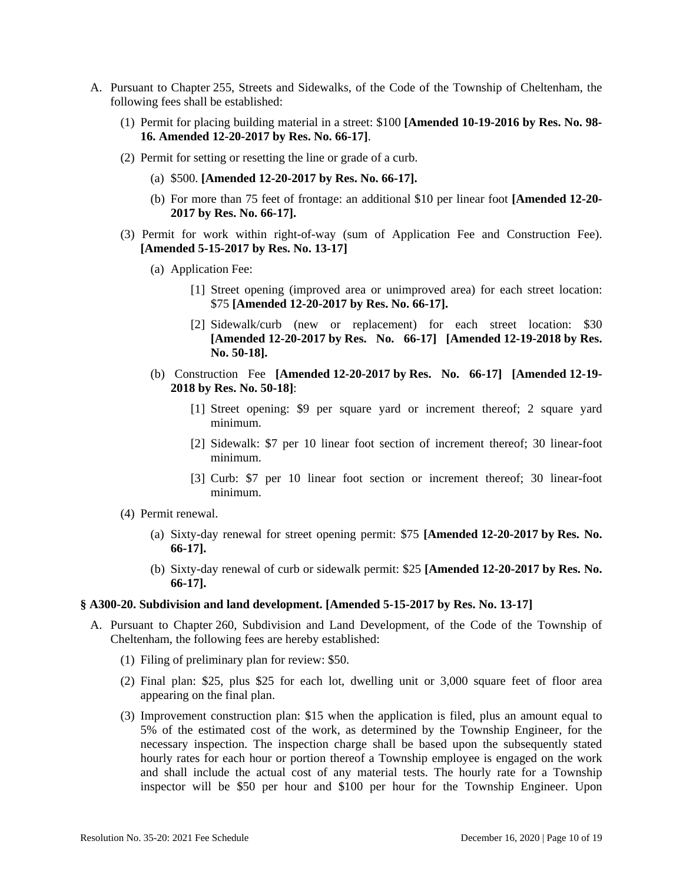A. Pursuant to Chapter 255, Streets and Sidewalks, of the Code of the Township of Cheltenham, the following fees shall be established:

(1) Permit for placing building material in a street: $100 **[Amended 10-19-2016 by Res. No. 98-16. Amended 12-20-2017 by Res. No. 66-17]**.

(2) Permit for setting or resetting the line or grade of a curb.

(a) $500. **[Amended 12-20-2017 by Res. No. 66-17].**

(b) For more than 75 feet of frontage: an additional $10 per linear foot **[Amended 12-20-2017 by Res. No. 66-17].**

(3) Permit for work within right-of-way (sum of Application Fee and Construction Fee). **[Amended 5-15-2017 by Res. No. 13-17]**

(a) Application Fee:

[1] Street opening (improved area or unimproved area) for each street location: $75 **[Amended 12-20-2017 by Res. No. 66-17].**

[2] Sidewalk/curb (new or replacement) for each street location: $30 **[Amended 12-20-2017 by Res. No. 66-17] [Amended 12-19-2018 by Res. No. 50-18].**

(b) Construction Fee **[Amended 12-20-2017 by Res. No. 66-17] [Amended 12-19-2018 by Res. No. 50-18]**:

[1] Street opening: $9 per square yard or increment thereof; 2 square yard minimum.

[2] Sidewalk: $7 per 10 linear foot section of increment thereof; 30 linear-foot minimum.

[3] Curb: $7 per 10 linear foot section or increment thereof; 30 linear-foot minimum.

(4) Permit renewal.

(a) Sixty-day renewal for street opening permit: $75 **[Amended 12-20-2017 by Res. No. 66-17].**

(b) Sixty-day renewal of curb or sidewalk permit: $25 **[Amended 12-20-2017 by Res. No. 66-17].**

### § A300-20. Subdivision and land development. [Amended 5-15-2017 by Res. No. 13-17]

A. Pursuant to Chapter 260, Subdivision and Land Development, of the Code of the Township of Cheltenham, the following fees are hereby established:

(1) Filing of preliminary plan for review: $50.

(2) Final plan: $25, plus $25 for each lot, dwelling unit or 3,000 square feet of floor area appearing on the final plan.

(3) Improvement construction plan: $15 when the application is filed, plus an amount equal to 5% of the estimated cost of the work, as determined by the Township Engineer, for the necessary inspection. The inspection charge shall be based upon the subsequently stated hourly rates for each hour or portion thereof a Township employee is engaged on the work and shall include the actual cost of any material tests. The hourly rate for a Township inspector will be $50 per hour and $100 per hour for the Township Engineer. Upon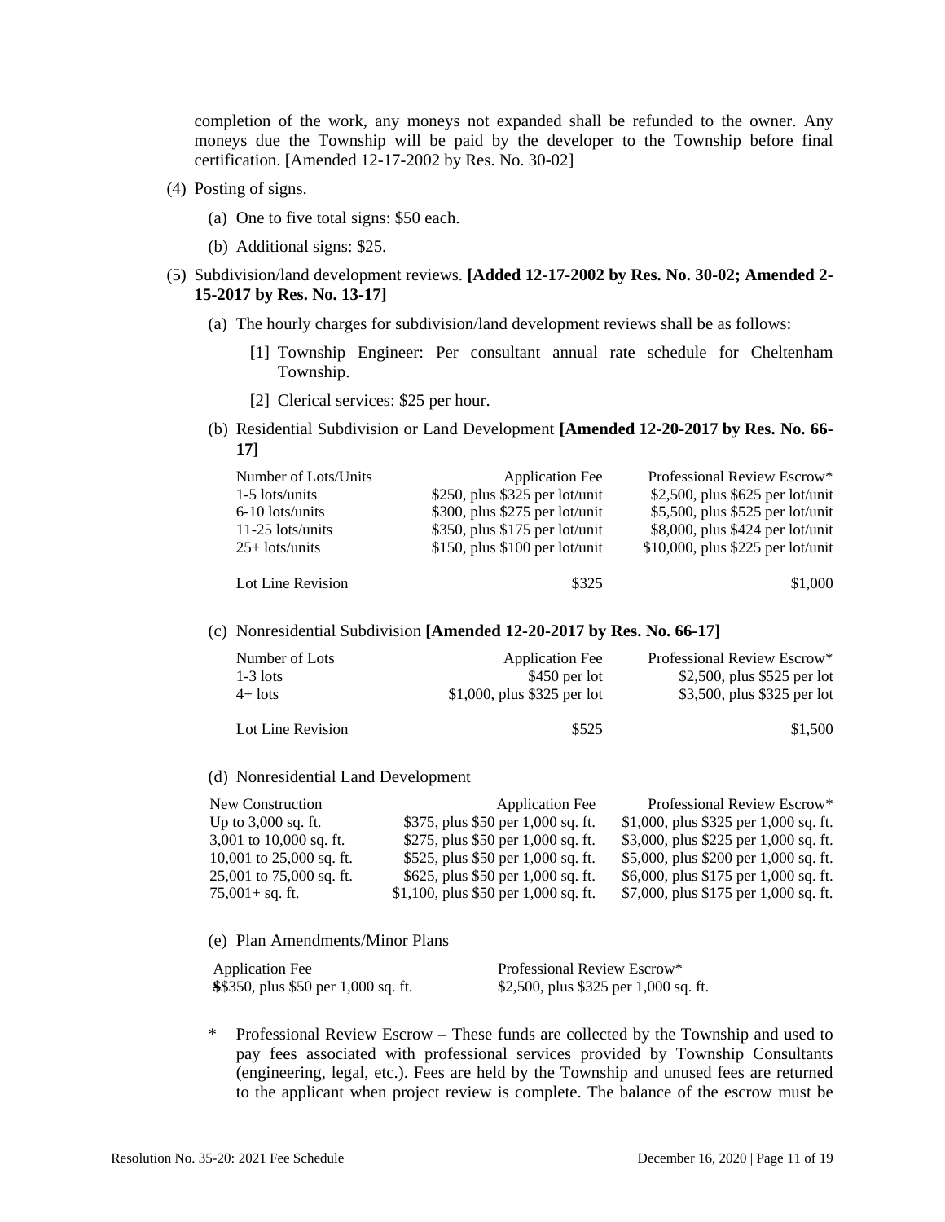completion of the work, any moneys not expanded shall be refunded to the owner. Any moneys due the Township will be paid by the developer to the Township before final certification. [Amended 12-17-2002 by Res. No. 30-02]

(4) Posting of signs.

(a) One to five total signs: $50 each.

(b) Additional signs: $25.

(5) Subdivision/land development reviews. **[Added 12-17-2002 by Res. No. 30-02; Amended 2-15-2017 by Res. No. 13-17]**

(a) The hourly charges for subdivision/land development reviews shall be as follows:

[1] Township Engineer: Per consultant annual rate schedule for Cheltenham Township.

[2] Clerical services: $25 per hour.

(b) Residential Subdivision or Land Development **[Amended 12-20-2017 by Res. No. 66-17]**

| Number of Lots/Units | Application Fee | Professional Review Escrow* |
|---|---|---|
| 1-5 lots/units | $250, plus $325 per lot/unit | $2,500, plus $625 per lot/unit |
| 6-10 lots/units | $300, plus $275 per lot/unit | $5,500, plus $525 per lot/unit |
| 11-25 lots/units | $350, plus $175 per lot/unit | $8,000, plus $424 per lot/unit |
| 25+ lots/units | $150, plus $100 per lot/unit | $10,000, plus $225 per lot/unit |
| Lot Line Revision | $325 | $1,000 |

(c) Nonresidential Subdivision **[Amended 12-20-2017 by Res. No. 66-17]**

| Number of Lots | Application Fee | Professional Review Escrow* |
|---|---|---|
| 1-3 lots | $450 per lot | $2,500, plus $525 per lot |
| 4+ lots | $1,000, plus $325 per lot | $3,500, plus $325 per lot |
| Lot Line Revision | $525 | $1,500 |

(d) Nonresidential Land Development

| New Construction | Application Fee | Professional Review Escrow* |
|---|---|---|
| Up to 3,000 sq. ft. | $375, plus $50 per 1,000 sq. ft. | $1,000, plus $325 per 1,000 sq. ft. |
| 3,001 to 10,000 sq. ft. | $275, plus $50 per 1,000 sq. ft. | $3,000, plus $225 per 1,000 sq. ft. |
| 10,001 to 25,000 sq. ft. | $525, plus $50 per 1,000 sq. ft. | $5,000, plus $200 per 1,000 sq. ft. |
| 25,001 to 75,000 sq. ft. | $625, plus $50 per 1,000 sq. ft. | $6,000, plus $175 per 1,000 sq. ft. |
| 75,001+ sq. ft. | $1,100, plus $50 per 1,000 sq. ft. | $7,000, plus $175 per 1,000 sq. ft. |

(e) Plan Amendments/Minor Plans

| Application Fee | Professional Review Escrow* |
|---|---|
| $$350, plus $50 per 1,000 sq. ft. | $2,500, plus $325 per 1,000 sq. ft. |

\* Professional Review Escrow – These funds are collected by the Township and used to pay fees associated with professional services provided by Township Consultants (engineering, legal, etc.). Fees are held by the Township and unused fees are returned to the applicant when project review is complete. The balance of the escrow must be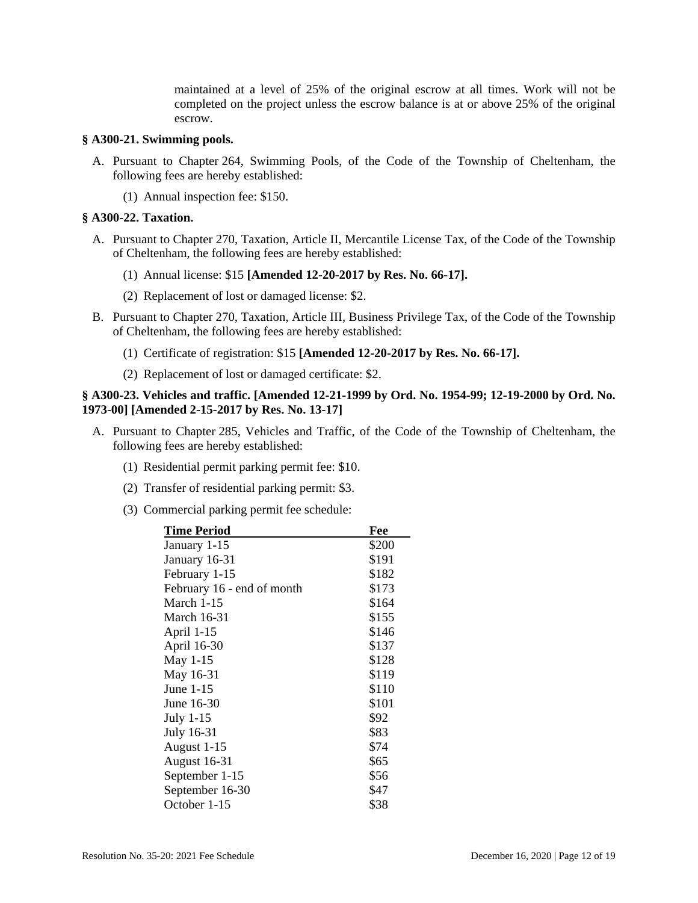maintained at a level of 25% of the original escrow at all times. Work will not be completed on the project unless the escrow balance is at or above 25% of the original escrow.

**§ A300-21. Swimming pools.**

A. Pursuant to Chapter 264, Swimming Pools, of the Code of the Township of Cheltenham, the following fees are hereby established:

(1) Annual inspection fee: $150.

**§ A300-22. Taxation.**

A. Pursuant to Chapter 270, Taxation, Article II, Mercantile License Tax, of the Code of the Township of Cheltenham, the following fees are hereby established:

(1) Annual license: $15 **[Amended 12-20-2017 by Res. No. 66-17].**

(2) Replacement of lost or damaged license: $2.

B. Pursuant to Chapter 270, Taxation, Article III, Business Privilege Tax, of the Code of the Township of Cheltenham, the following fees are hereby established:

(1) Certificate of registration: $15 **[Amended 12-20-2017 by Res. No. 66-17].**

(2) Replacement of lost or damaged certificate: $2.

**§ A300-23. Vehicles and traffic. [Amended 12-21-1999 by Ord. No. 1954-99; 12-19-2000 by Ord. No. 1973-00] [Amended 2-15-2017 by Res. No. 13-17]**

A. Pursuant to Chapter 285, Vehicles and Traffic, of the Code of the Township of Cheltenham, the following fees are hereby established:

(1) Residential permit parking permit fee: $10.

(2) Transfer of residential parking permit: $3.

(3) Commercial parking permit fee schedule:

| Time Period | Fee |
|---|---|
| January 1-15 | $200 |
| January 16-31 | $191 |
| February 1-15 | $182 |
| February 16 - end of month | $173 |
| March 1-15 | $164 |
| March 16-31 | $155 |
| April 1-15 | $146 |
| April 16-30 | $137 |
| May 1-15 | $128 |
| May 16-31 | $119 |
| June 1-15 | $110 |
| June 16-30 | $101 |
| July 1-15 | $92 |
| July 16-31 | $83 |
| August 1-15 | $74 |
| August 16-31 | $65 |
| September 1-15 | $56 |
| September 16-30 | $47 |
| October 1-15 | $38 |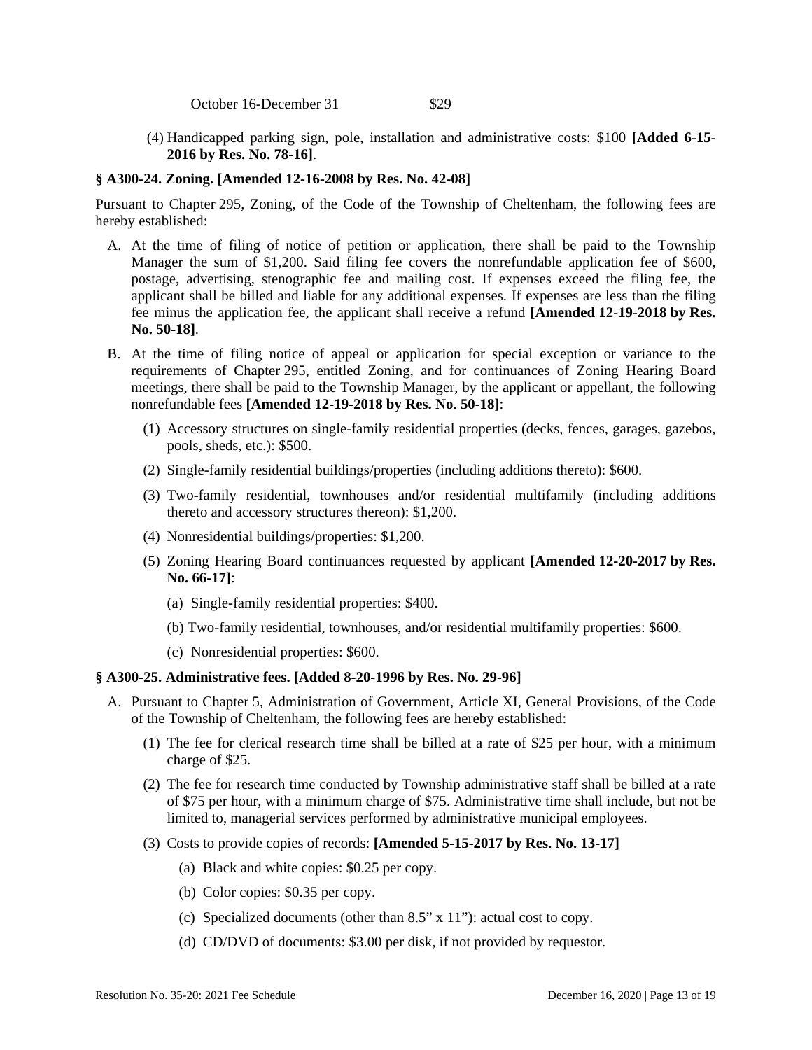October 16-December 31 $29

(4) Handicapped parking sign, pole, installation and administrative costs: $100 **[Added 6-15-2016 by Res. No. 78-16]**.

### § A300-24. Zoning. [Amended 12-16-2008 by Res. No. 42-08]

Pursuant to Chapter 295, Zoning, of the Code of the Township of Cheltenham, the following fees are hereby established:

A. At the time of filing of notice of petition or application, there shall be paid to the Township Manager the sum of $1,200. Said filing fee covers the nonrefundable application fee of $600, postage, advertising, stenographic fee and mailing cost. If expenses exceed the filing fee, the applicant shall be billed and liable for any additional expenses. If expenses are less than the filing fee minus the application fee, the applicant shall receive a refund **[Amended 12-19-2018 by Res. No. 50-18]**.

B. At the time of filing notice of appeal or application for special exception or variance to the requirements of Chapter 295, entitled Zoning, and for continuances of Zoning Hearing Board meetings, there shall be paid to the Township Manager, by the applicant or appellant, the following nonrefundable fees **[Amended 12-19-2018 by Res. No. 50-18]**:

   (1) Accessory structures on single-family residential properties (decks, fences, garages, gazebos, pools, sheds, etc.): $500.

   (2) Single-family residential buildings/properties (including additions thereto): $600.

   (3) Two-family residential, townhouses and/or residential multifamily (including additions thereto and accessory structures thereon): $1,200.

   (4) Nonresidential buildings/properties: $1,200.

   (5) Zoning Hearing Board continuances requested by applicant **[Amended 12-20-2017 by Res. No. 66-17]**:

      (a) Single-family residential properties: $400.

      (b) Two-family residential, townhouses, and/or residential multifamily properties: $600.

      (c) Nonresidential properties: $600.

### § A300-25. Administrative fees. [Added 8-20-1996 by Res. No. 29-96]

A. Pursuant to Chapter 5, Administration of Government, Article XI, General Provisions, of the Code of the Township of Cheltenham, the following fees are hereby established:

   (1) The fee for clerical research time shall be billed at a rate of $25 per hour, with a minimum charge of $25.

   (2) The fee for research time conducted by Township administrative staff shall be billed at a rate of $75 per hour, with a minimum charge of $75. Administrative time shall include, but not be limited to, managerial services performed by administrative municipal employees.

   (3) Costs to provide copies of records: **[Amended 5-15-2017 by Res. No. 13-17]**

      (a) Black and white copies: $0.25 per copy.

      (b) Color copies: $0.35 per copy.

      (c) Specialized documents (other than 8.5" x 11"): actual cost to copy.

      (d) CD/DVD of documents: $3.00 per disk, if not provided by requestor.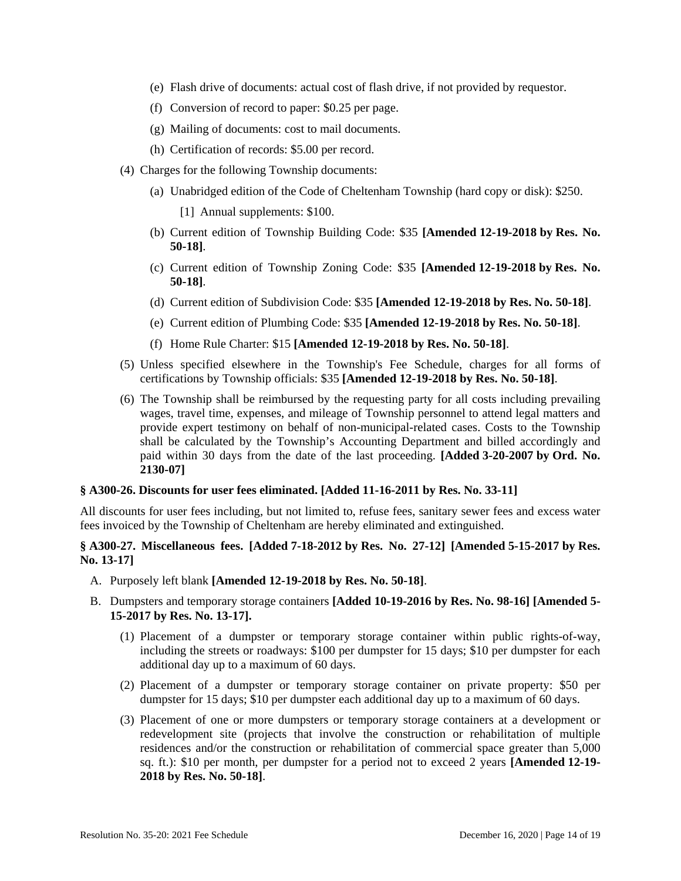(e) Flash drive of documents: actual cost of flash drive, if not provided by requestor.

(f) Conversion of record to paper: $0.25 per page.

(g) Mailing of documents: cost to mail documents.

(h) Certification of records: $5.00 per record.

(4) Charges for the following Township documents:

(a) Unabridged edition of the Code of Cheltenham Township (hard copy or disk): $250.

[1] Annual supplements: $100.

(b) Current edition of Township Building Code: $35 **[Amended 12-19-2018 by Res. No. 50-18]**.

(c) Current edition of Township Zoning Code: $35 **[Amended 12-19-2018 by Res. No. 50-18]**.

(d) Current edition of Subdivision Code: $35 **[Amended 12-19-2018 by Res. No. 50-18]**.

(e) Current edition of Plumbing Code: $35 **[Amended 12-19-2018 by Res. No. 50-18]**.

(f) Home Rule Charter: $15 **[Amended 12-19-2018 by Res. No. 50-18]**.

(5) Unless specified elsewhere in the Township's Fee Schedule, charges for all forms of certifications by Township officials: $35 **[Amended 12-19-2018 by Res. No. 50-18]**.

(6) The Township shall be reimbursed by the requesting party for all costs including prevailing wages, travel time, expenses, and mileage of Township personnel to attend legal matters and provide expert testimony on behalf of non-municipal-related cases. Costs to the Township shall be calculated by the Township's Accounting Department and billed accordingly and paid within 30 days from the date of the last proceeding. **[Added 3-20-2007 by Ord. No. 2130-07]**

**§ A300-26. Discounts for user fees eliminated. [Added 11-16-2011 by Res. No. 33-11]**

All discounts for user fees including, but not limited to, refuse fees, sanitary sewer fees and excess water fees invoiced by the Township of Cheltenham are hereby eliminated and extinguished.

**§ A300-27. Miscellaneous fees. [Added 7-18-2012 by Res. No. 27-12] [Amended 5-15-2017 by Res. No. 13-17]**

A. Purposely left blank **[Amended 12-19-2018 by Res. No. 50-18]**.

B. Dumpsters and temporary storage containers **[Added 10-19-2016 by Res. No. 98-16] [Amended 5-15-2017 by Res. No. 13-17].**

(1) Placement of a dumpster or temporary storage container within public rights-of-way, including the streets or roadways: $100 per dumpster for 15 days; $10 per dumpster for each additional day up to a maximum of 60 days.

(2) Placement of a dumpster or temporary storage container on private property: $50 per dumpster for 15 days; $10 per dumpster each additional day up to a maximum of 60 days.

(3) Placement of one or more dumpsters or temporary storage containers at a development or redevelopment site (projects that involve the construction or rehabilitation of multiple residences and/or the construction or rehabilitation of commercial space greater than 5,000 sq. ft.): $10 per month, per dumpster for a period not to exceed 2 years **[Amended 12-19-2018 by Res. No. 50-18]**.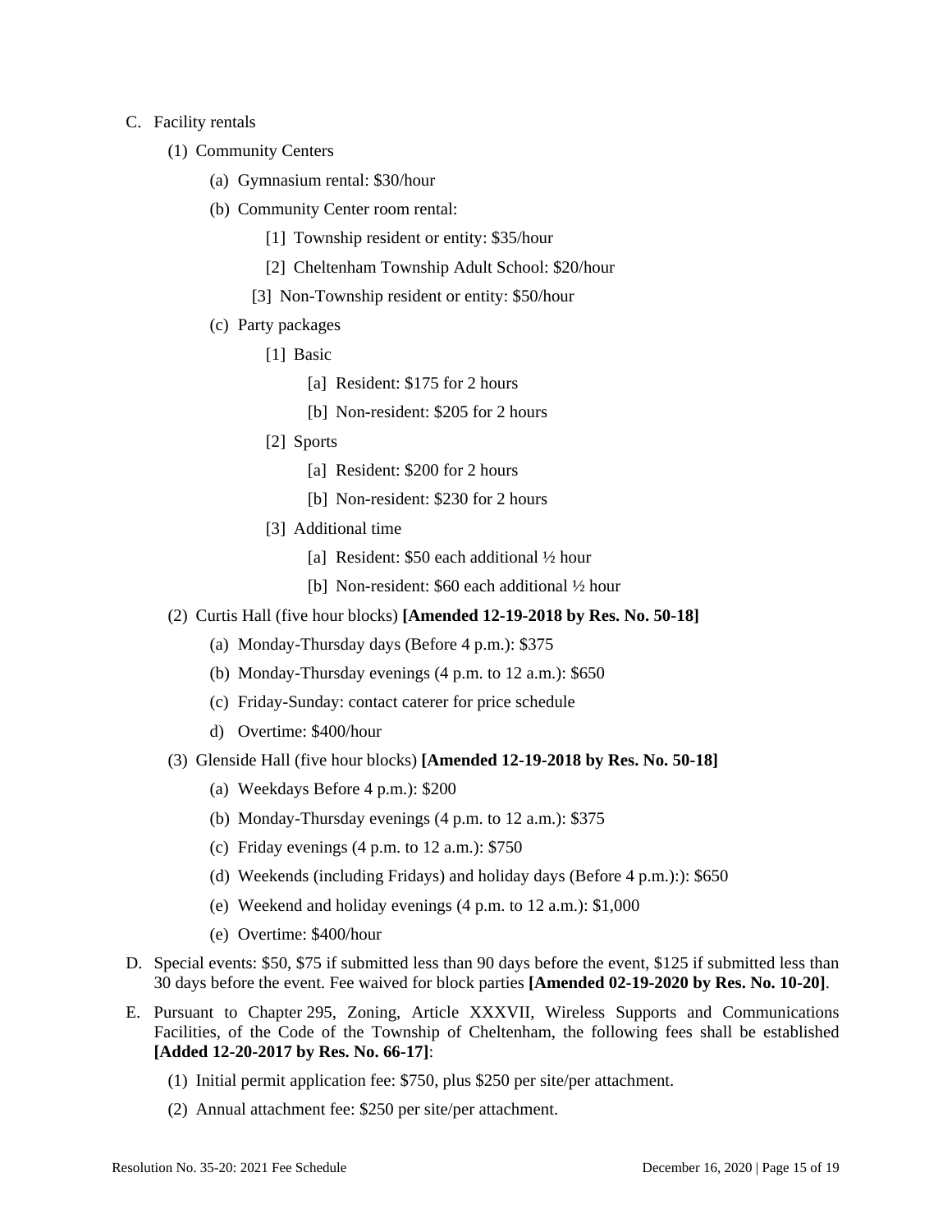C. Facility rentals

(1) Community Centers

(a) Gymnasium rental: $30/hour

(b) Community Center room rental:

[1] Township resident or entity: $35/hour

[2] Cheltenham Township Adult School: $20/hour

[3] Non-Township resident or entity: $50/hour

(c) Party packages

[1] Basic

[a] Resident: $175 for 2 hours

[b] Non-resident: $205 for 2 hours

[2] Sports

[a] Resident: $200 for 2 hours

[b] Non-resident: $230 for 2 hours

[3] Additional time

[a] Resident: $50 each additional ½ hour

[b] Non-resident: $60 each additional ½ hour

(2) Curtis Hall (five hour blocks) **[Amended 12-19-2018 by Res. No. 50-18]**

(a) Monday-Thursday days (Before 4 p.m.): $375

(b) Monday-Thursday evenings (4 p.m. to 12 a.m.): $650

(c) Friday-Sunday: contact caterer for price schedule

d) Overtime: $400/hour

(3) Glenside Hall (five hour blocks) **[Amended 12-19-2018 by Res. No. 50-18]**

(a) Weekdays Before 4 p.m.): $200

(b) Monday-Thursday evenings (4 p.m. to 12 a.m.): $375

(c) Friday evenings (4 p.m. to 12 a.m.): $750

(d) Weekends (including Fridays) and holiday days (Before 4 p.m.):): $650

(e) Weekend and holiday evenings (4 p.m. to 12 a.m.): $1,000

(e) Overtime: $400/hour

D. Special events: $50, $75 if submitted less than 90 days before the event, $125 if submitted less than 30 days before the event. Fee waived for block parties **[Amended 02-19-2020 by Res. No. 10-20]**.

E. Pursuant to Chapter 295, Zoning, Article XXXVII, Wireless Supports and Communications Facilities, of the Code of the Township of Cheltenham, the following fees shall be established **[Added 12-20-2017 by Res. No. 66-17]**:

(1) Initial permit application fee: $750, plus $250 per site/per attachment.

(2) Annual attachment fee: $250 per site/per attachment.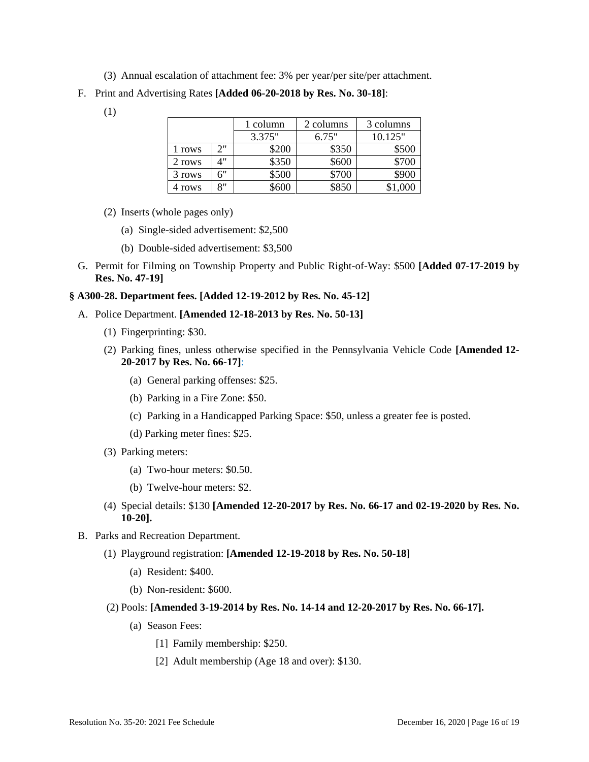(3) Annual escalation of attachment fee: 3% per year/per site/per attachment.

F. Print and Advertising Rates **[Added 06-20-2018 by Res. No. 30-18]**:

(1)

| | | 1 column | 2 columns | 3 columns |
|---|---|---|---|---|
| | | 3.375" | 6.75" | 10.125" |
| 1 rows | 2" | $200 | $350 | $500 |
| 2 rows | 4" | $350 | $600 | $700 |
| 3 rows | 6" | $500 | $700 | $900 |
| 4 rows | 8" | $600 | $850 | $1,000 |

(2) Inserts (whole pages only)

(a) Single-sided advertisement: $2,500

(b) Double-sided advertisement: $3,500

G. Permit for Filming on Township Property and Public Right-of-Way: $500 **[Added 07-17-2019 by Res. No. 47-19]**

### § A300-28. Department fees. [Added 12-19-2012 by Res. No. 45-12]

A. Police Department. **[Amended 12-18-2013 by Res. No. 50-13]**

(1) Fingerprinting: $30.

(2) Parking fines, unless otherwise specified in the Pennsylvania Vehicle Code **[Amended 12-20-2017 by Res. No. 66-17]**:

(a) General parking offenses: $25.

(b) Parking in a Fire Zone: $50.

(c) Parking in a Handicapped Parking Space: $50, unless a greater fee is posted.

(d) Parking meter fines: $25.

(3) Parking meters:

(a) Two-hour meters: $0.50.

(b) Twelve-hour meters: $2.

(4) Special details: $130 **[Amended 12-20-2017 by Res. No. 66-17 and 02-19-2020 by Res. No. 10-20].**

B. Parks and Recreation Department.

(1) Playground registration: **[Amended 12-19-2018 by Res. No. 50-18]**

(a) Resident: $400.

(b) Non-resident: $600.

(2) Pools: **[Amended 3-19-2014 by Res. No. 14-14 and 12-20-2017 by Res. No. 66-17].**

(a) Season Fees:

[1] Family membership: $250.

[2] Adult membership (Age 18 and over): $130.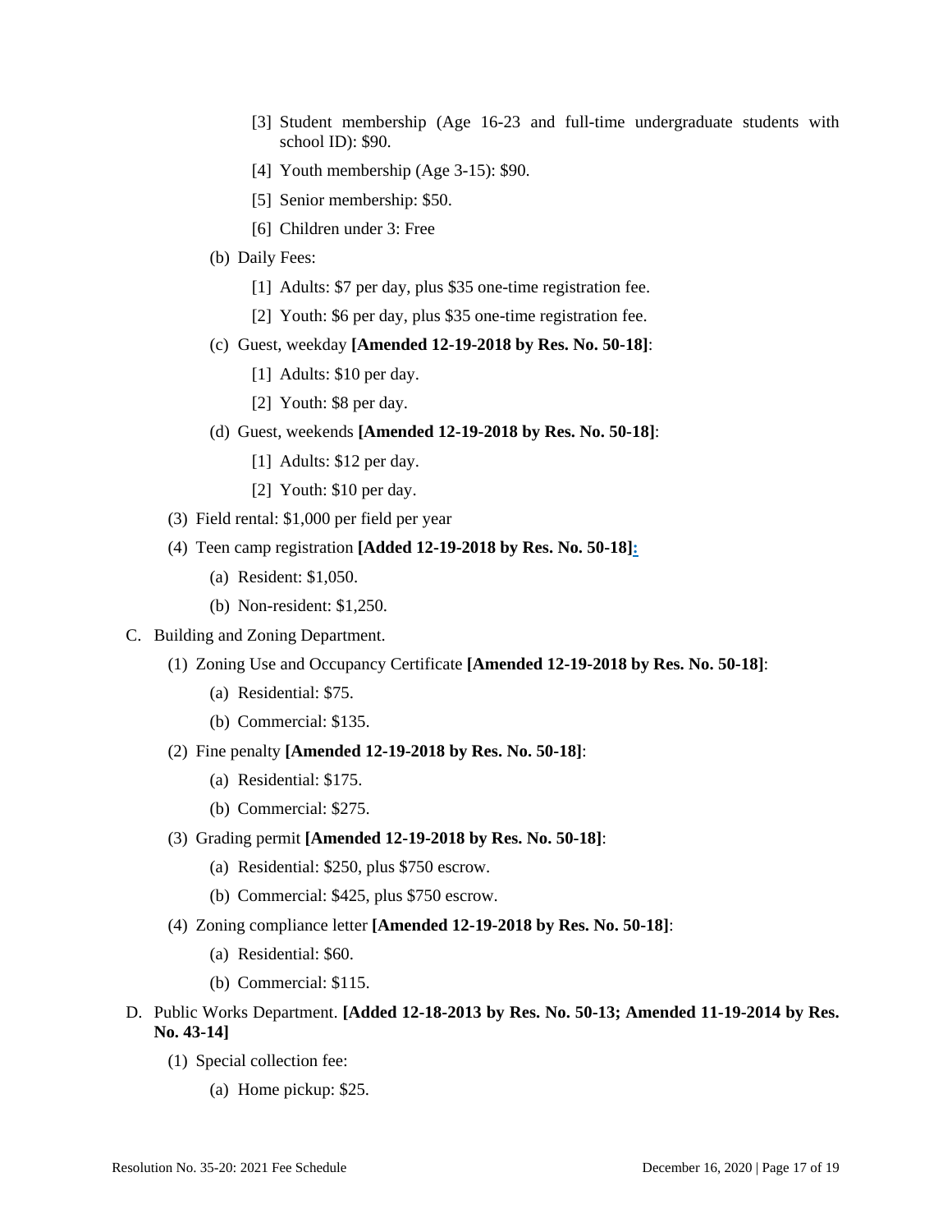[3] Student membership (Age 16-23 and full-time undergraduate students with school ID): $90.

[4] Youth membership (Age 3-15): $90.

[5] Senior membership: $50.

[6] Children under 3: Free

(b) Daily Fees:

[1] Adults: $7 per day, plus $35 one-time registration fee.

[2] Youth: $6 per day, plus $35 one-time registration fee.

(c) Guest, weekday **[Amended 12-19-2018 by Res. No. 50-18]**:

[1] Adults: $10 per day.

[2] Youth: $8 per day.

(d) Guest, weekends **[Amended 12-19-2018 by Res. No. 50-18]**:

[1] Adults: $12 per day.

[2] Youth: $10 per day.

(3) Field rental: $1,000 per field per year

(4) Teen camp registration **[Added 12-19-2018 by Res. No. 50-18]:**

(a) Resident: $1,050.

(b) Non-resident: $1,250.

C. Building and Zoning Department.

(1) Zoning Use and Occupancy Certificate **[Amended 12-19-2018 by Res. No. 50-18]**:

(a) Residential: $75.

(b) Commercial: $135.

(2) Fine penalty **[Amended 12-19-2018 by Res. No. 50-18]**:

(a) Residential: $175.

(b) Commercial: $275.

(3) Grading permit **[Amended 12-19-2018 by Res. No. 50-18]**:

(a) Residential: $250, plus $750 escrow.

(b) Commercial: $425, plus $750 escrow.

(4) Zoning compliance letter **[Amended 12-19-2018 by Res. No. 50-18]**:

(a) Residential: $60.

(b) Commercial: $115.

D. Public Works Department. **[Added 12-18-2013 by Res. No. 50-13; Amended 11-19-2014 by Res. No. 43-14]**

(1) Special collection fee:

(a) Home pickup: $25.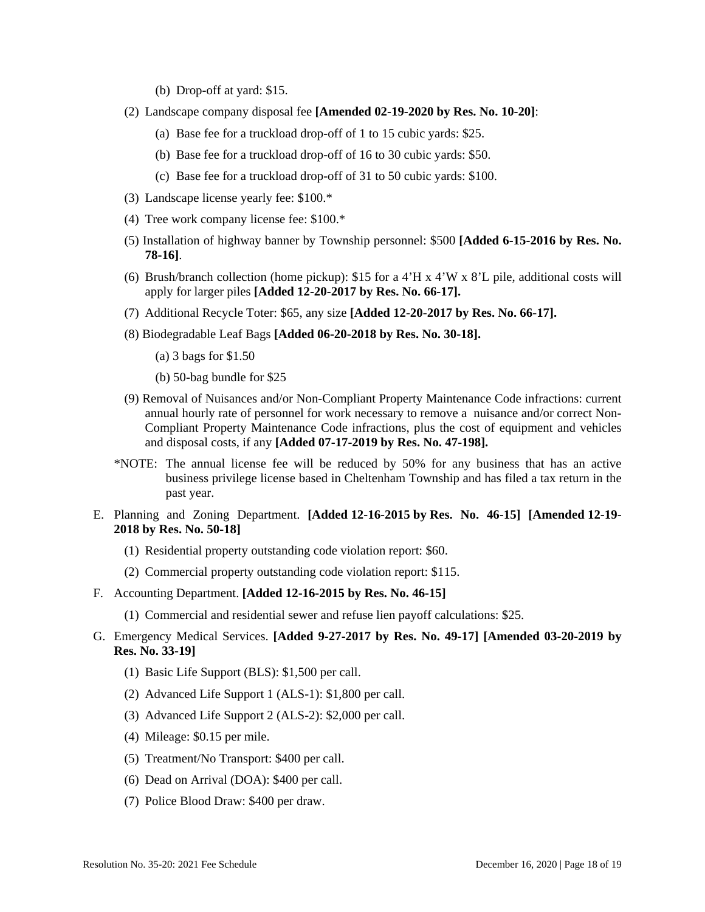(b) Drop-off at yard: $15.

(2) Landscape company disposal fee **[Amended 02-19-2020 by Res. No. 10-20]**:

(a) Base fee for a truckload drop-off of 1 to 15 cubic yards: $25.

(b) Base fee for a truckload drop-off of 16 to 30 cubic yards: $50.

(c) Base fee for a truckload drop-off of 31 to 50 cubic yards: $100.

(3) Landscape license yearly fee: $100.*

(4) Tree work company license fee: $100.*

(5) Installation of highway banner by Township personnel: $500 **[Added 6-15-2016 by Res. No. 78-16]**.

(6) Brush/branch collection (home pickup): $15 for a 4'H x 4'W x 8'L pile, additional costs will apply for larger piles **[Added 12-20-2017 by Res. No. 66-17].**

(7) Additional Recycle Toter: $65, any size **[Added 12-20-2017 by Res. No. 66-17].**

(8) Biodegradable Leaf Bags **[Added 06-20-2018 by Res. No. 30-18].**

(a) 3 bags for $1.50

(b) 50-bag bundle for $25

(9) Removal of Nuisances and/or Non-Compliant Property Maintenance Code infractions: current annual hourly rate of personnel for work necessary to remove a nuisance and/or correct Non-Compliant Property Maintenance Code infractions, plus the cost of equipment and vehicles and disposal costs, if any **[Added 07-17-2019 by Res. No. 47-198].**

*NOTE: The annual license fee will be reduced by 50% for any business that has an active business privilege license based in Cheltenham Township and has filed a tax return in the past year.

E. Planning and Zoning Department. **[Added 12-16-2015 by Res. No. 46-15] [Amended 12-19-2018 by Res. No. 50-18]**

(1) Residential property outstanding code violation report: $60.

(2) Commercial property outstanding code violation report: $115.

F. Accounting Department. **[Added 12-16-2015 by Res. No. 46-15]**

(1) Commercial and residential sewer and refuse lien payoff calculations: $25.

G. Emergency Medical Services. **[Added 9-27-2017 by Res. No. 49-17] [Amended 03-20-2019 by Res. No. 33-19]**

(1) Basic Life Support (BLS): $1,500 per call.

(2) Advanced Life Support 1 (ALS-1): $1,800 per call.

(3) Advanced Life Support 2 (ALS-2): $2,000 per call.

(4) Mileage: $0.15 per mile.

(5) Treatment/No Transport: $400 per call.

(6) Dead on Arrival (DOA): $400 per call.

(7) Police Blood Draw: $400 per draw.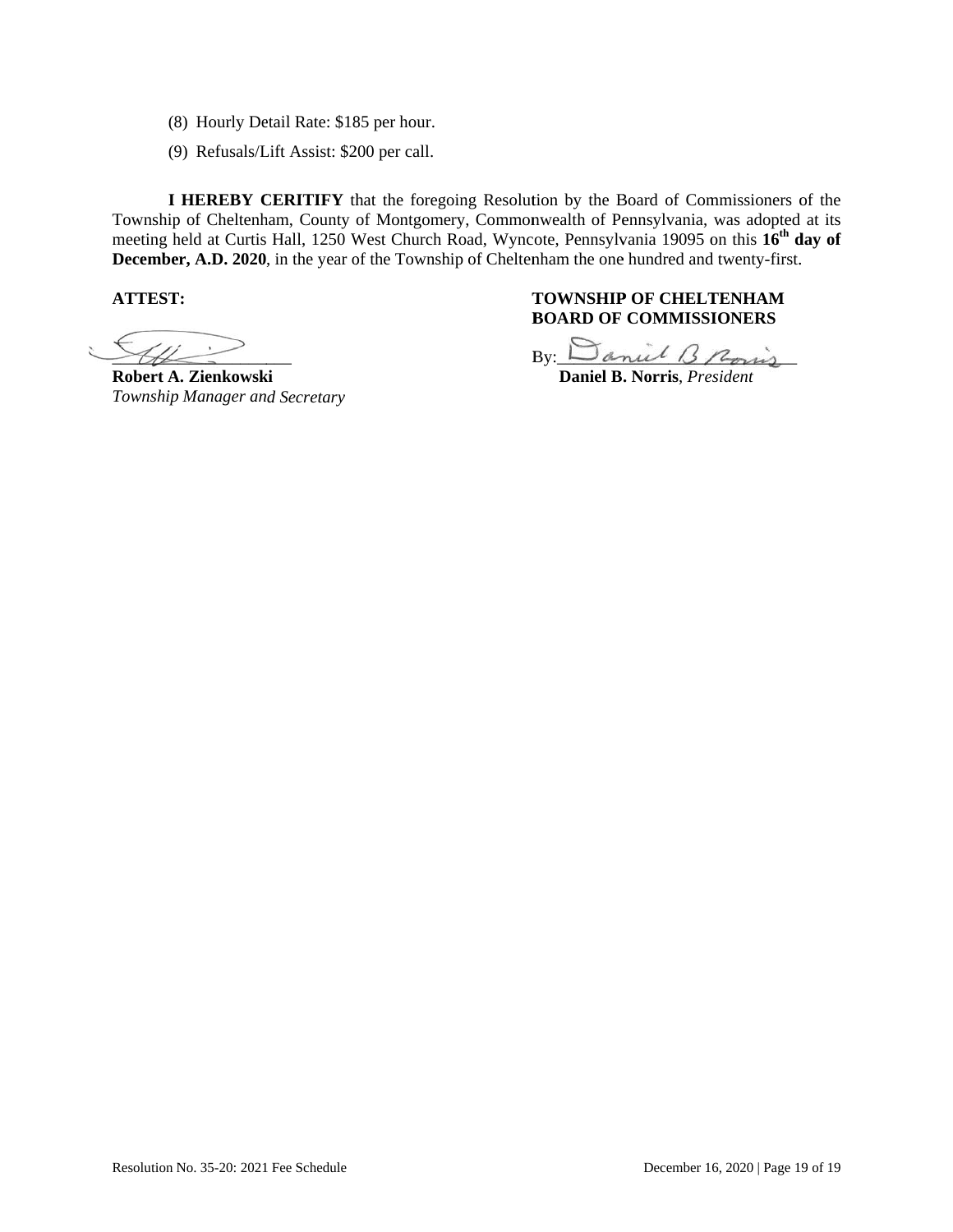(8) Hourly Detail Rate: $185 per hour.

(9) Refusals/Lift Assist: $200 per call.

**I HEREBY CERITIFY** that the foregoing Resolution by the Board of Commissioners of the Township of Cheltenham, County of Montgomery, Commonwealth of Pennsylvania, was adopted at its meeting held at Curtis Hall, 1250 West Church Road, Wyncote, Pennsylvania 19095 on this **16th day of December, A.D. 2020**, in the year of the Township of Cheltenham the one hundred and twenty-first.

**ATTEST:**

**Robert A. Zienkowski**
*Township Manager and Secretary*

**TOWNSHIP OF CHELTENHAM**
**BOARD OF COMMISSIONERS**

By: ______________________

**Daniel B. Norris**, *President*